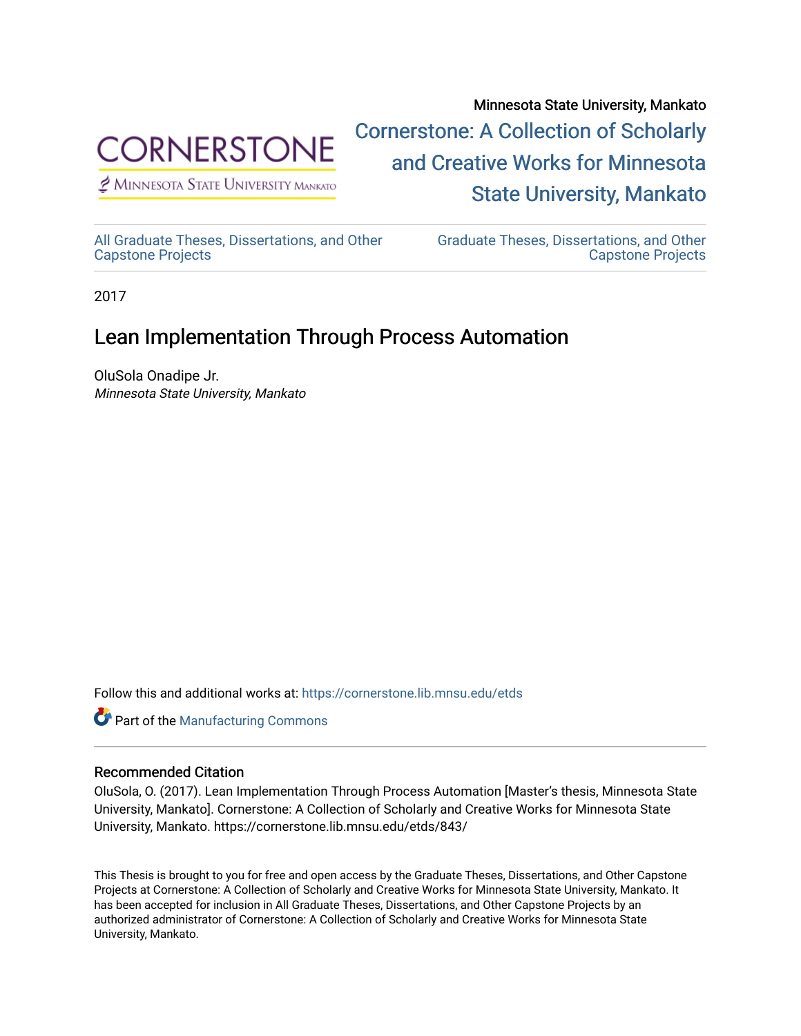Minnesota State University, Mankato

CORNERSTONE

Minnesota State University Mankato

Cornerstone: A Collection of Scholarly and Creative Works for Minnesota State University, Mankato

All Graduate Theses, Dissertations, and Other Capstone Projects

Graduate Theses, Dissertations, and Other Capstone Projects

2017

# Lean Implementation Through Process Automation

OluSola Onadipe Jr.
*Minnesota State University, Mankato*

Follow this and additional works at: https://cornerstone.lib.mnsu.edu/etds

Part of the Manufacturing Commons

### Recommended Citation

OluSola, O. (2017). Lean Implementation Through Process Automation [Master's thesis, Minnesota State University, Mankato]. Cornerstone: A Collection of Scholarly and Creative Works for Minnesota State University, Mankato. https://cornerstone.lib.mnsu.edu/etds/843/

This Thesis is brought to you for free and open access by the Graduate Theses, Dissertations, and Other Capstone Projects at Cornerstone: A Collection of Scholarly and Creative Works for Minnesota State University, Mankato. It has been accepted for inclusion in All Graduate Theses, Dissertations, and Other Capstone Projects by an authorized administrator of Cornerstone: A Collection of Scholarly and Creative Works for Minnesota State University, Mankato.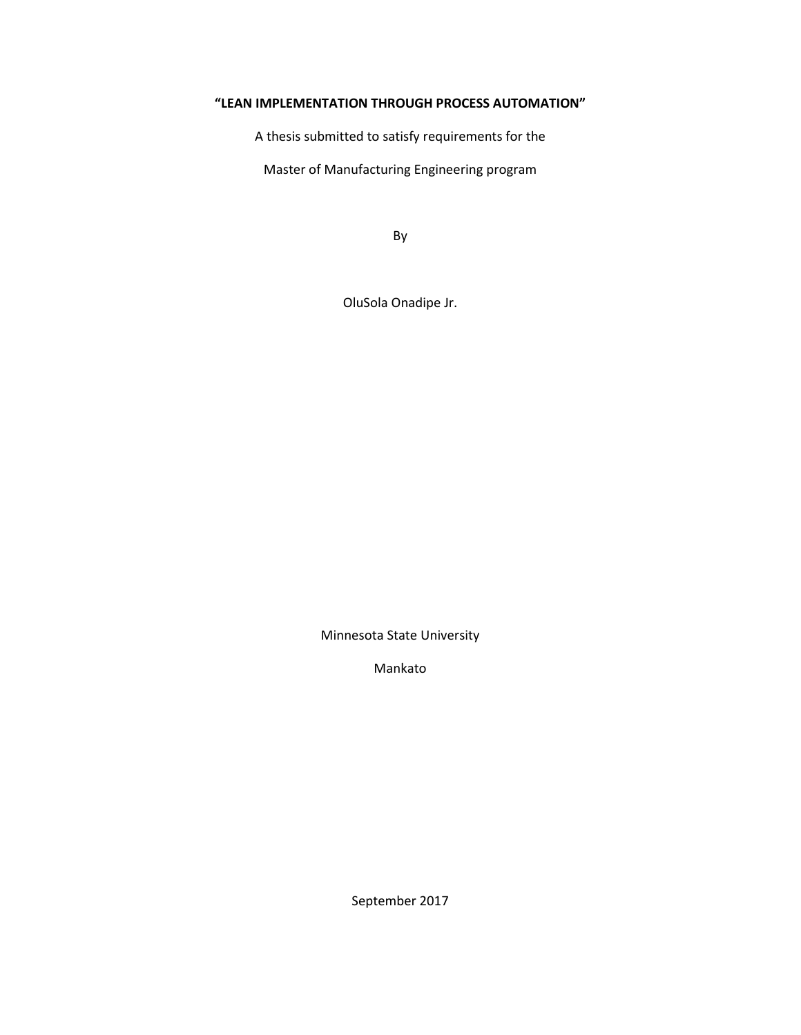**"LEAN IMPLEMENTATION THROUGH PROCESS AUTOMATION"**

A thesis submitted to satisfy requirements for the

Master of Manufacturing Engineering program

By

OluSola Onadipe Jr.

Minnesota State University

Mankato

September 2017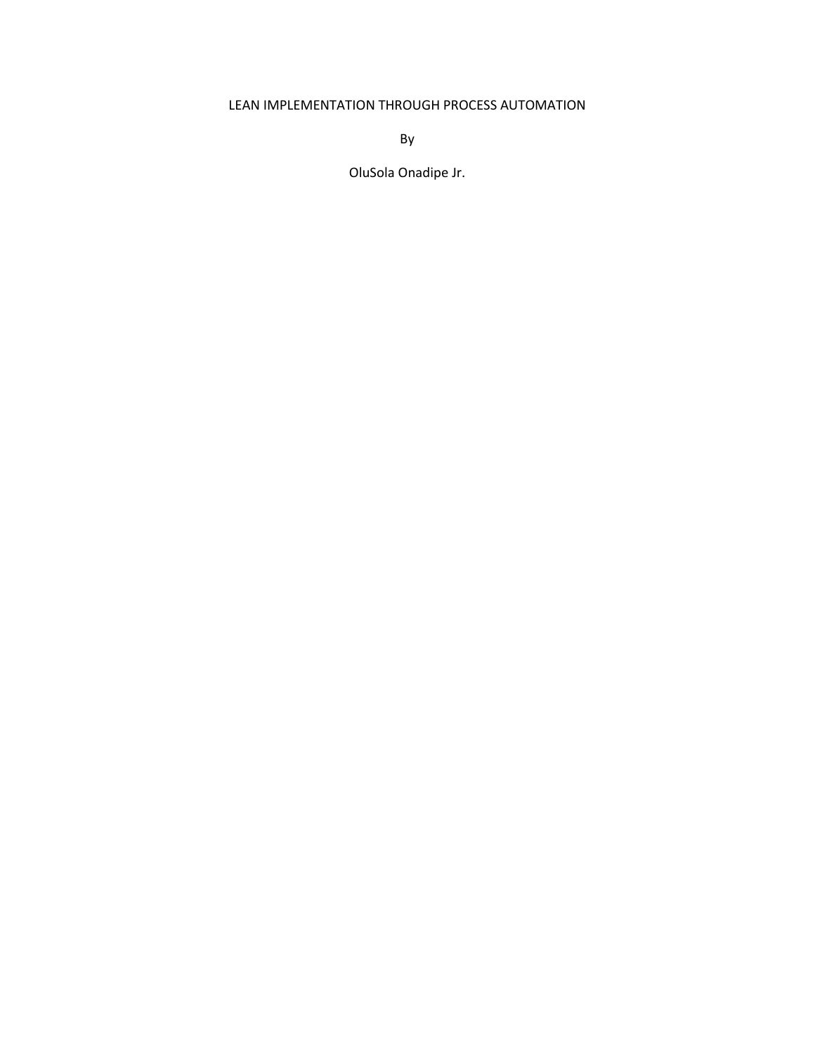# LEAN IMPLEMENTATION THROUGH PROCESS AUTOMATION

By

OluSola Onadipe Jr.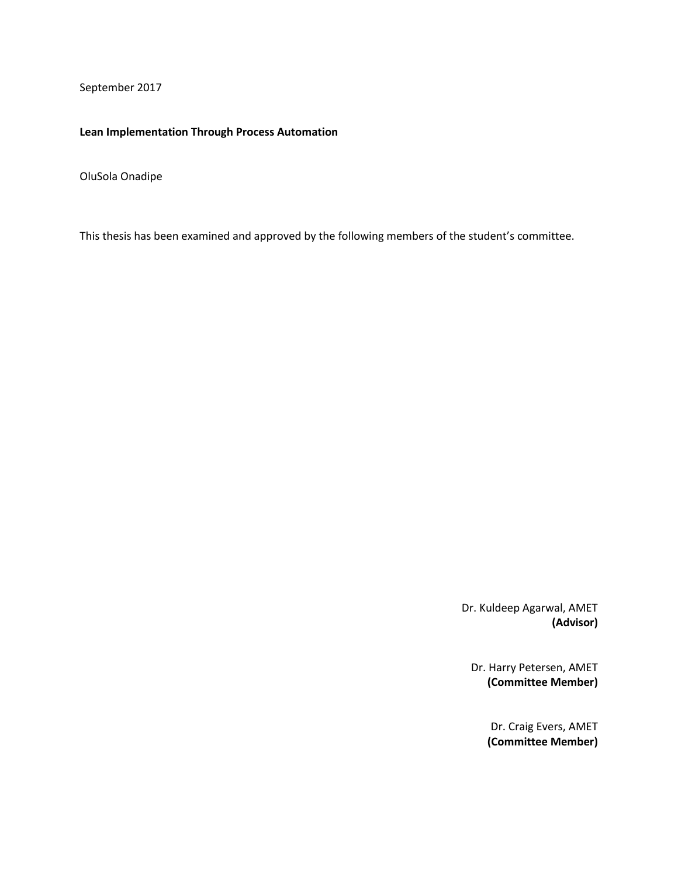September 2017

**Lean Implementation Through Process Automation**

OluSola Onadipe

This thesis has been examined and approved by the following members of the student's committee.

Dr. Kuldeep Agarwal, AMET
**(Advisor)**

Dr. Harry Petersen, AMET
**(Committee Member)**

Dr. Craig Evers, AMET
**(Committee Member)**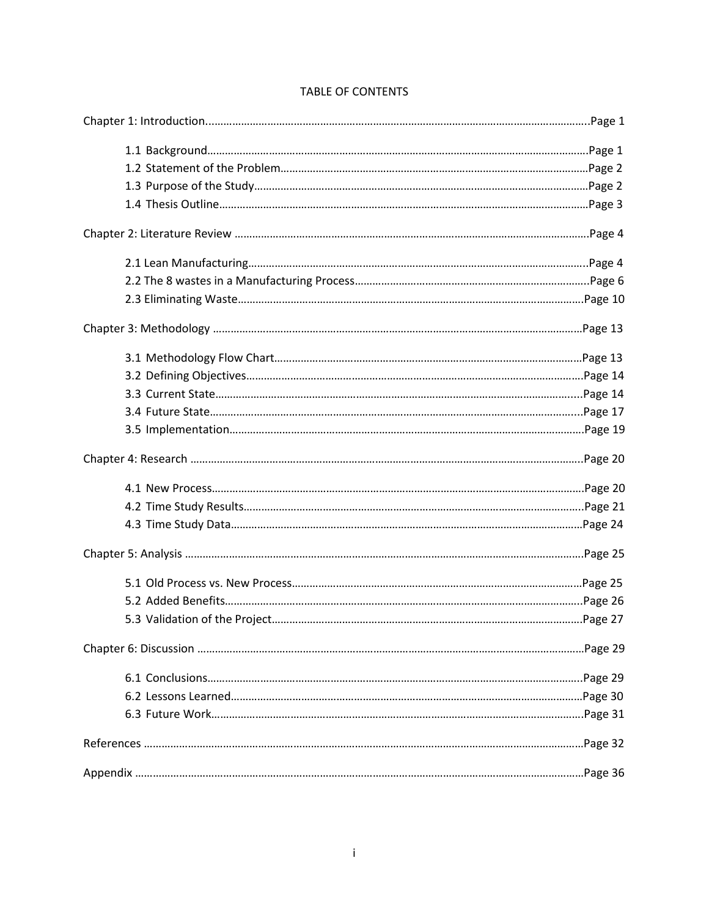# TABLE OF CONTENTS

Chapter 1: Introduction................................................................................................................................Page 1

- 1.1 Background………………………………………………………………………………………………………………Page 1
- 1.2 Statement of the Problem………………………………………………………………………………………Page 2
- 1.3 Purpose of the Study……………………………………………………………………………………………Page 2
- 1.4 Thesis Outline……………………………………………………………………………………………………Page 3

Chapter 2: Literature Review ………………………………………………………………………………………………Page 4

- 2.1 Lean Manufacturing………………………………………………………………………………………………..Page 4
- 2.2 The 8 wastes in a Manufacturing Process……………………………………………………………….Page 6
- 2.3 Eliminating Waste………………………………………………………………………………………………Page 10

Chapter 3: Methodology ……………………………………………………………………………………………………Page 13

- 3.1 Methodology Flow Chart………………………………………………………………………………………Page 13
- 3.2 Defining Objectives………………………………………………………………………………………………Page 14
- 3.3 Current State………………………………………………………………………………………………………...Page 14
- 3.4 Future State………………………………………………………………………………………………………….Page 17
- 3.5 Implementation……………………………………………………………………………………………………Page 19

Chapter 4: Research …………………………………………………………………………………………………………..Page 20

- 4.1 New Process………………………………………………………………………………………………………Page 20
- 4.2 Time Study Results……………………………………………………………………………………………….Page 21
- 4.3 Time Study Data…………………………………………………………………………………………………Page 24

Chapter 5: Analysis ……………………………………………………………………………………………………………Page 25

- 5.1 Old Process vs. New Process………………………………………………………………………………Page 25
- 5.2 Added Benefits……………………………………………………………………………………………………..Page 26
- 5.3 Validation of the Project………………………………………………………………………………………Page 27

Chapter 6: Discussion …………………………………………………………………………………………………………Page 29

- 6.1 Conclusions………………………………………………………………………………………………………..Page 29
- 6.2 Lessons Learned…………………………………………………………………………………………………Page 30
- 6.3 Future Work………………………………………………………………………………………………………Page 31

References ……………………………………………………………………………………………………………………………Page 32

Appendix ………………………………………………………………………………………………………………………………Page 36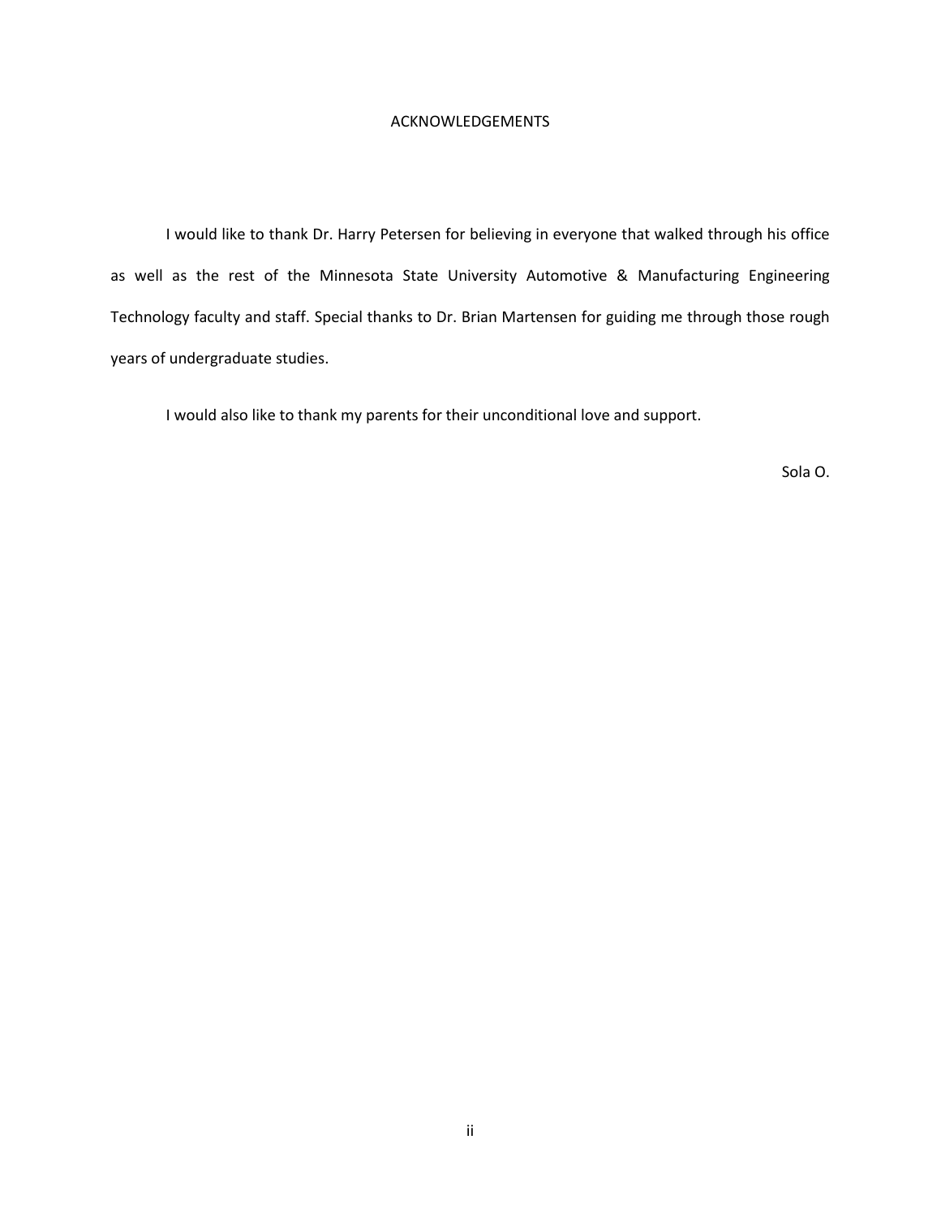# ACKNOWLEDGEMENTS

I would like to thank Dr. Harry Petersen for believing in everyone that walked through his office as well as the rest of the Minnesota State University Automotive & Manufacturing Engineering Technology faculty and staff. Special thanks to Dr. Brian Martensen for guiding me through those rough years of undergraduate studies.

I would also like to thank my parents for their unconditional love and support.

Sola O.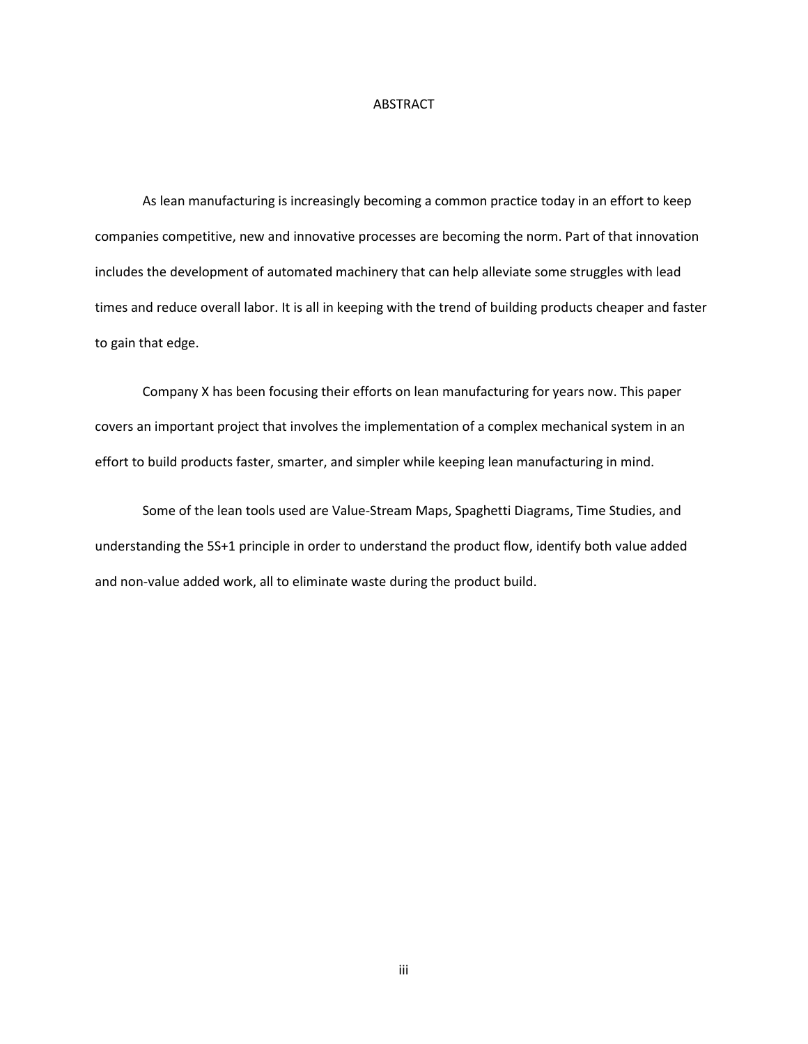# ABSTRACT

As lean manufacturing is increasingly becoming a common practice today in an effort to keep companies competitive, new and innovative processes are becoming the norm. Part of that innovation includes the development of automated machinery that can help alleviate some struggles with lead times and reduce overall labor. It is all in keeping with the trend of building products cheaper and faster to gain that edge.

Company X has been focusing their efforts on lean manufacturing for years now. This paper covers an important project that involves the implementation of a complex mechanical system in an effort to build products faster, smarter, and simpler while keeping lean manufacturing in mind.

Some of the lean tools used are Value-Stream Maps, Spaghetti Diagrams, Time Studies, and understanding the 5S+1 principle in order to understand the product flow, identify both value added and non-value added work, all to eliminate waste during the product build.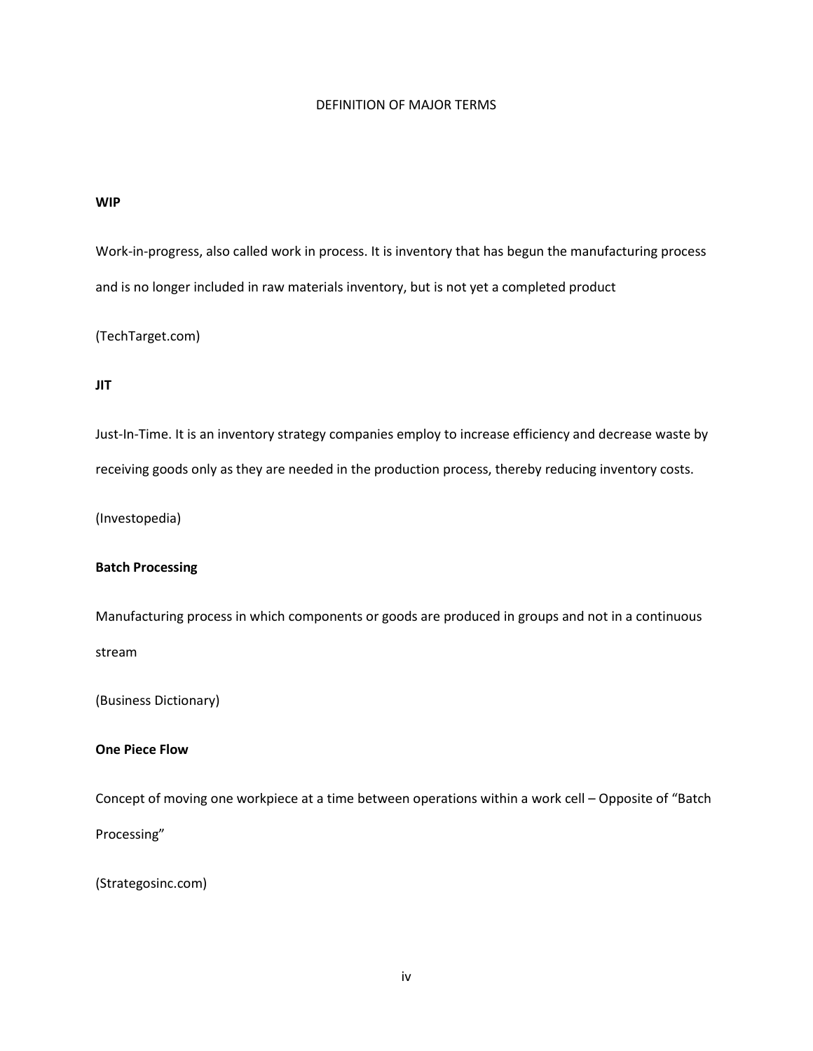# DEFINITION OF MAJOR TERMS

**WIP**

Work-in-progress, also called work in process. It is inventory that has begun the manufacturing process and is no longer included in raw materials inventory, but is not yet a completed product

(TechTarget.com)

**JIT**

Just-In-Time. It is an inventory strategy companies employ to increase efficiency and decrease waste by receiving goods only as they are needed in the production process, thereby reducing inventory costs.

(Investopedia)

**Batch Processing**

Manufacturing process in which components or goods are produced in groups and not in a continuous stream

(Business Dictionary)

**One Piece Flow**

Concept of moving one workpiece at a time between operations within a work cell – Opposite of "Batch Processing"

(Strategosinc.com)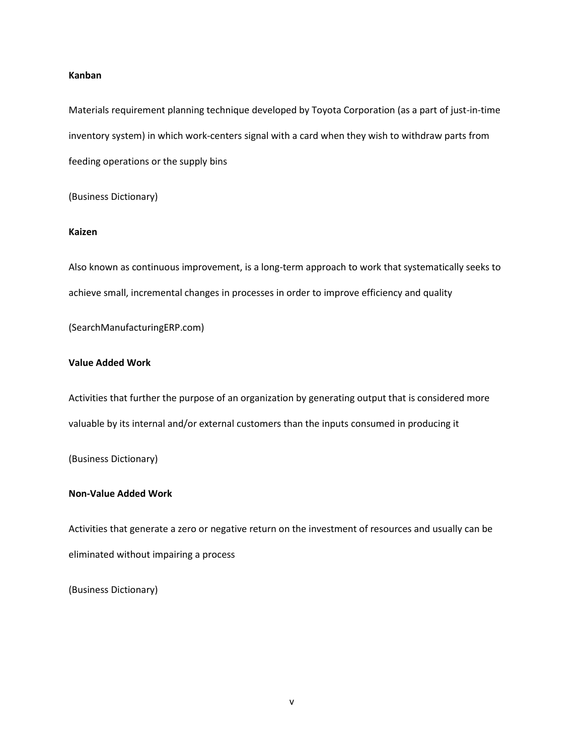**Kanban**

Materials requirement planning technique developed by Toyota Corporation (as a part of just-in-time inventory system) in which work-centers signal with a card when they wish to withdraw parts from feeding operations or the supply bins

(Business Dictionary)

**Kaizen**

Also known as continuous improvement, is a long-term approach to work that systematically seeks to achieve small, incremental changes in processes in order to improve efficiency and quality

(SearchManufacturingERP.com)

**Value Added Work**

Activities that further the purpose of an organization by generating output that is considered more valuable by its internal and/or external customers than the inputs consumed in producing it

(Business Dictionary)

**Non-Value Added Work**

Activities that generate a zero or negative return on the investment of resources and usually can be eliminated without impairing a process

(Business Dictionary)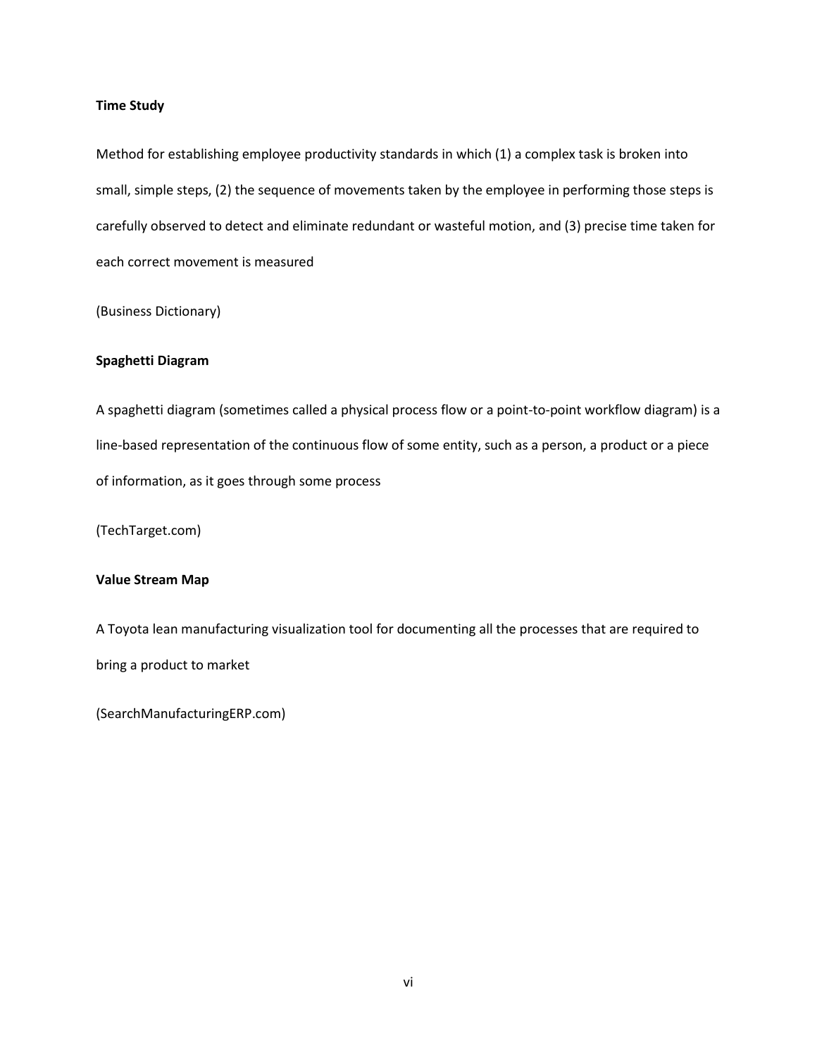**Time Study**

Method for establishing employee productivity standards in which (1) a complex task is broken into small, simple steps, (2) the sequence of movements taken by the employee in performing those steps is carefully observed to detect and eliminate redundant or wasteful motion, and (3) precise time taken for each correct movement is measured

(Business Dictionary)

**Spaghetti Diagram**

A spaghetti diagram (sometimes called a physical process flow or a point-to-point workflow diagram) is a line-based representation of the continuous flow of some entity, such as a person, a product or a piece of information, as it goes through some process

(TechTarget.com)

**Value Stream Map**

A Toyota lean manufacturing visualization tool for documenting all the processes that are required to bring a product to market

(SearchManufacturingERP.com)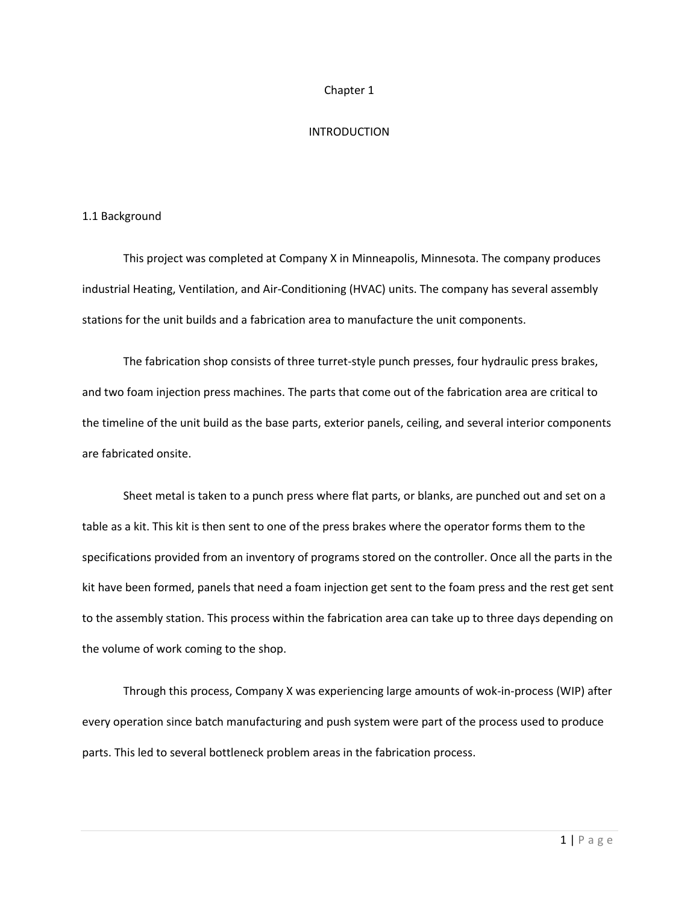# Chapter 1

# INTRODUCTION

## 1.1 Background

This project was completed at Company X in Minneapolis, Minnesota. The company produces industrial Heating, Ventilation, and Air-Conditioning (HVAC) units. The company has several assembly stations for the unit builds and a fabrication area to manufacture the unit components.

The fabrication shop consists of three turret-style punch presses, four hydraulic press brakes, and two foam injection press machines. The parts that come out of the fabrication area are critical to the timeline of the unit build as the base parts, exterior panels, ceiling, and several interior components are fabricated onsite.

Sheet metal is taken to a punch press where flat parts, or blanks, are punched out and set on a table as a kit. This kit is then sent to one of the press brakes where the operator forms them to the specifications provided from an inventory of programs stored on the controller. Once all the parts in the kit have been formed, panels that need a foam injection get sent to the foam press and the rest get sent to the assembly station. This process within the fabrication area can take up to three days depending on the volume of work coming to the shop.

Through this process, Company X was experiencing large amounts of wok-in-process (WIP) after every operation since batch manufacturing and push system were part of the process used to produce parts. This led to several bottleneck problem areas in the fabrication process.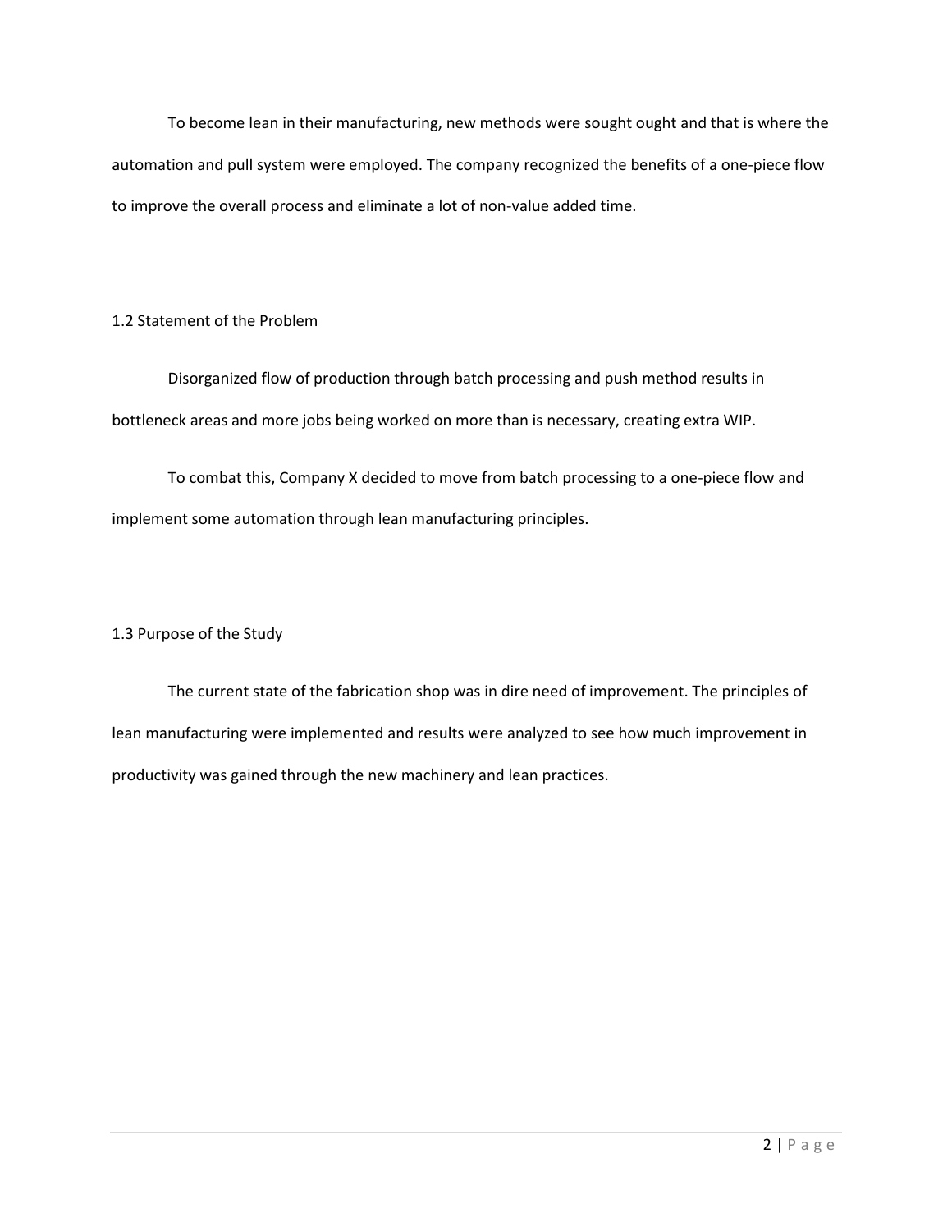To become lean in their manufacturing, new methods were sought ought and that is where the automation and pull system were employed. The company recognized the benefits of a one-piece flow to improve the overall process and eliminate a lot of non-value added time.

### 1.2 Statement of the Problem

Disorganized flow of production through batch processing and push method results in bottleneck areas and more jobs being worked on more than is necessary, creating extra WIP.

To combat this, Company X decided to move from batch processing to a one-piece flow and implement some automation through lean manufacturing principles.

### 1.3 Purpose of the Study

The current state of the fabrication shop was in dire need of improvement. The principles of lean manufacturing were implemented and results were analyzed to see how much improvement in productivity was gained through the new machinery and lean practices.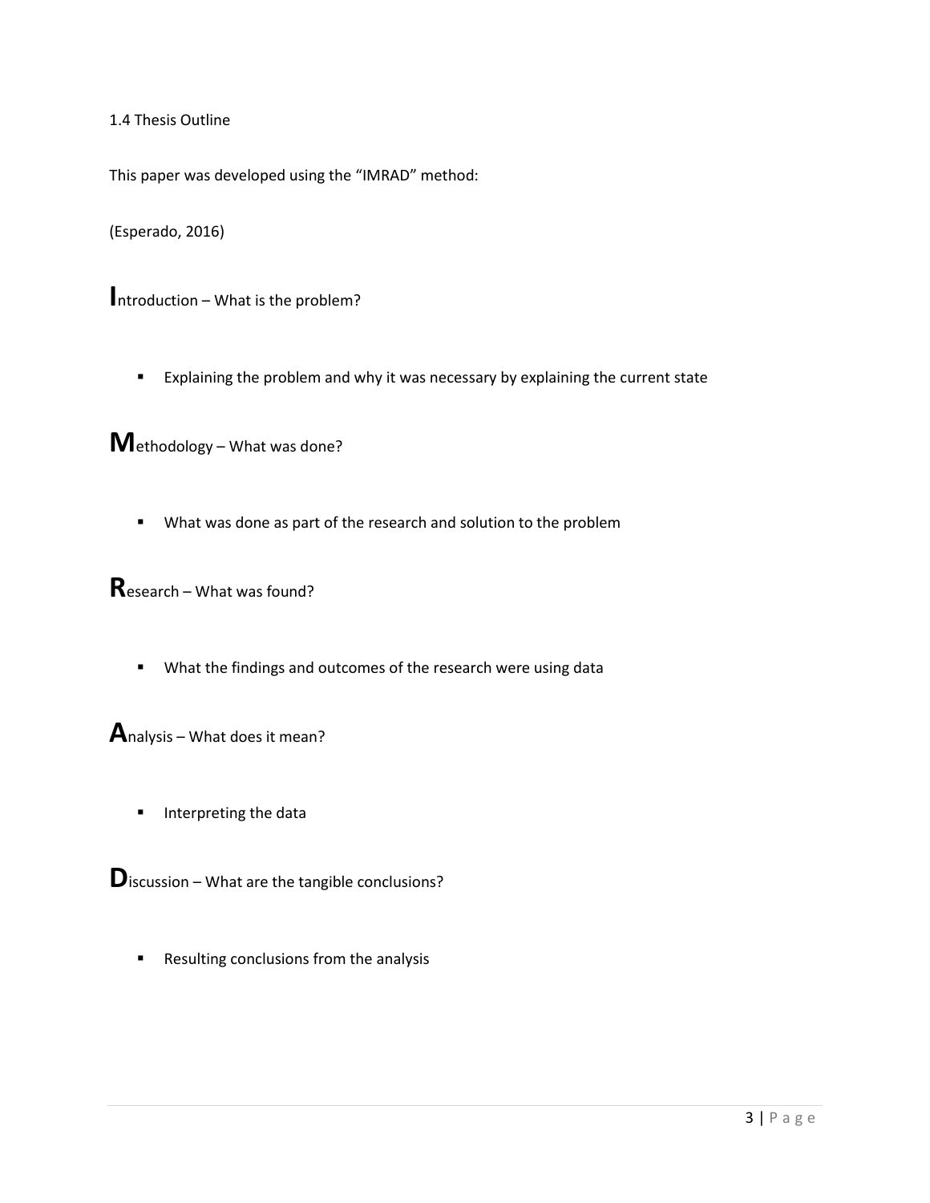### 1.4 Thesis Outline

This paper was developed using the "IMRAD" method:

(Esperado, 2016)

**I**ntroduction – What is the problem?

- Explaining the problem and why it was necessary by explaining the current state

**M**ethodology – What was done?

- What was done as part of the research and solution to the problem

**R**esearch – What was found?

- What the findings and outcomes of the research were using data

**A**nalysis – What does it mean?

- Interpreting the data

**D**iscussion – What are the tangible conclusions?

- Resulting conclusions from the analysis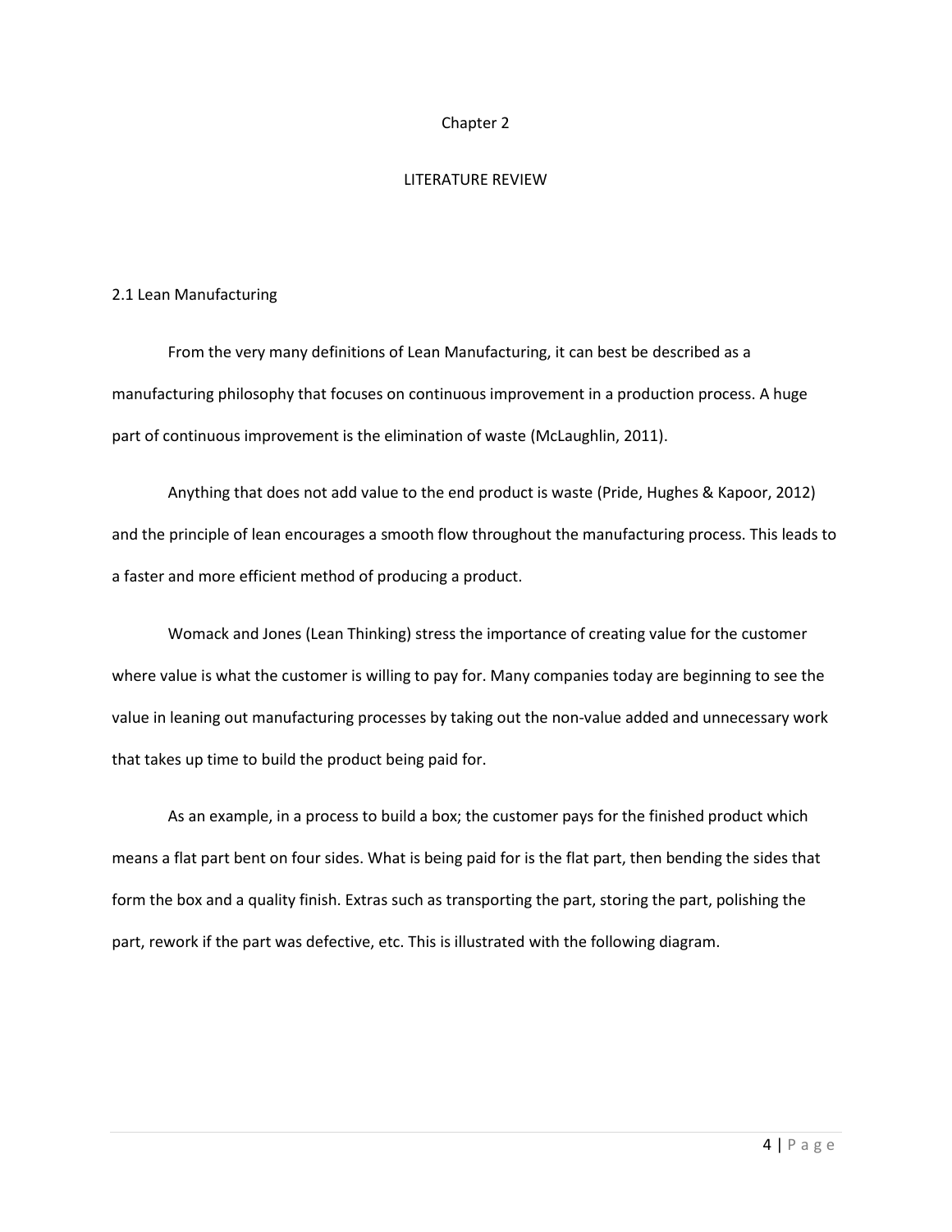# Chapter 2

# LITERATURE REVIEW

## 2.1 Lean Manufacturing

From the very many definitions of Lean Manufacturing, it can best be described as a manufacturing philosophy that focuses on continuous improvement in a production process. A huge part of continuous improvement is the elimination of waste (McLaughlin, 2011).

Anything that does not add value to the end product is waste (Pride, Hughes & Kapoor, 2012) and the principle of lean encourages a smooth flow throughout the manufacturing process. This leads to a faster and more efficient method of producing a product.

Womack and Jones (Lean Thinking) stress the importance of creating value for the customer where value is what the customer is willing to pay for. Many companies today are beginning to see the value in leaning out manufacturing processes by taking out the non-value added and unnecessary work that takes up time to build the product being paid for.

As an example, in a process to build a box; the customer pays for the finished product which means a flat part bent on four sides. What is being paid for is the flat part, then bending the sides that form the box and a quality finish. Extras such as transporting the part, storing the part, polishing the part, rework if the part was defective, etc. This is illustrated with the following diagram.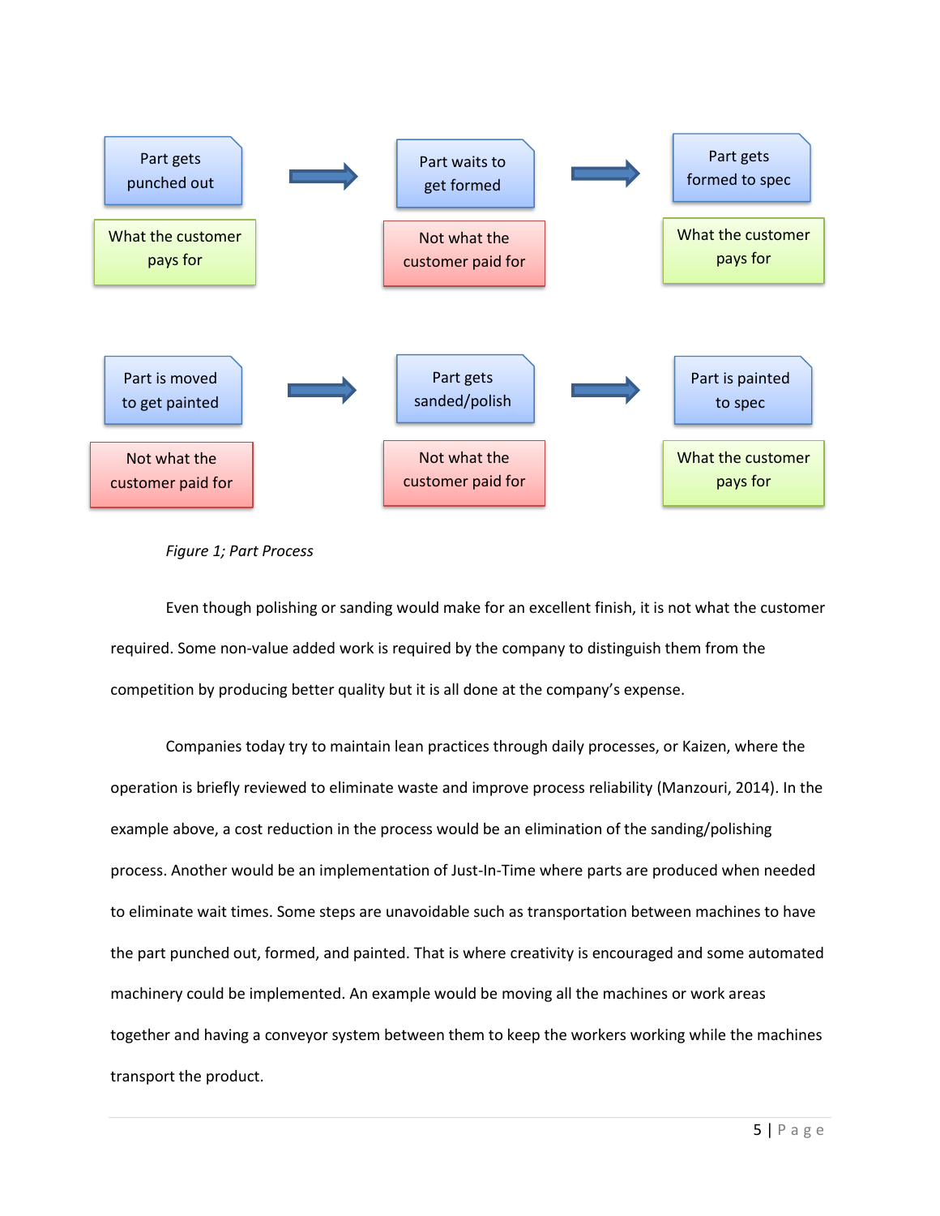Part gets punched out

What the customer pays for

Part waits to get formed

Not what the customer paid for

Part gets formed to spec

What the customer pays for

Part is moved to get painted

Not what the customer paid for

Part gets sanded/polish

Not what the customer paid for

Part is painted to spec

What the customer pays for

*Figure 1; Part Process*

Even though polishing or sanding would make for an excellent finish, it is not what the customer required. Some non-value added work is required by the company to distinguish them from the competition by producing better quality but it is all done at the company's expense.

Companies today try to maintain lean practices through daily processes, or Kaizen, where the operation is briefly reviewed to eliminate waste and improve process reliability (Manzouri, 2014). In the example above, a cost reduction in the process would be an elimination of the sanding/polishing process. Another would be an implementation of Just-In-Time where parts are produced when needed to eliminate wait times. Some steps are unavoidable such as transportation between machines to have the part punched out, formed, and painted. That is where creativity is encouraged and some automated machinery could be implemented. An example would be moving all the machines or work areas together and having a conveyor system between them to keep the workers working while the machines transport the product.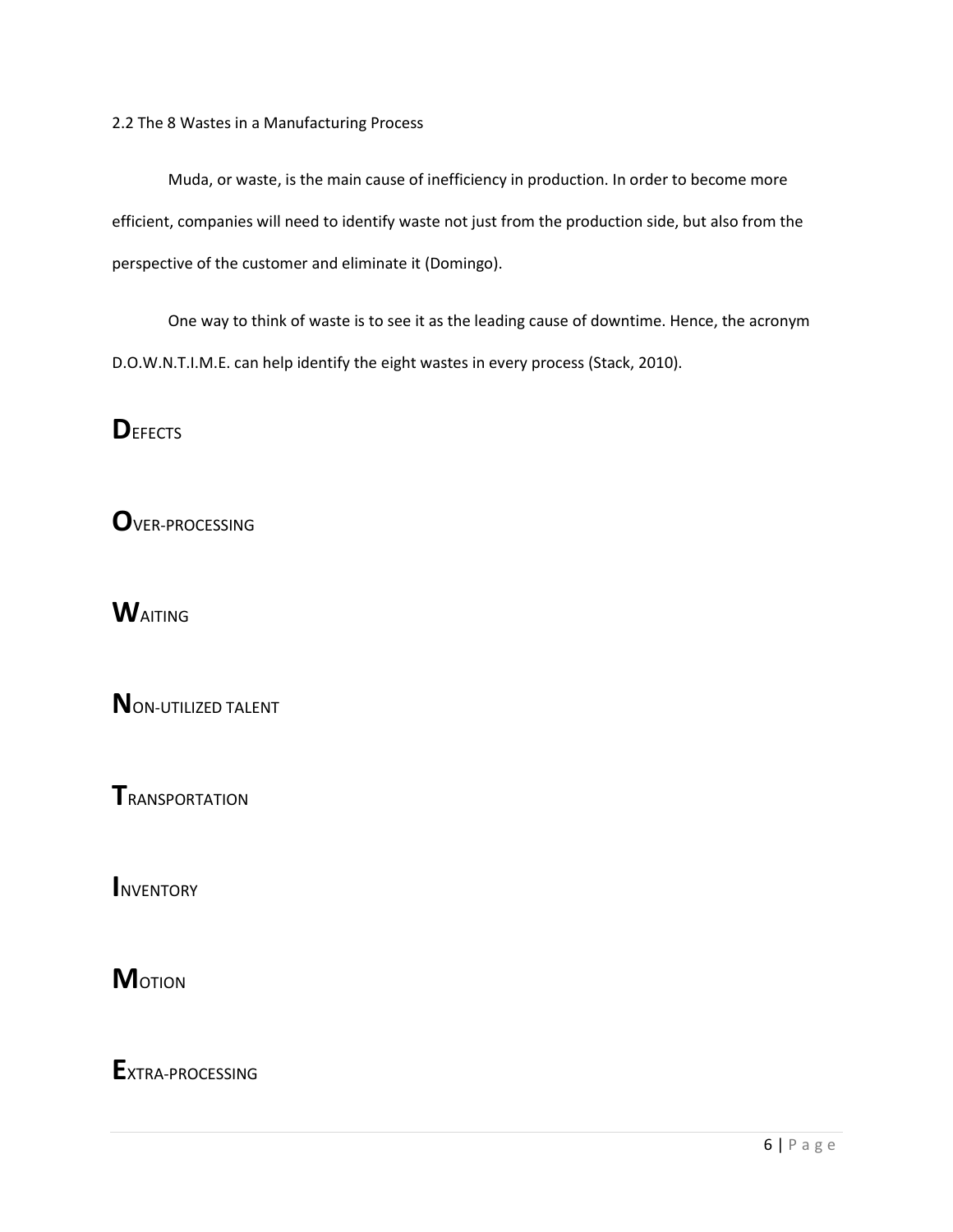## 2.2 The 8 Wastes in a Manufacturing Process

Muda, or waste, is the main cause of inefficiency in production. In order to become more efficient, companies will need to identify waste not just from the production side, but also from the perspective of the customer and eliminate it (Domingo).

One way to think of waste is to see it as the leading cause of downtime. Hence, the acronym D.O.W.N.T.I.M.E. can help identify the eight wastes in every process (Stack, 2010).

**D**EFECTS

**O**VER-PROCESSING

**W**AITING

**N**ON-UTILIZED TALENT

**T**RANSPORTATION

**I**NVENTORY

**M**OTION

**E**XTRA-PROCESSING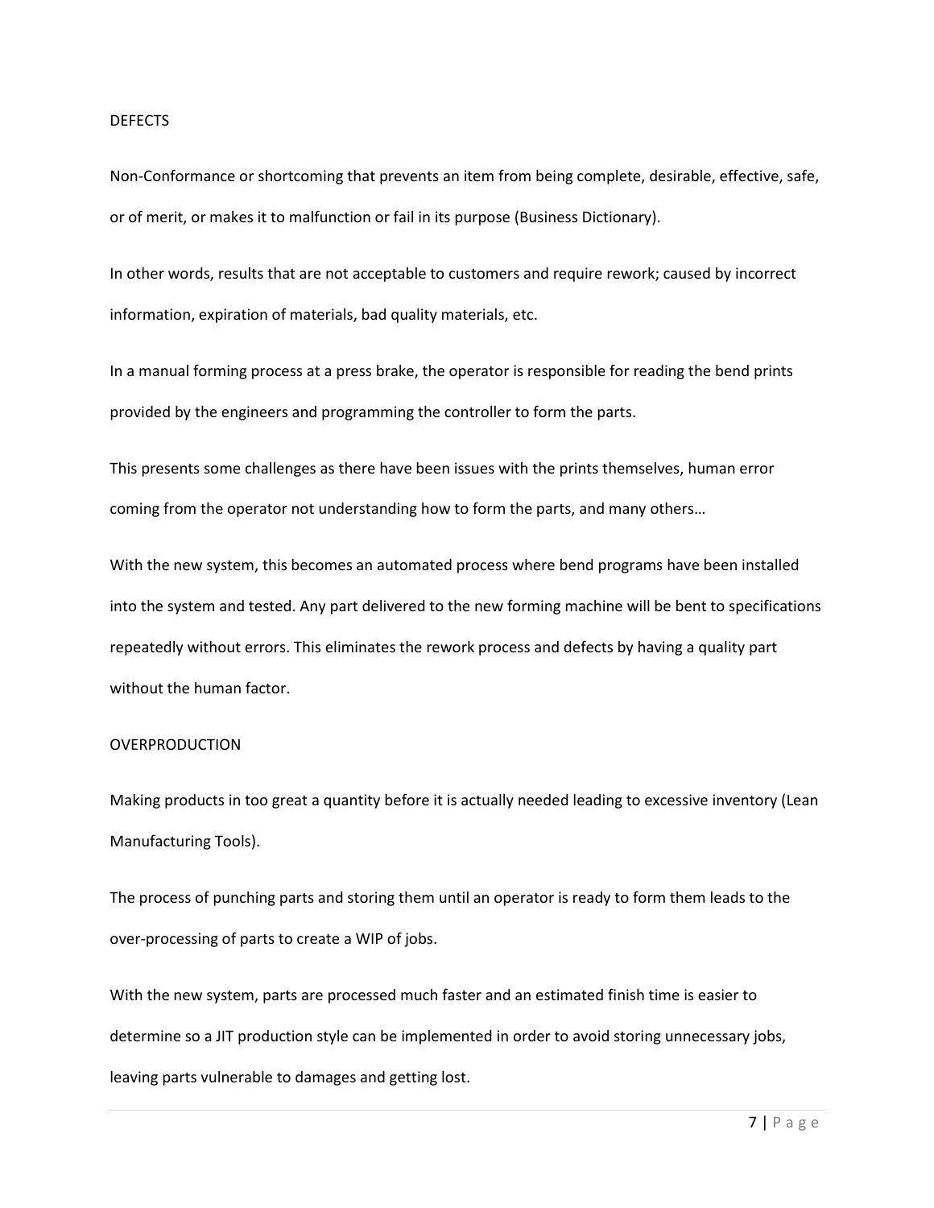DEFECTS

Non-Conformance or shortcoming that prevents an item from being complete, desirable, effective, safe, or of merit, or makes it to malfunction or fail in its purpose (Business Dictionary).

In other words, results that are not acceptable to customers and require rework; caused by incorrect information, expiration of materials, bad quality materials, etc.

In a manual forming process at a press brake, the operator is responsible for reading the bend prints provided by the engineers and programming the controller to form the parts.

This presents some challenges as there have been issues with the prints themselves, human error coming from the operator not understanding how to form the parts, and many others…

With the new system, this becomes an automated process where bend programs have been installed into the system and tested. Any part delivered to the new forming machine will be bent to specifications repeatedly without errors. This eliminates the rework process and defects by having a quality part without the human factor.

OVERPRODUCTION

Making products in too great a quantity before it is actually needed leading to excessive inventory (Lean Manufacturing Tools).

The process of punching parts and storing them until an operator is ready to form them leads to the over-processing of parts to create a WIP of jobs.

With the new system, parts are processed much faster and an estimated finish time is easier to determine so a JIT production style can be implemented in order to avoid storing unnecessary jobs, leaving parts vulnerable to damages and getting lost.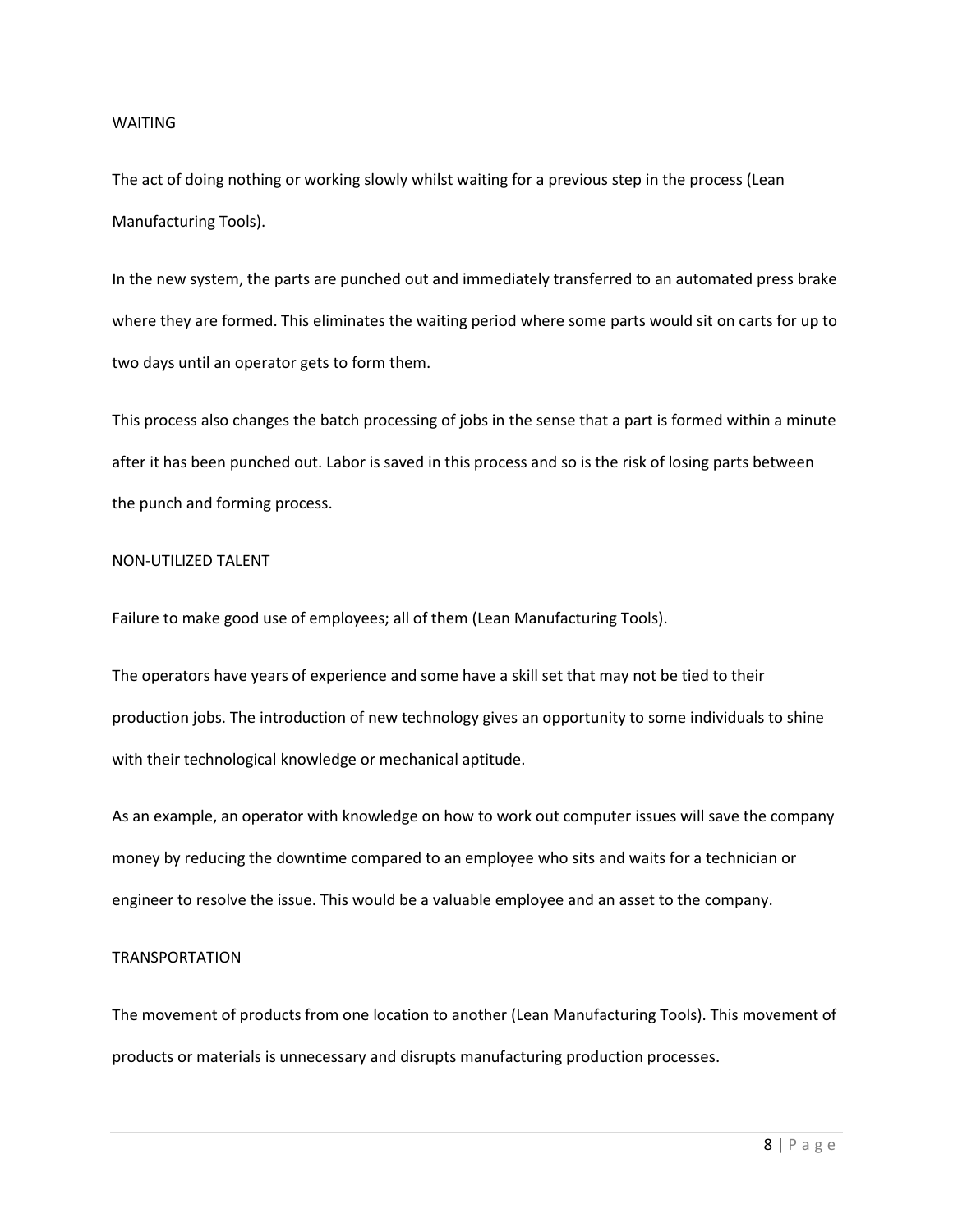WAITING

The act of doing nothing or working slowly whilst waiting for a previous step in the process (Lean Manufacturing Tools).

In the new system, the parts are punched out and immediately transferred to an automated press brake where they are formed. This eliminates the waiting period where some parts would sit on carts for up to two days until an operator gets to form them.

This process also changes the batch processing of jobs in the sense that a part is formed within a minute after it has been punched out. Labor is saved in this process and so is the risk of losing parts between the punch and forming process.

NON-UTILIZED TALENT

Failure to make good use of employees; all of them (Lean Manufacturing Tools).

The operators have years of experience and some have a skill set that may not be tied to their production jobs. The introduction of new technology gives an opportunity to some individuals to shine with their technological knowledge or mechanical aptitude.

As an example, an operator with knowledge on how to work out computer issues will save the company money by reducing the downtime compared to an employee who sits and waits for a technician or engineer to resolve the issue. This would be a valuable employee and an asset to the company.

TRANSPORTATION

The movement of products from one location to another (Lean Manufacturing Tools). This movement of products or materials is unnecessary and disrupts manufacturing production processes.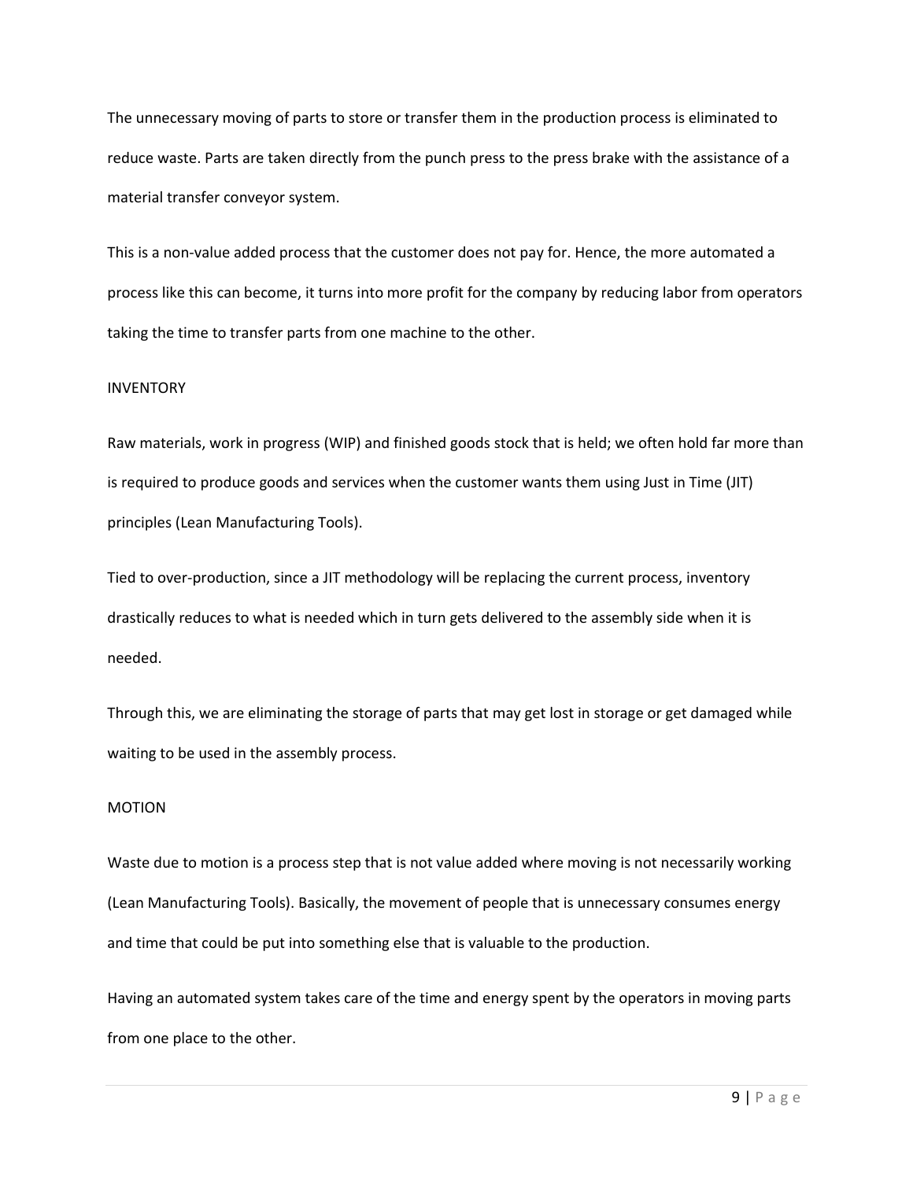The unnecessary moving of parts to store or transfer them in the production process is eliminated to reduce waste. Parts are taken directly from the punch press to the press brake with the assistance of a material transfer conveyor system.

This is a non-value added process that the customer does not pay for. Hence, the more automated a process like this can become, it turns into more profit for the company by reducing labor from operators taking the time to transfer parts from one machine to the other.

## INVENTORY

Raw materials, work in progress (WIP) and finished goods stock that is held; we often hold far more than is required to produce goods and services when the customer wants them using Just in Time (JIT) principles (Lean Manufacturing Tools).

Tied to over-production, since a JIT methodology will be replacing the current process, inventory drastically reduces to what is needed which in turn gets delivered to the assembly side when it is needed.

Through this, we are eliminating the storage of parts that may get lost in storage or get damaged while waiting to be used in the assembly process.

## MOTION

Waste due to motion is a process step that is not value added where moving is not necessarily working (Lean Manufacturing Tools). Basically, the movement of people that is unnecessary consumes energy and time that could be put into something else that is valuable to the production.

Having an automated system takes care of the time and energy spent by the operators in moving parts from one place to the other.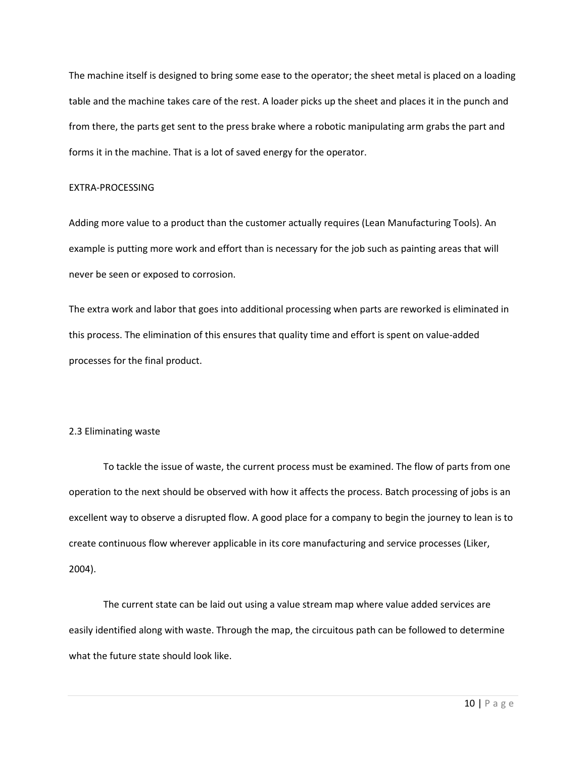The machine itself is designed to bring some ease to the operator; the sheet metal is placed on a loading table and the machine takes care of the rest. A loader picks up the sheet and places it in the punch and from there, the parts get sent to the press brake where a robotic manipulating arm grabs the part and forms it in the machine. That is a lot of saved energy for the operator.

EXTRA-PROCESSING

Adding more value to a product than the customer actually requires (Lean Manufacturing Tools). An example is putting more work and effort than is necessary for the job such as painting areas that will never be seen or exposed to corrosion.

The extra work and labor that goes into additional processing when parts are reworked is eliminated in this process. The elimination of this ensures that quality time and effort is spent on value-added processes for the final product.

## 2.3 Eliminating waste

To tackle the issue of waste, the current process must be examined. The flow of parts from one operation to the next should be observed with how it affects the process. Batch processing of jobs is an excellent way to observe a disrupted flow. A good place for a company to begin the journey to lean is to create continuous flow wherever applicable in its core manufacturing and service processes (Liker, 2004).

The current state can be laid out using a value stream map where value added services are easily identified along with waste. Through the map, the circuitous path can be followed to determine what the future state should look like.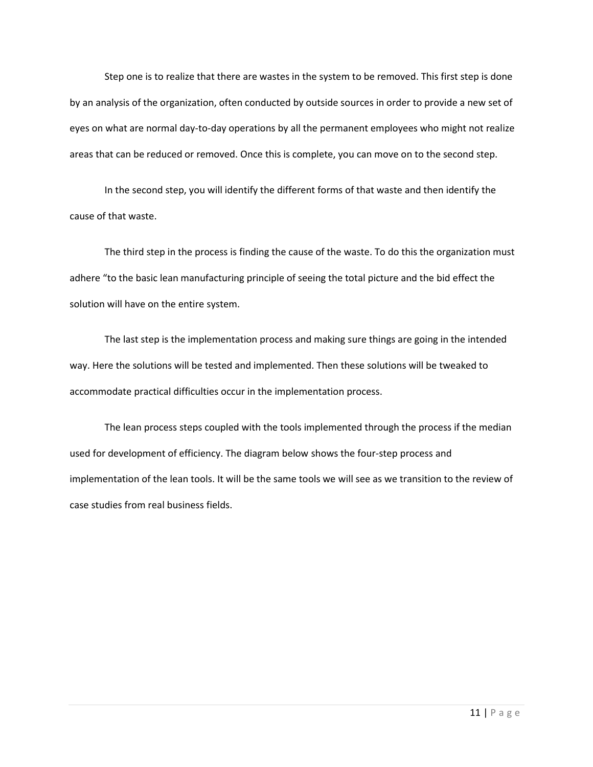Step one is to realize that there are wastes in the system to be removed. This first step is done by an analysis of the organization, often conducted by outside sources in order to provide a new set of eyes on what are normal day-to-day operations by all the permanent employees who might not realize areas that can be reduced or removed. Once this is complete, you can move on to the second step.

In the second step, you will identify the different forms of that waste and then identify the cause of that waste.

The third step in the process is finding the cause of the waste. To do this the organization must adhere "to the basic lean manufacturing principle of seeing the total picture and the bid effect the solution will have on the entire system.

The last step is the implementation process and making sure things are going in the intended way. Here the solutions will be tested and implemented. Then these solutions will be tweaked to accommodate practical difficulties occur in the implementation process.

The lean process steps coupled with the tools implemented through the process if the median used for development of efficiency. The diagram below shows the four-step process and implementation of the lean tools. It will be the same tools we will see as we transition to the review of case studies from real business fields.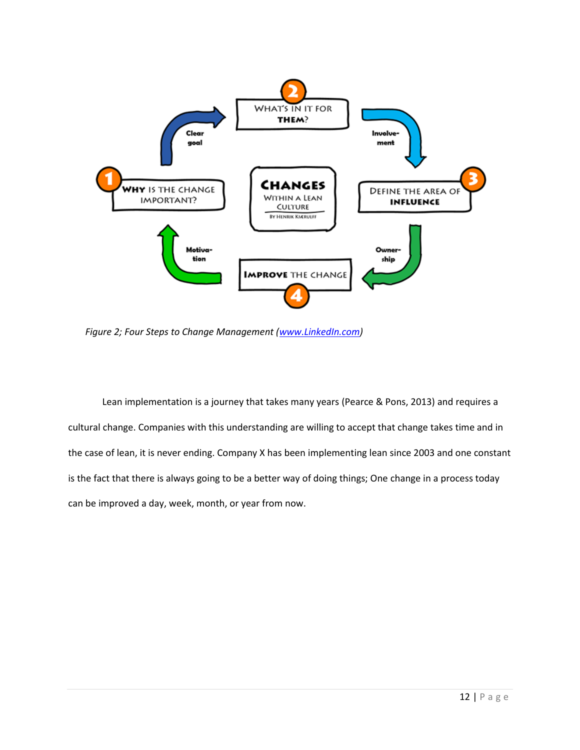*Figure 2; Four Steps to Change Management (www.LinkedIn.com)*

Lean implementation is a journey that takes many years (Pearce & Pons, 2013) and requires a cultural change. Companies with this understanding are willing to accept that change takes time and in the case of lean, it is never ending. Company X has been implementing lean since 2003 and one constant is the fact that there is always going to be a better way of doing things; One change in a process today can be improved a day, week, month, or year from now.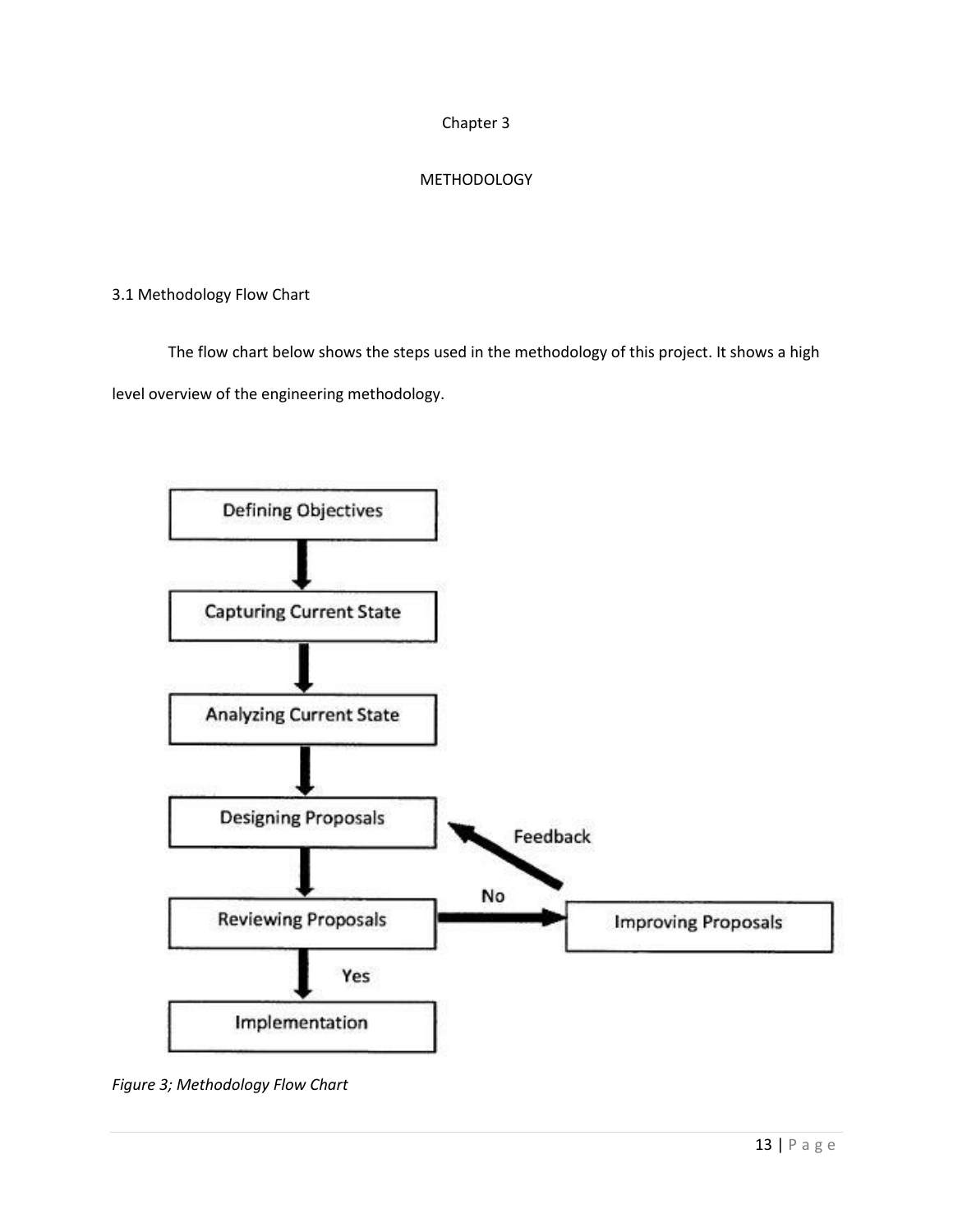# Chapter 3

# METHODOLOGY

## 3.1 Methodology Flow Chart

The flow chart below shows the steps used in the methodology of this project. It shows a high level overview of the engineering methodology.

Defining Objectives

Capturing Current State

Analyzing Current State

Designing Proposals

Reviewing Proposals

Implementation

Improving Proposals

Feedback

No

Yes

*Figure 3; Methodology Flow Chart*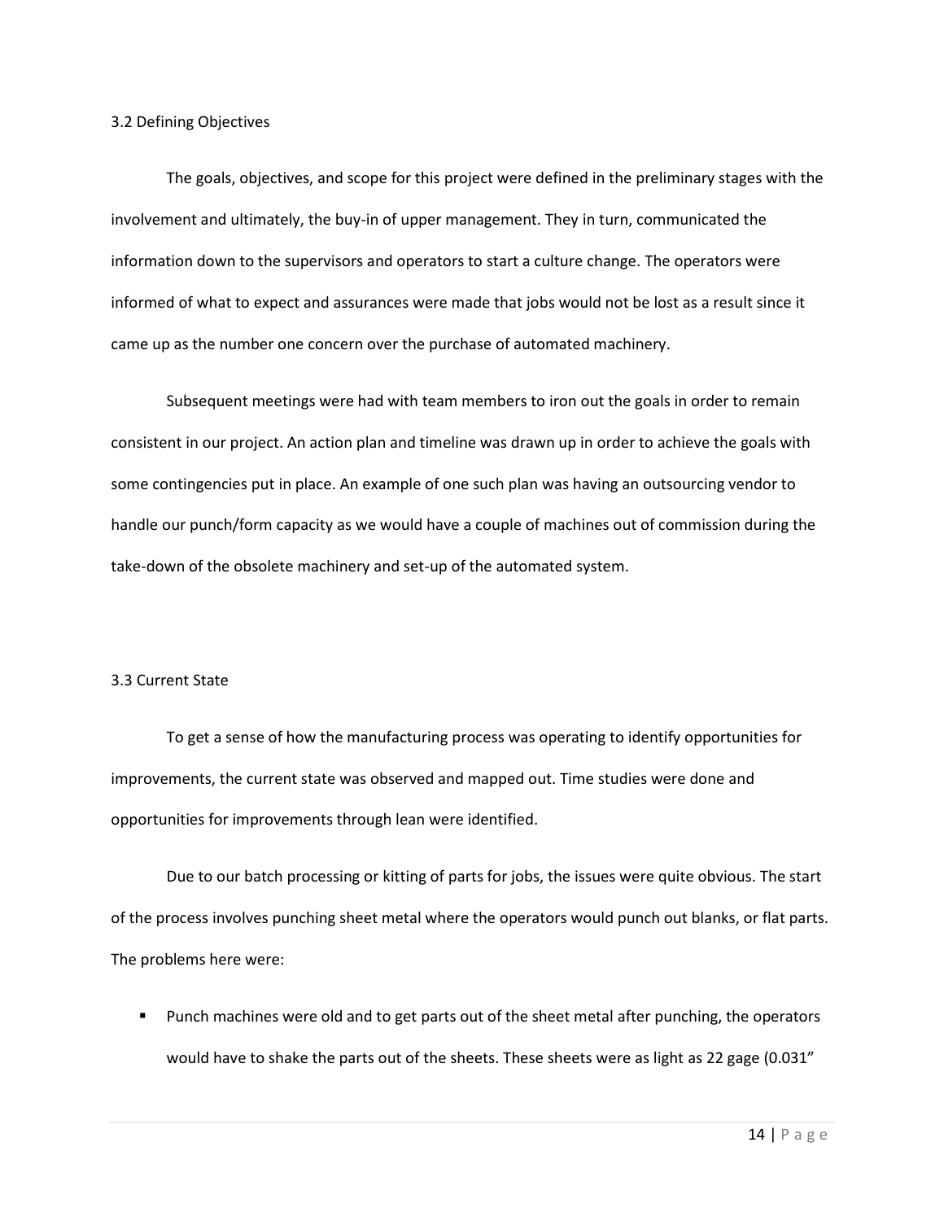### 3.2 Defining Objectives

The goals, objectives, and scope for this project were defined in the preliminary stages with the involvement and ultimately, the buy-in of upper management. They in turn, communicated the information down to the supervisors and operators to start a culture change. The operators were informed of what to expect and assurances were made that jobs would not be lost as a result since it came up as the number one concern over the purchase of automated machinery.

Subsequent meetings were had with team members to iron out the goals in order to remain consistent in our project. An action plan and timeline was drawn up in order to achieve the goals with some contingencies put in place. An example of one such plan was having an outsourcing vendor to handle our punch/form capacity as we would have a couple of machines out of commission during the take-down of the obsolete machinery and set-up of the automated system.

### 3.3 Current State

To get a sense of how the manufacturing process was operating to identify opportunities for improvements, the current state was observed and mapped out. Time studies were done and opportunities for improvements through lean were identified.

Due to our batch processing or kitting of parts for jobs, the issues were quite obvious. The start of the process involves punching sheet metal where the operators would punch out blanks, or flat parts. The problems here were:

- Punch machines were old and to get parts out of the sheet metal after punching, the operators would have to shake the parts out of the sheets. These sheets were as light as 22 gage (0.031"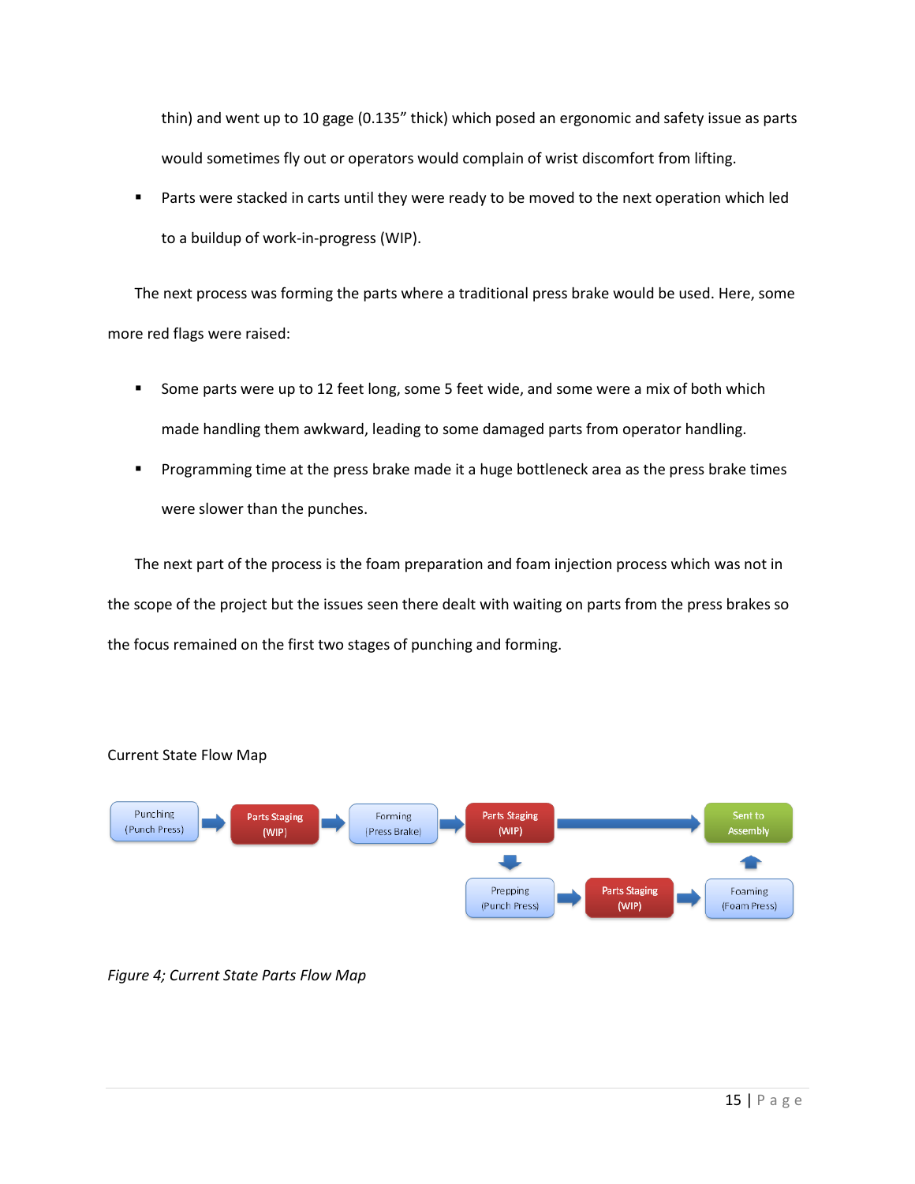thin) and went up to 10 gage (0.135" thick) which posed an ergonomic and safety issue as parts would sometimes fly out or operators would complain of wrist discomfort from lifting.

- Parts were stacked in carts until they were ready to be moved to the next operation which led to a buildup of work-in-progress (WIP).

The next process was forming the parts where a traditional press brake would be used. Here, some more red flags were raised:

- Some parts were up to 12 feet long, some 5 feet wide, and some were a mix of both which made handling them awkward, leading to some damaged parts from operator handling.
- Programming time at the press brake made it a huge bottleneck area as the press brake times were slower than the punches.

The next part of the process is the foam preparation and foam injection process which was not in the scope of the project but the issues seen there dealt with waiting on parts from the press brakes so the focus remained on the first two stages of punching and forming.

Current State Flow Map

Punching (Punch Press)

Parts Staging (WIP)

Forming (Press Brake)

Parts Staging (WIP)

Sent to Assembly

Prepping (Punch Press)

Parts Staging (WIP)

Foaming (Foam Press)

*Figure 4; Current State Parts Flow Map*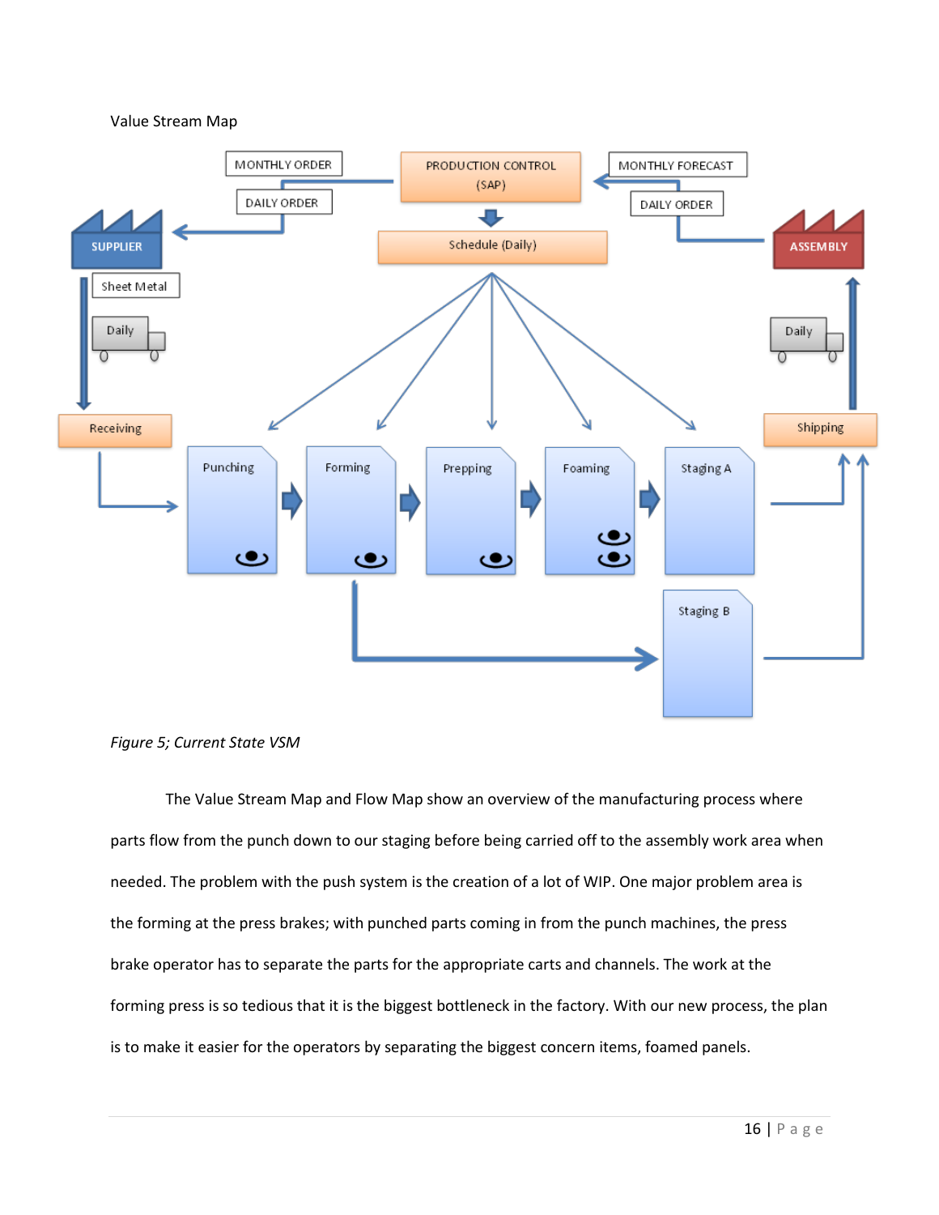Value Stream Map

MONTHLY ORDER

DAILY ORDER

PRODUCTION CONTROL (SAP)

MONTHLY FORECAST

DAILY ORDER

Schedule (Daily)

SUPPLIER

ASSEMBLY

Sheet Metal

Daily

Daily

Receiving

Shipping

Punching

Forming

Prepping

Foaming

Staging A

Staging B

*Figure 5; Current State VSM*

The Value Stream Map and Flow Map show an overview of the manufacturing process where parts flow from the punch down to our staging before being carried off to the assembly work area when needed. The problem with the push system is the creation of a lot of WIP. One major problem area is the forming at the press brakes; with punched parts coming in from the punch machines, the press brake operator has to separate the parts for the appropriate carts and channels. The work at the forming press is so tedious that it is the biggest bottleneck in the factory. With our new process, the plan is to make it easier for the operators by separating the biggest concern items, foamed panels.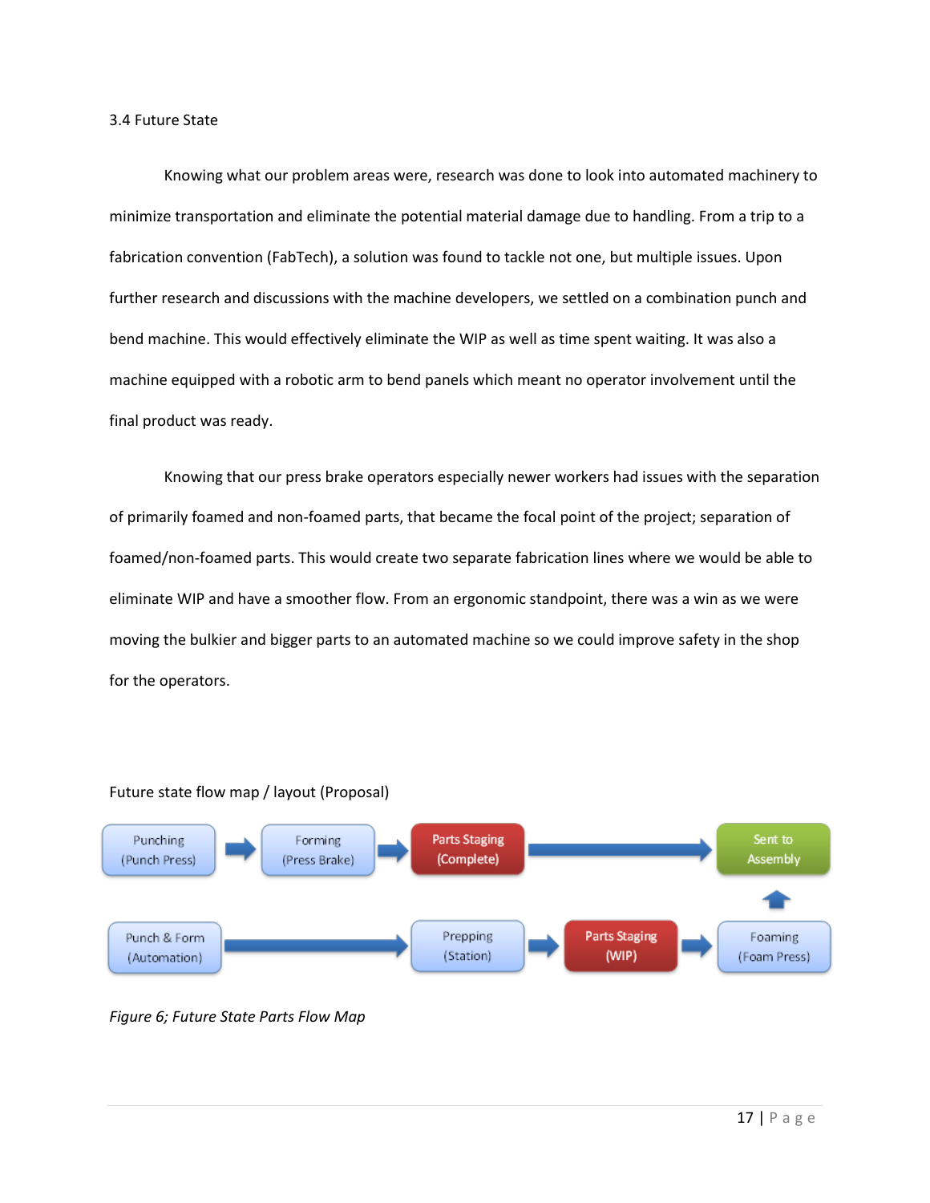3.4 Future State

Knowing what our problem areas were, research was done to look into automated machinery to minimize transportation and eliminate the potential material damage due to handling. From a trip to a fabrication convention (FabTech), a solution was found to tackle not one, but multiple issues. Upon further research and discussions with the machine developers, we settled on a combination punch and bend machine. This would effectively eliminate the WIP as well as time spent waiting. It was also a machine equipped with a robotic arm to bend panels which meant no operator involvement until the final product was ready.

Knowing that our press brake operators especially newer workers had issues with the separation of primarily foamed and non-foamed parts, that became the focal point of the project; separation of foamed/non-foamed parts. This would create two separate fabrication lines where we would be able to eliminate WIP and have a smoother flow. From an ergonomic standpoint, there was a win as we were moving the bulkier and bigger parts to an automated machine so we could improve safety in the shop for the operators.

Future state flow map / layout (Proposal)

Punching (Punch Press)

Forming (Press Brake)

Parts Staging (Complete)

Sent to Assembly

Punch & Form (Automation)

Prepping (Station)

Parts Staging (WIP)

Foaming (Foam Press)

*Figure 6; Future State Parts Flow Map*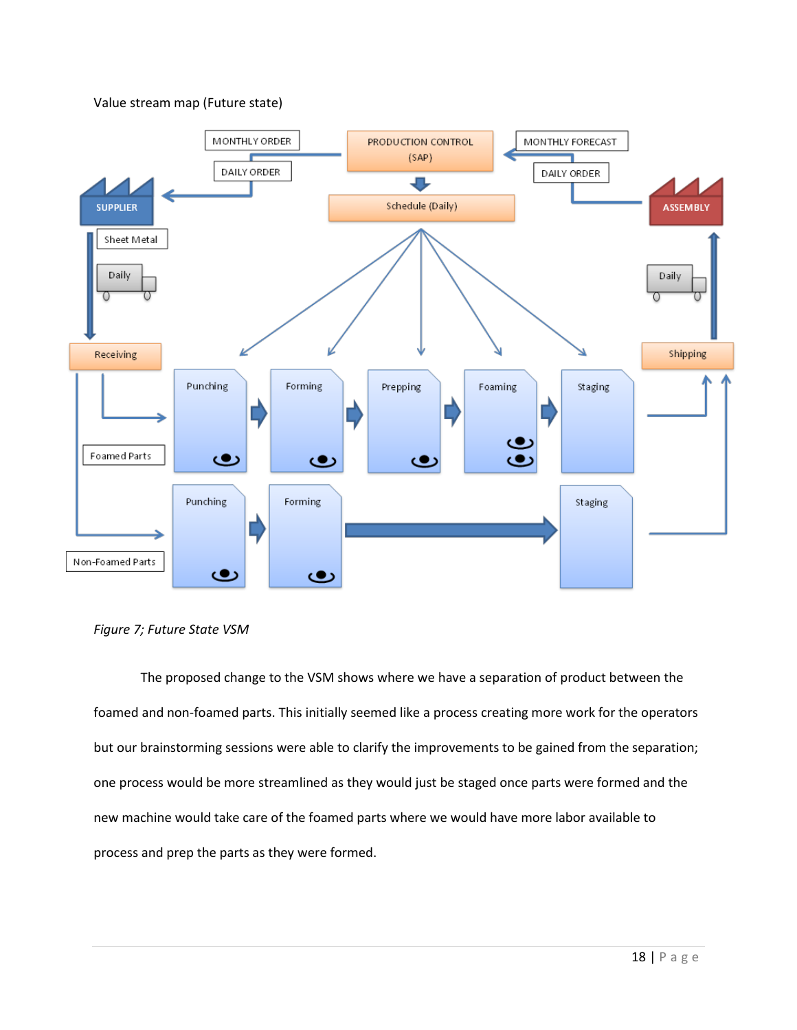Value stream map (Future state)

*Figure 7; Future State VSM*

The proposed change to the VSM shows where we have a separation of product between the foamed and non-foamed parts. This initially seemed like a process creating more work for the operators but our brainstorming sessions were able to clarify the improvements to be gained from the separation; one process would be more streamlined as they would just be staged once parts were formed and the new machine would take care of the foamed parts where we would have more labor available to process and prep the parts as they were formed.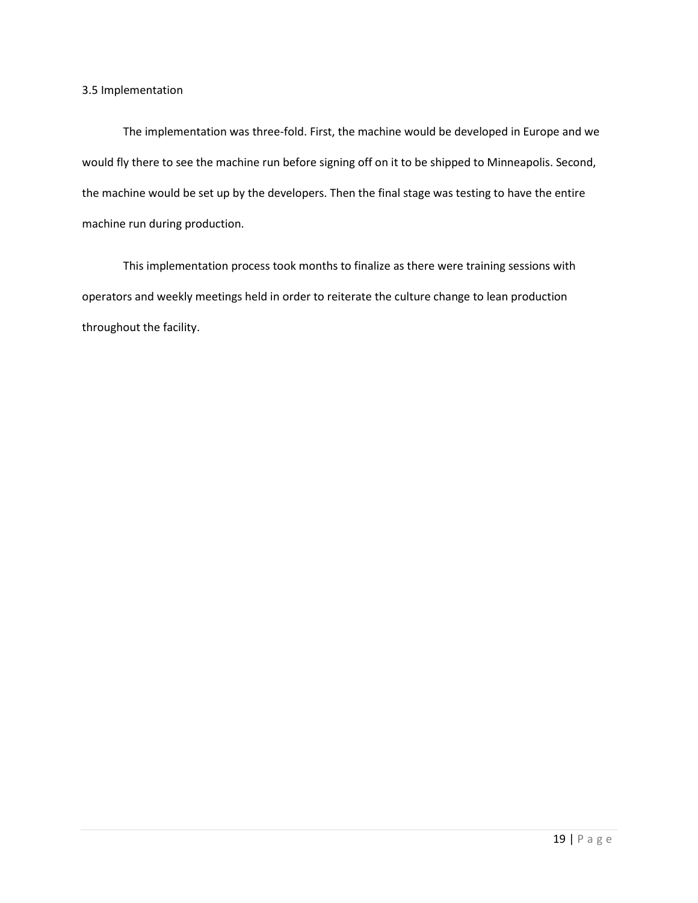### 3.5 Implementation

The implementation was three-fold. First, the machine would be developed in Europe and we would fly there to see the machine run before signing off on it to be shipped to Minneapolis. Second, the machine would be set up by the developers. Then the final stage was testing to have the entire machine run during production.

This implementation process took months to finalize as there were training sessions with operators and weekly meetings held in order to reiterate the culture change to lean production throughout the facility.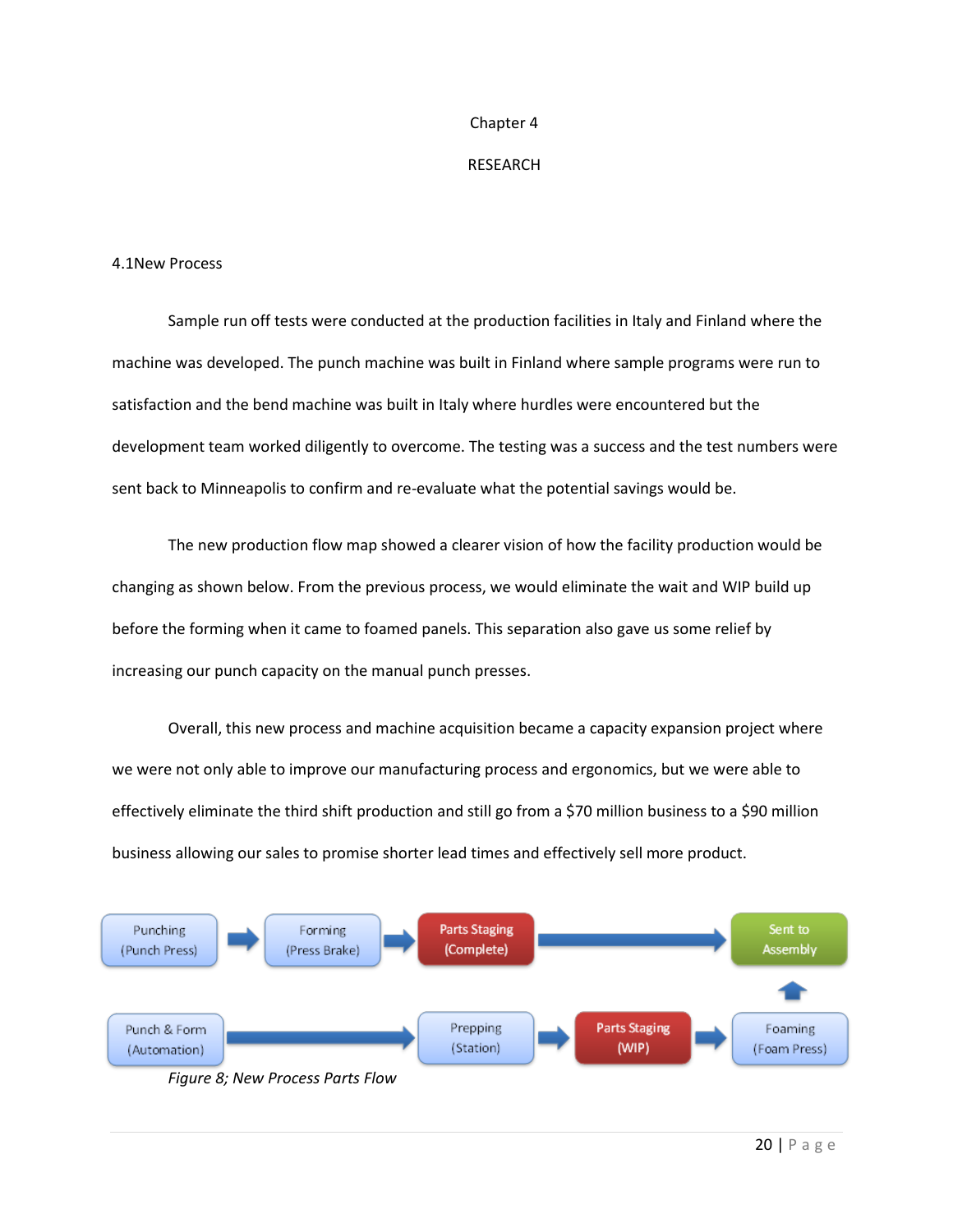# Chapter 4

# RESEARCH

## 4.1New Process

Sample run off tests were conducted at the production facilities in Italy and Finland where the machine was developed. The punch machine was built in Finland where sample programs were run to satisfaction and the bend machine was built in Italy where hurdles were encountered but the development team worked diligently to overcome. The testing was a success and the test numbers were sent back to Minneapolis to confirm and re-evaluate what the potential savings would be.

The new production flow map showed a clearer vision of how the facility production would be changing as shown below. From the previous process, we would eliminate the wait and WIP build up before the forming when it came to foamed panels. This separation also gave us some relief by increasing our punch capacity on the manual punch presses.

Overall, this new process and machine acquisition became a capacity expansion project where we were not only able to improve our manufacturing process and ergonomics, but we were able to effectively eliminate the third shift production and still go from a $70 million business to a $90 million business allowing our sales to promise shorter lead times and effectively sell more product.

Punching (Punch Press)
Forming (Press Brake)
Parts Staging (Complete)
Sent to Assembly
Punch & Form (Automation)
Prepping (Station)
Parts Staging (WIP)
Foaming (Foam Press)

*Figure 8; New Process Parts Flow*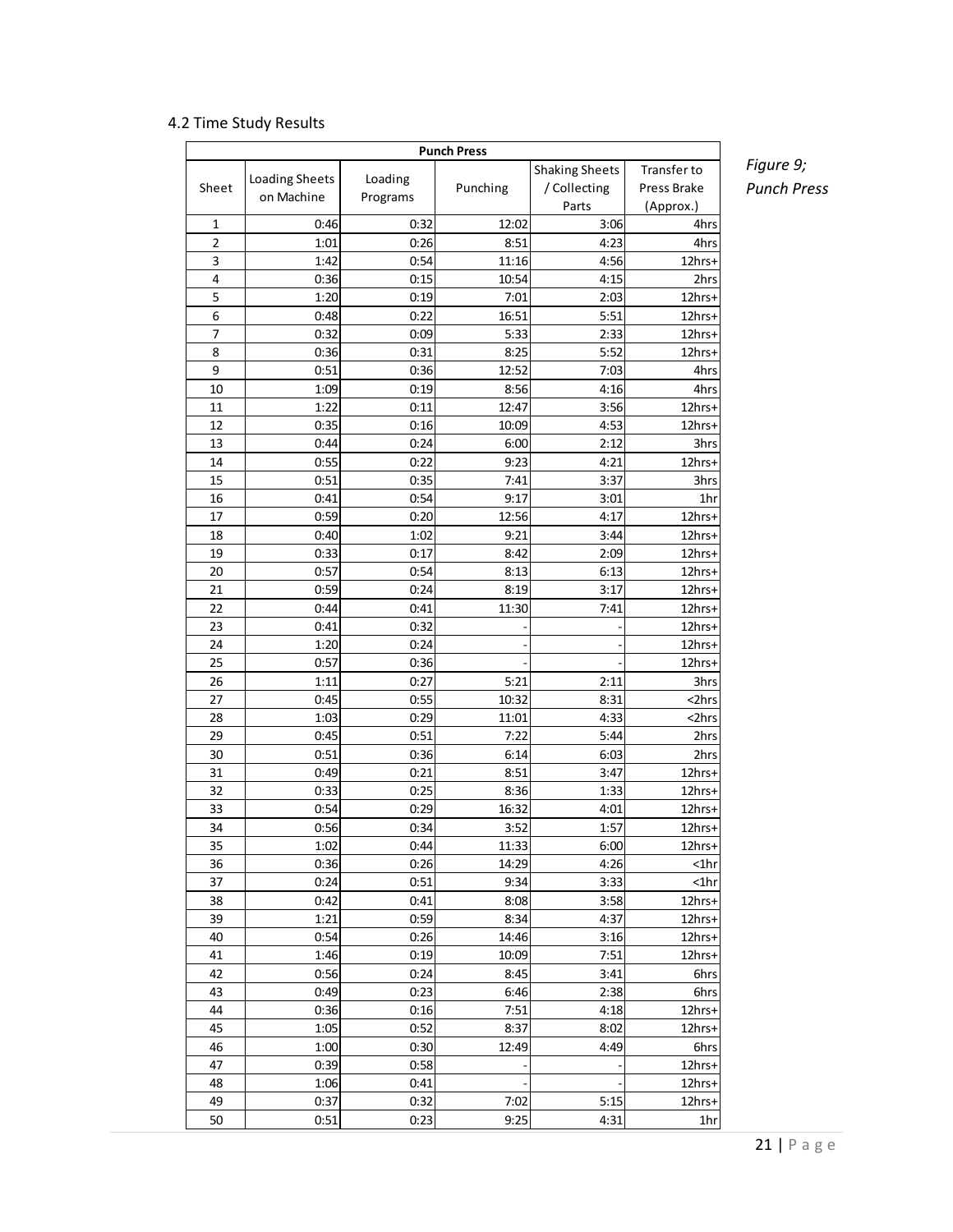## 4.2 Time Study Results

| Punch Press | | | | | |
|---|---|---|---|---|---|
| Sheet | Loading Sheets on Machine | Loading Programs | Punching | Shaking Sheets / Collecting Parts | Transfer to Press Brake (Approx.) |
| 1 | 0:46 | 0:32 | 12:02 | 3:06 | 4hrs |
| 2 | 1:01 | 0:26 | 8:51 | 4:23 | 4hrs |
| 3 | 1:42 | 0:54 | 11:16 | 4:56 | 12hrs+ |
| 4 | 0:36 | 0:15 | 10:54 | 4:15 | 2hrs |
| 5 | 1:20 | 0:19 | 7:01 | 2:03 | 12hrs+ |
| 6 | 0:48 | 0:22 | 16:51 | 5:51 | 12hrs+ |
| 7 | 0:32 | 0:09 | 5:33 | 2:33 | 12hrs+ |
| 8 | 0:36 | 0:31 | 8:25 | 5:52 | 12hrs+ |
| 9 | 0:51 | 0:36 | 12:52 | 7:03 | 4hrs |
| 10 | 1:09 | 0:19 | 8:56 | 4:16 | 4hrs |
| 11 | 1:22 | 0:11 | 12:47 | 3:56 | 12hrs+ |
| 12 | 0:35 | 0:16 | 10:09 | 4:53 | 12hrs+ |
| 13 | 0:44 | 0:24 | 6:00 | 2:12 | 3hrs |
| 14 | 0:55 | 0:22 | 9:23 | 4:21 | 12hrs+ |
| 15 | 0:51 | 0:35 | 7:41 | 3:37 | 3hrs |
| 16 | 0:41 | 0:54 | 9:17 | 3:01 | 1hr |
| 17 | 0:59 | 0:20 | 12:56 | 4:17 | 12hrs+ |
| 18 | 0:40 | 1:02 | 9:21 | 3:44 | 12hrs+ |
| 19 | 0:33 | 0:17 | 8:42 | 2:09 | 12hrs+ |
| 20 | 0:57 | 0:54 | 8:13 | 6:13 | 12hrs+ |
| 21 | 0:59 | 0:24 | 8:19 | 3:17 | 12hrs+ |
| 22 | 0:44 | 0:41 | 11:30 | 7:41 | 12hrs+ |
| 23 | 0:41 | 0:32 | - | - | 12hrs+ |
| 24 | 1:20 | 0:24 | - | - | 12hrs+ |
| 25 | 0:57 | 0:36 | - | - | 12hrs+ |
| 26 | 1:11 | 0:27 | 5:21 | 2:11 | 3hrs |
| 27 | 0:45 | 0:55 | 10:32 | 8:31 | <2hrs |
| 28 | 1:03 | 0:29 | 11:01 | 4:33 | <2hrs |
| 29 | 0:45 | 0:51 | 7:22 | 5:44 | 2hrs |
| 30 | 0:51 | 0:36 | 6:14 | 6:03 | 2hrs |
| 31 | 0:49 | 0:21 | 8:51 | 3:47 | 12hrs+ |
| 32 | 0:33 | 0:25 | 8:36 | 1:33 | 12hrs+ |
| 33 | 0:54 | 0:29 | 16:32 | 4:01 | 12hrs+ |
| 34 | 0:56 | 0:34 | 3:52 | 1:57 | 12hrs+ |
| 35 | 1:02 | 0:44 | 11:33 | 6:00 | 12hrs+ |
| 36 | 0:36 | 0:26 | 14:29 | 4:26 | <1hr |
| 37 | 0:24 | 0:51 | 9:34 | 3:33 | <1hr |
| 38 | 0:42 | 0:41 | 8:08 | 3:58 | 12hrs+ |
| 39 | 1:21 | 0:59 | 8:34 | 4:37 | 12hrs+ |
| 40 | 0:54 | 0:26 | 14:46 | 3:16 | 12hrs+ |
| 41 | 1:46 | 0:19 | 10:09 | 7:51 | 12hrs+ |
| 42 | 0:56 | 0:24 | 8:45 | 3:41 | 6hrs |
| 43 | 0:49 | 0:23 | 6:46 | 2:38 | 6hrs |
| 44 | 0:36 | 0:16 | 7:51 | 4:18 | 12hrs+ |
| 45 | 1:05 | 0:52 | 8:37 | 8:02 | 12hrs+ |
| 46 | 1:00 | 0:30 | 12:49 | 4:49 | 6hrs |
| 47 | 0:39 | 0:58 | - | - | 12hrs+ |
| 48 | 1:06 | 0:41 | - | - | 12hrs+ |
| 49 | 0:37 | 0:32 | 7:02 | 5:15 | 12hrs+ |
| 50 | 0:51 | 0:23 | 9:25 | 4:31 | 1hr |

*Figure 9; Punch Press*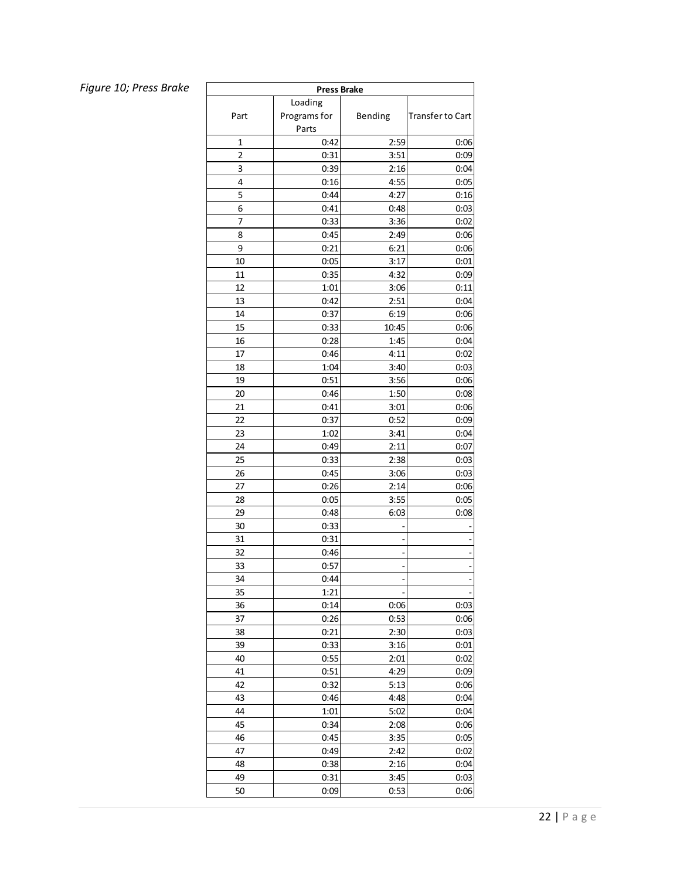*Figure 10; Press Brake*

| Press Brake | | | |
|---|---|---|---|
| Part | Loading Programs for Parts | Bending | Transfer to Cart |
| 1 | 0:42 | 2:59 | 0:06 |
| 2 | 0:31 | 3:51 | 0:09 |
| 3 | 0:39 | 2:16 | 0:04 |
| 4 | 0:16 | 4:55 | 0:05 |
| 5 | 0:44 | 4:27 | 0:16 |
| 6 | 0:41 | 0:48 | 0:03 |
| 7 | 0:33 | 3:36 | 0:02 |
| 8 | 0:45 | 2:49 | 0:06 |
| 9 | 0:21 | 6:21 | 0:06 |
| 10 | 0:05 | 3:17 | 0:01 |
| 11 | 0:35 | 4:32 | 0:09 |
| 12 | 1:01 | 3:06 | 0:11 |
| 13 | 0:42 | 2:51 | 0:04 |
| 14 | 0:37 | 6:19 | 0:06 |
| 15 | 0:33 | 10:45 | 0:06 |
| 16 | 0:28 | 1:45 | 0:04 |
| 17 | 0:46 | 4:11 | 0:02 |
| 18 | 1:04 | 3:40 | 0:03 |
| 19 | 0:51 | 3:56 | 0:06 |
| 20 | 0:46 | 1:50 | 0:08 |
| 21 | 0:41 | 3:01 | 0:06 |
| 22 | 0:37 | 0:52 | 0:09 |
| 23 | 1:02 | 3:41 | 0:04 |
| 24 | 0:49 | 2:11 | 0:07 |
| 25 | 0:33 | 2:38 | 0:03 |
| 26 | 0:45 | 3:06 | 0:03 |
| 27 | 0:26 | 2:14 | 0:06 |
| 28 | 0:05 | 3:55 | 0:05 |
| 29 | 0:48 | 6:03 | 0:08 |
| 30 | 0:33 | - | - |
| 31 | 0:31 | - | - |
| 32 | 0:46 | - | - |
| 33 | 0:57 | - | - |
| 34 | 0:44 | - | - |
| 35 | 1:21 | - | - |
| 36 | 0:14 | 0:06 | 0:03 |
| 37 | 0:26 | 0:53 | 0:06 |
| 38 | 0:21 | 2:30 | 0:03 |
| 39 | 0:33 | 3:16 | 0:01 |
| 40 | 0:55 | 2:01 | 0:02 |
| 41 | 0:51 | 4:29 | 0:09 |
| 42 | 0:32 | 5:13 | 0:06 |
| 43 | 0:46 | 4:48 | 0:04 |
| 44 | 1:01 | 5:02 | 0:04 |
| 45 | 0:34 | 2:08 | 0:06 |
| 46 | 0:45 | 3:35 | 0:05 |
| 47 | 0:49 | 2:42 | 0:02 |
| 48 | 0:38 | 2:16 | 0:04 |
| 49 | 0:31 | 3:45 | 0:03 |
| 50 | 0:09 | 0:53 | 0:06 |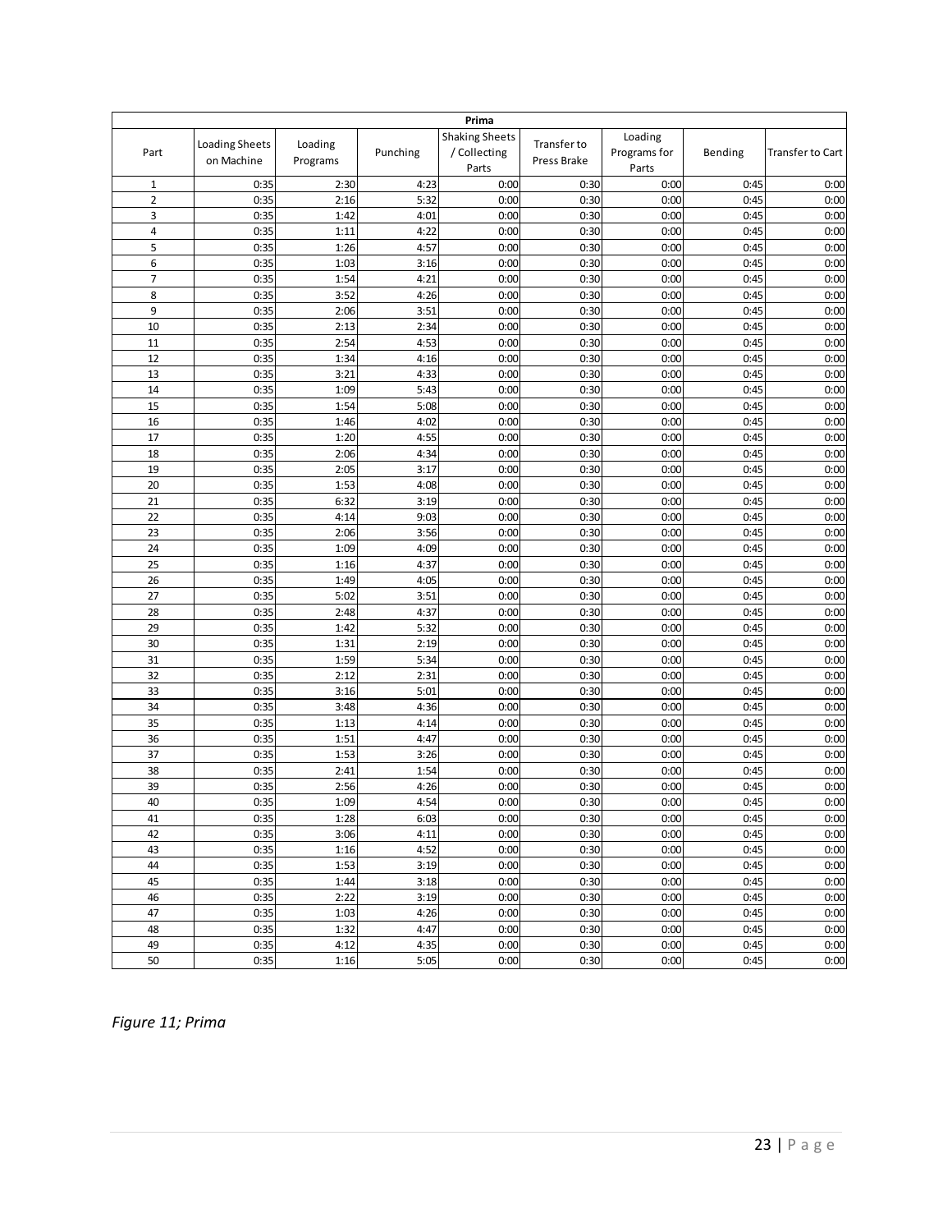| Prima | | | | | | | | |
|---|---|---|---|---|---|---|---|---|
| Part | Loading Sheets on Machine | Loading Programs | Punching | Shaking Sheets / Collecting Parts | Transfer to Press Brake | Loading Programs for Parts | Bending | Transfer to Cart |
| 1 | 0:35 | 2:30 | 4:23 | 0:00 | 0:30 | 0:00 | 0:45 | 0:00 |
| 2 | 0:35 | 2:16 | 5:32 | 0:00 | 0:30 | 0:00 | 0:45 | 0:00 |
| 3 | 0:35 | 1:42 | 4:01 | 0:00 | 0:30 | 0:00 | 0:45 | 0:00 |
| 4 | 0:35 | 1:11 | 4:22 | 0:00 | 0:30 | 0:00 | 0:45 | 0:00 |
| 5 | 0:35 | 1:26 | 4:57 | 0:00 | 0:30 | 0:00 | 0:45 | 0:00 |
| 6 | 0:35 | 1:03 | 3:16 | 0:00 | 0:30 | 0:00 | 0:45 | 0:00 |
| 7 | 0:35 | 1:54 | 4:21 | 0:00 | 0:30 | 0:00 | 0:45 | 0:00 |
| 8 | 0:35 | 3:52 | 4:26 | 0:00 | 0:30 | 0:00 | 0:45 | 0:00 |
| 9 | 0:35 | 2:06 | 3:51 | 0:00 | 0:30 | 0:00 | 0:45 | 0:00 |
| 10 | 0:35 | 2:13 | 2:34 | 0:00 | 0:30 | 0:00 | 0:45 | 0:00 |
| 11 | 0:35 | 2:54 | 4:53 | 0:00 | 0:30 | 0:00 | 0:45 | 0:00 |
| 12 | 0:35 | 1:34 | 4:16 | 0:00 | 0:30 | 0:00 | 0:45 | 0:00 |
| 13 | 0:35 | 3:21 | 4:33 | 0:00 | 0:30 | 0:00 | 0:45 | 0:00 |
| 14 | 0:35 | 1:09 | 5:43 | 0:00 | 0:30 | 0:00 | 0:45 | 0:00 |
| 15 | 0:35 | 1:54 | 5:08 | 0:00 | 0:30 | 0:00 | 0:45 | 0:00 |
| 16 | 0:35 | 1:46 | 4:02 | 0:00 | 0:30 | 0:00 | 0:45 | 0:00 |
| 17 | 0:35 | 1:20 | 4:55 | 0:00 | 0:30 | 0:00 | 0:45 | 0:00 |
| 18 | 0:35 | 2:06 | 4:34 | 0:00 | 0:30 | 0:00 | 0:45 | 0:00 |
| 19 | 0:35 | 2:05 | 3:17 | 0:00 | 0:30 | 0:00 | 0:45 | 0:00 |
| 20 | 0:35 | 1:53 | 4:08 | 0:00 | 0:30 | 0:00 | 0:45 | 0:00 |
| 21 | 0:35 | 6:32 | 3:19 | 0:00 | 0:30 | 0:00 | 0:45 | 0:00 |
| 22 | 0:35 | 4:14 | 9:03 | 0:00 | 0:30 | 0:00 | 0:45 | 0:00 |
| 23 | 0:35 | 2:06 | 3:56 | 0:00 | 0:30 | 0:00 | 0:45 | 0:00 |
| 24 | 0:35 | 1:09 | 4:09 | 0:00 | 0:30 | 0:00 | 0:45 | 0:00 |
| 25 | 0:35 | 1:16 | 4:37 | 0:00 | 0:30 | 0:00 | 0:45 | 0:00 |
| 26 | 0:35 | 1:49 | 4:05 | 0:00 | 0:30 | 0:00 | 0:45 | 0:00 |
| 27 | 0:35 | 5:02 | 3:51 | 0:00 | 0:30 | 0:00 | 0:45 | 0:00 |
| 28 | 0:35 | 2:48 | 4:37 | 0:00 | 0:30 | 0:00 | 0:45 | 0:00 |
| 29 | 0:35 | 1:42 | 5:32 | 0:00 | 0:30 | 0:00 | 0:45 | 0:00 |
| 30 | 0:35 | 1:31 | 2:19 | 0:00 | 0:30 | 0:00 | 0:45 | 0:00 |
| 31 | 0:35 | 1:59 | 5:34 | 0:00 | 0:30 | 0:00 | 0:45 | 0:00 |
| 32 | 0:35 | 2:12 | 2:31 | 0:00 | 0:30 | 0:00 | 0:45 | 0:00 |
| 33 | 0:35 | 3:16 | 5:01 | 0:00 | 0:30 | 0:00 | 0:45 | 0:00 |
| 34 | 0:35 | 3:48 | 4:36 | 0:00 | 0:30 | 0:00 | 0:45 | 0:00 |
| 35 | 0:35 | 1:13 | 4:14 | 0:00 | 0:30 | 0:00 | 0:45 | 0:00 |
| 36 | 0:35 | 1:51 | 4:47 | 0:00 | 0:30 | 0:00 | 0:45 | 0:00 |
| 37 | 0:35 | 1:53 | 3:26 | 0:00 | 0:30 | 0:00 | 0:45 | 0:00 |
| 38 | 0:35 | 2:41 | 1:54 | 0:00 | 0:30 | 0:00 | 0:45 | 0:00 |
| 39 | 0:35 | 2:56 | 4:26 | 0:00 | 0:30 | 0:00 | 0:45 | 0:00 |
| 40 | 0:35 | 1:09 | 4:54 | 0:00 | 0:30 | 0:00 | 0:45 | 0:00 |
| 41 | 0:35 | 1:28 | 6:03 | 0:00 | 0:30 | 0:00 | 0:45 | 0:00 |
| 42 | 0:35 | 3:06 | 4:11 | 0:00 | 0:30 | 0:00 | 0:45 | 0:00 |
| 43 | 0:35 | 1:16 | 4:52 | 0:00 | 0:30 | 0:00 | 0:45 | 0:00 |
| 44 | 0:35 | 1:53 | 3:19 | 0:00 | 0:30 | 0:00 | 0:45 | 0:00 |
| 45 | 0:35 | 1:44 | 3:18 | 0:00 | 0:30 | 0:00 | 0:45 | 0:00 |
| 46 | 0:35 | 2:22 | 3:19 | 0:00 | 0:30 | 0:00 | 0:45 | 0:00 |
| 47 | 0:35 | 1:03 | 4:26 | 0:00 | 0:30 | 0:00 | 0:45 | 0:00 |
| 48 | 0:35 | 1:32 | 4:47 | 0:00 | 0:30 | 0:00 | 0:45 | 0:00 |
| 49 | 0:35 | 4:12 | 4:35 | 0:00 | 0:30 | 0:00 | 0:45 | 0:00 |
| 50 | 0:35 | 1:16 | 5:05 | 0:00 | 0:30 | 0:00 | 0:45 | 0:00 |

*Figure 11; Prima*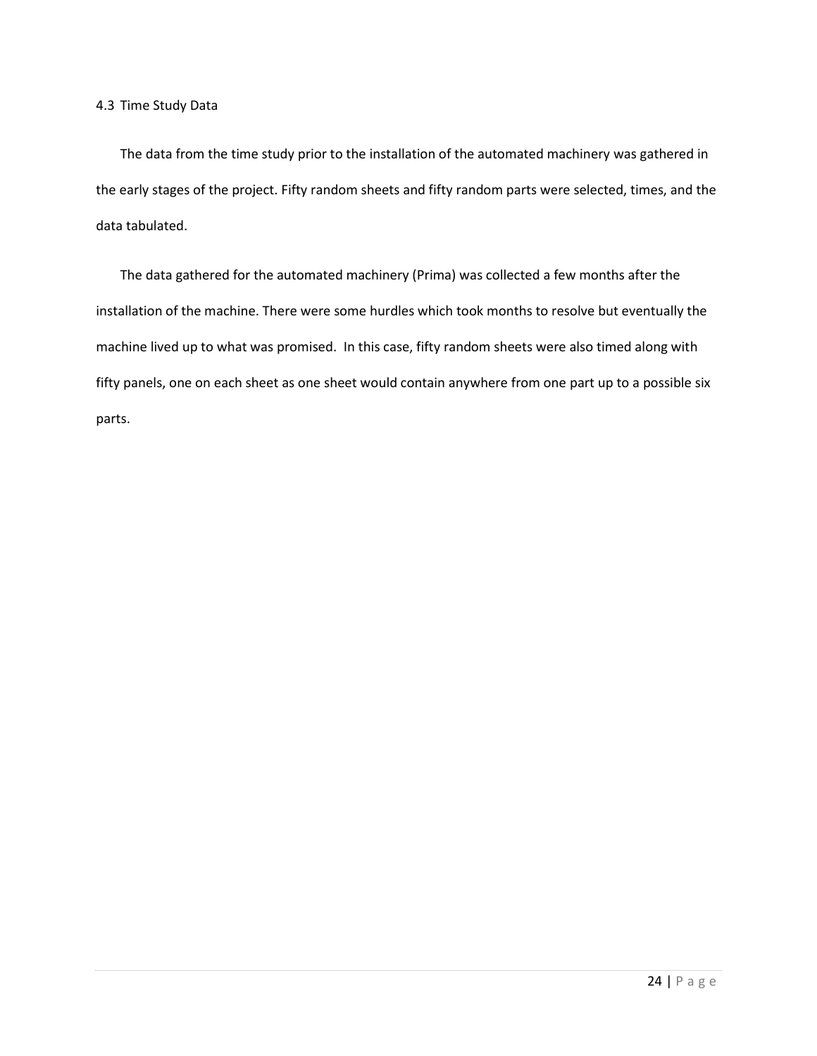### 4.3 Time Study Data

The data from the time study prior to the installation of the automated machinery was gathered in the early stages of the project. Fifty random sheets and fifty random parts were selected, times, and the data tabulated.

The data gathered for the automated machinery (Prima) was collected a few months after the installation of the machine. There were some hurdles which took months to resolve but eventually the machine lived up to what was promised. In this case, fifty random sheets were also timed along with fifty panels, one on each sheet as one sheet would contain anywhere from one part up to a possible six parts.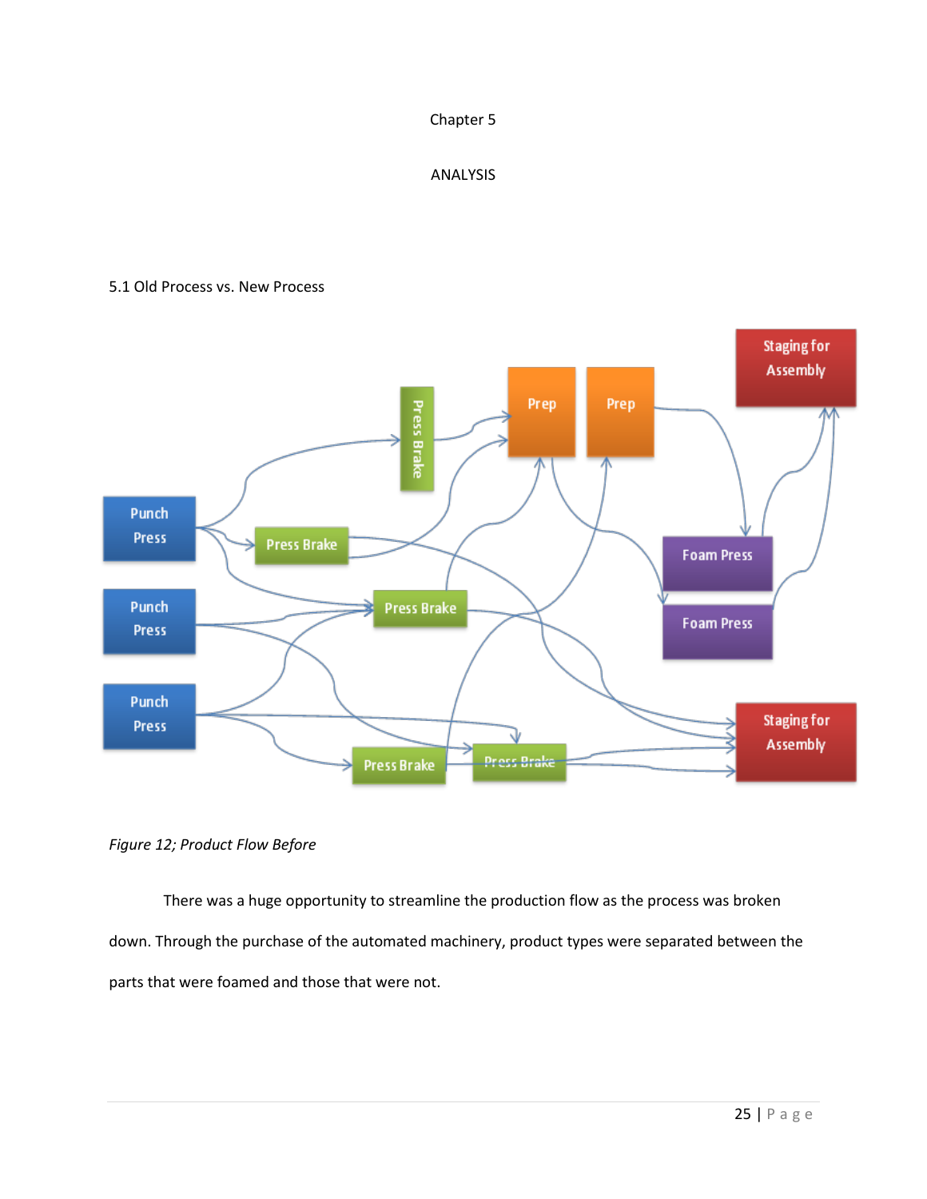# Chapter 5

# ANALYSIS

## 5.1 Old Process vs. New Process

*Figure 12; Product Flow Before*

There was a huge opportunity to streamline the production flow as the process was broken down. Through the purchase of the automated machinery, product types were separated between the parts that were foamed and those that were not.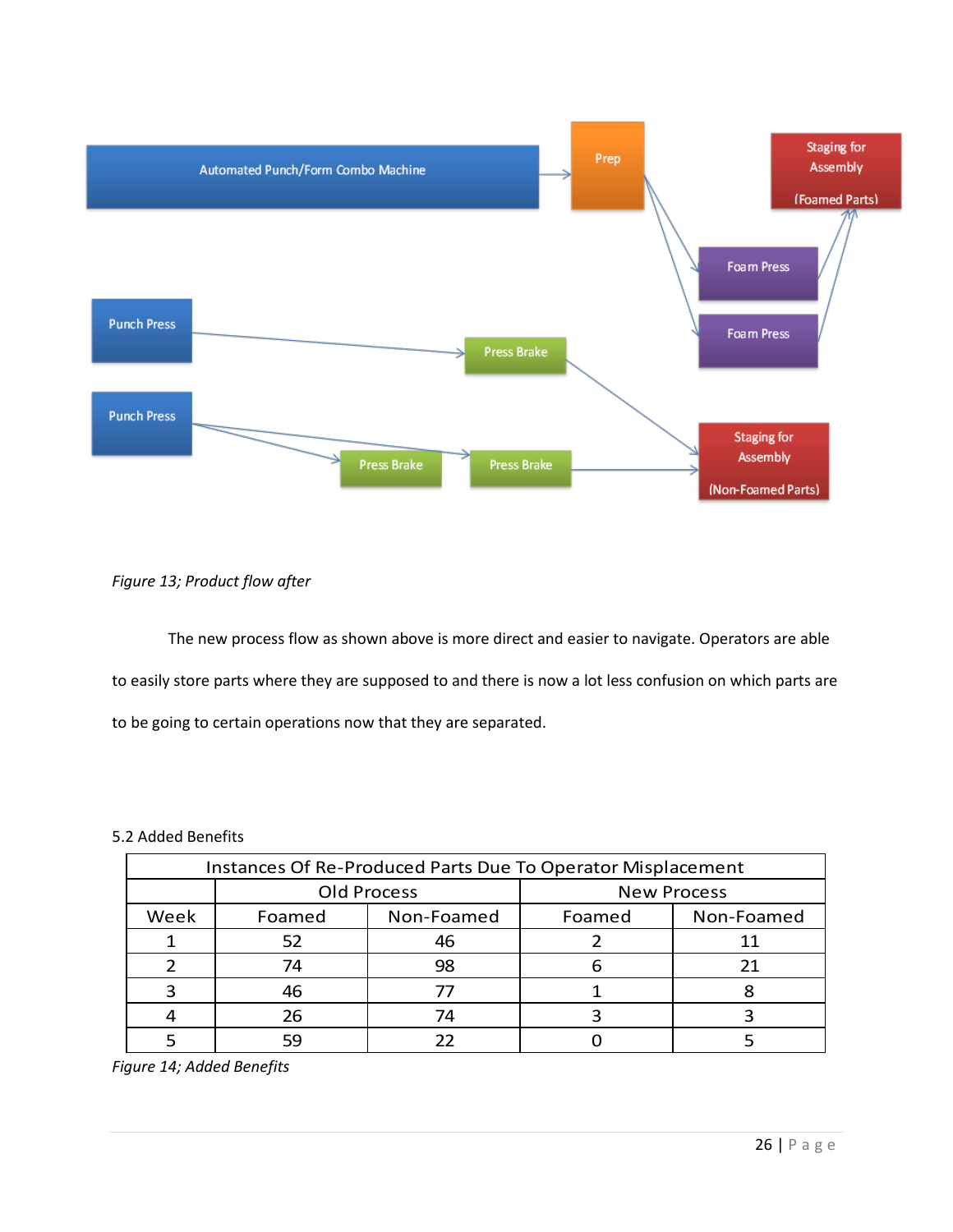Automated Punch/Form Combo Machine

Prep

Staging for Assembly

(Foamed Parts)

Foam Press

Foam Press

Punch Press

Press Brake

Punch Press

Press Brake

Press Brake

Staging for Assembly

(Non-Foamed Parts)

*Figure 13; Product flow after*

The new process flow as shown above is more direct and easier to navigate. Operators are able to easily store parts where they are supposed to and there is now a lot less confusion on which parts are to be going to certain operations now that they are separated.

5.2 Added Benefits

| Instances Of Re-Produced Parts Due To Operator Misplacement | | | | |
|---|---|---|---|---|
| | Old Process | | New Process | |
| Week | Foamed | Non-Foamed | Foamed | Non-Foamed |
| 1 | 52 | 46 | 2 | 11 |
| 2 | 74 | 98 | 6 | 21 |
| 3 | 46 | 77 | 1 | 8 |
| 4 | 26 | 74 | 3 | 3 |
| 5 | 59 | 22 | 0 | 5 |

*Figure 14; Added Benefits*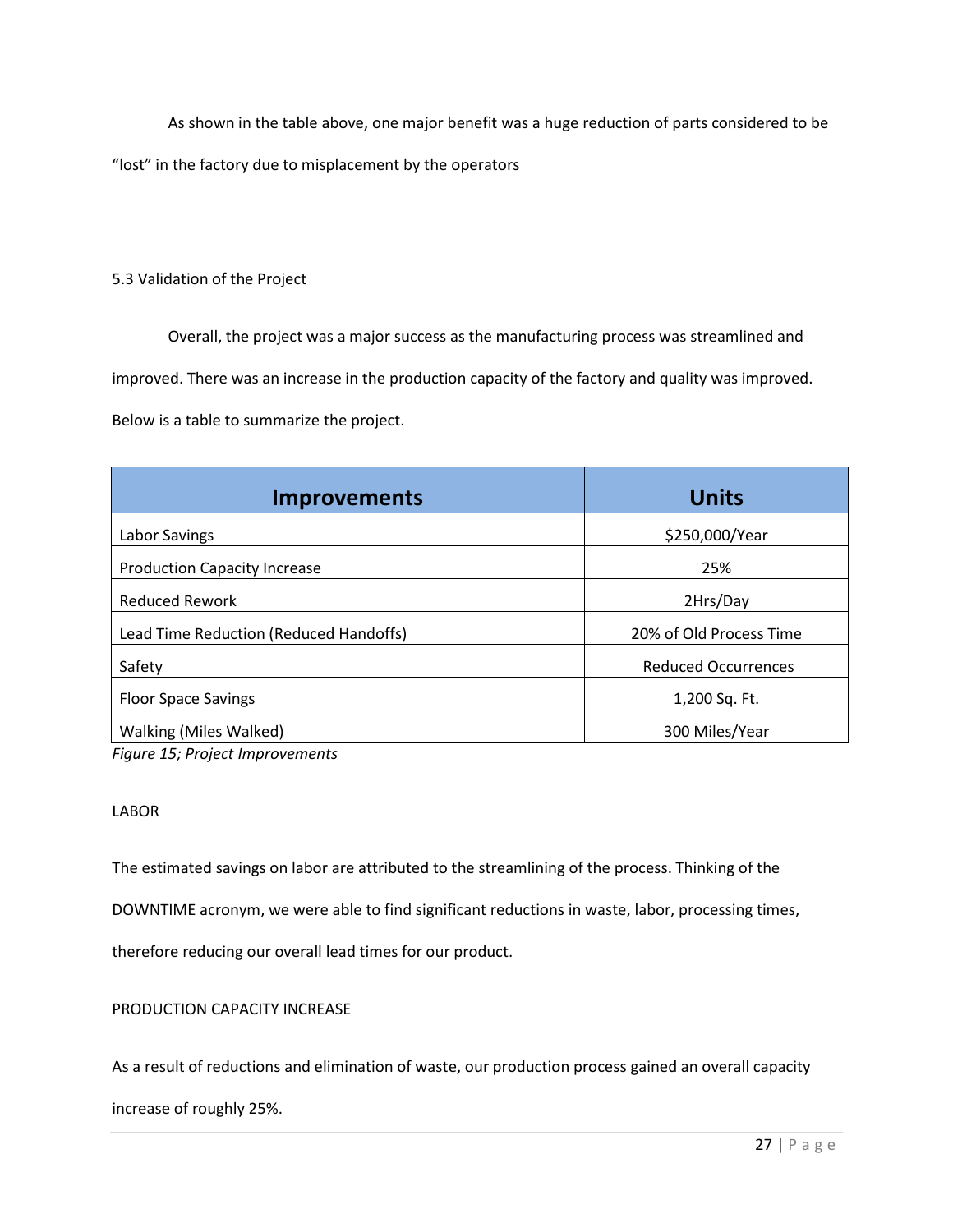As shown in the table above, one major benefit was a huge reduction of parts considered to be "lost" in the factory due to misplacement by the operators

## 5.3 Validation of the Project

Overall, the project was a major success as the manufacturing process was streamlined and improved. There was an increase in the production capacity of the factory and quality was improved. Below is a table to summarize the project.

| Improvements | Units |
|---|---|
| Labor Savings | $250,000/Year |
| Production Capacity Increase | 25% |
| Reduced Rework | 2Hrs/Day |
| Lead Time Reduction (Reduced Handoffs) | 20% of Old Process Time |
| Safety | Reduced Occurrences |
| Floor Space Savings | 1,200 Sq. Ft. |
| Walking (Miles Walked) | 300 Miles/Year |

*Figure 15; Project Improvements*

### LABOR

The estimated savings on labor are attributed to the streamlining of the process. Thinking of the DOWNTIME acronym, we were able to find significant reductions in waste, labor, processing times, therefore reducing our overall lead times for our product.

### PRODUCTION CAPACITY INCREASE

As a result of reductions and elimination of waste, our production process gained an overall capacity increase of roughly 25%.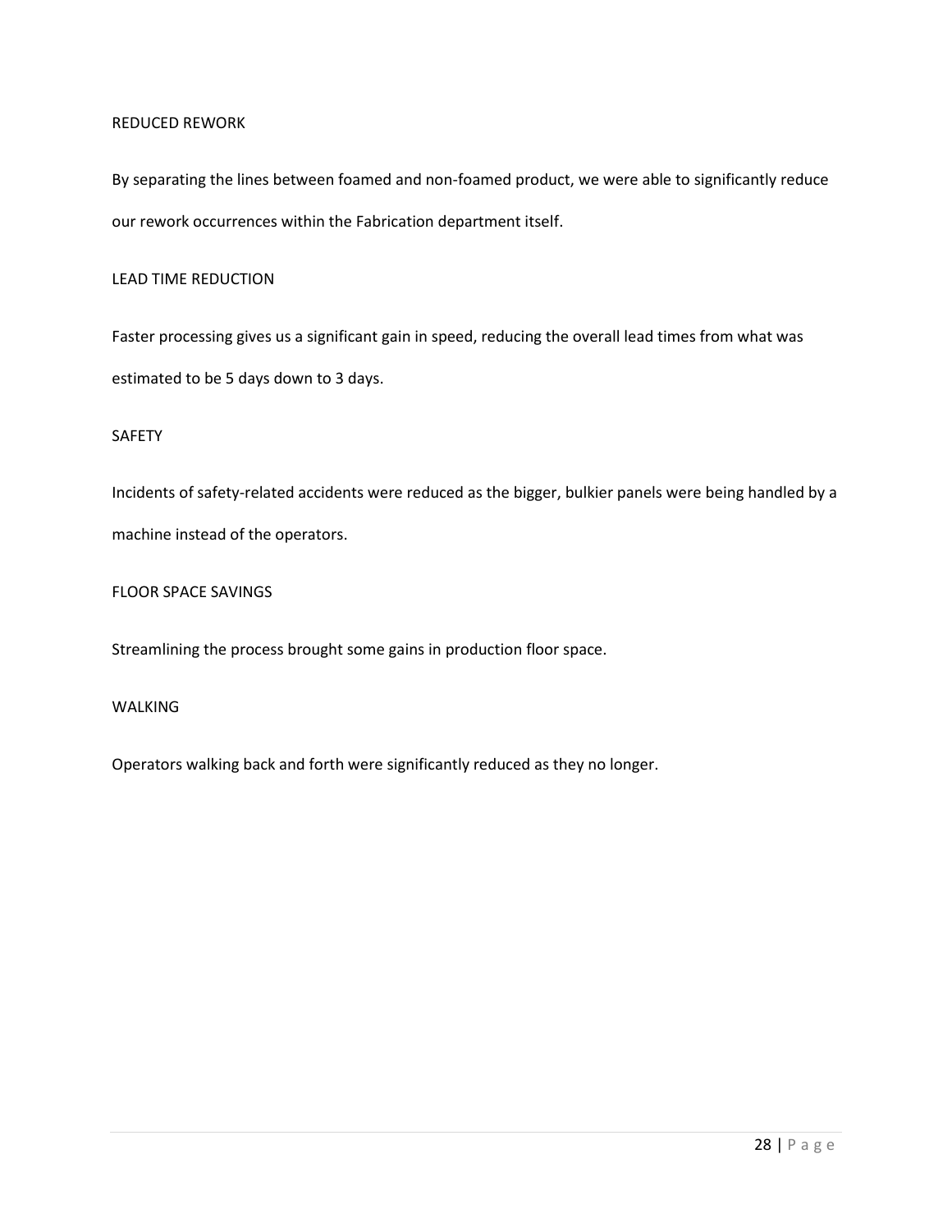REDUCED REWORK

By separating the lines between foamed and non-foamed product, we were able to significantly reduce our rework occurrences within the Fabrication department itself.

LEAD TIME REDUCTION

Faster processing gives us a significant gain in speed, reducing the overall lead times from what was estimated to be 5 days down to 3 days.

SAFETY

Incidents of safety-related accidents were reduced as the bigger, bulkier panels were being handled by a machine instead of the operators.

FLOOR SPACE SAVINGS

Streamlining the process brought some gains in production floor space.

WALKING

Operators walking back and forth were significantly reduced as they no longer.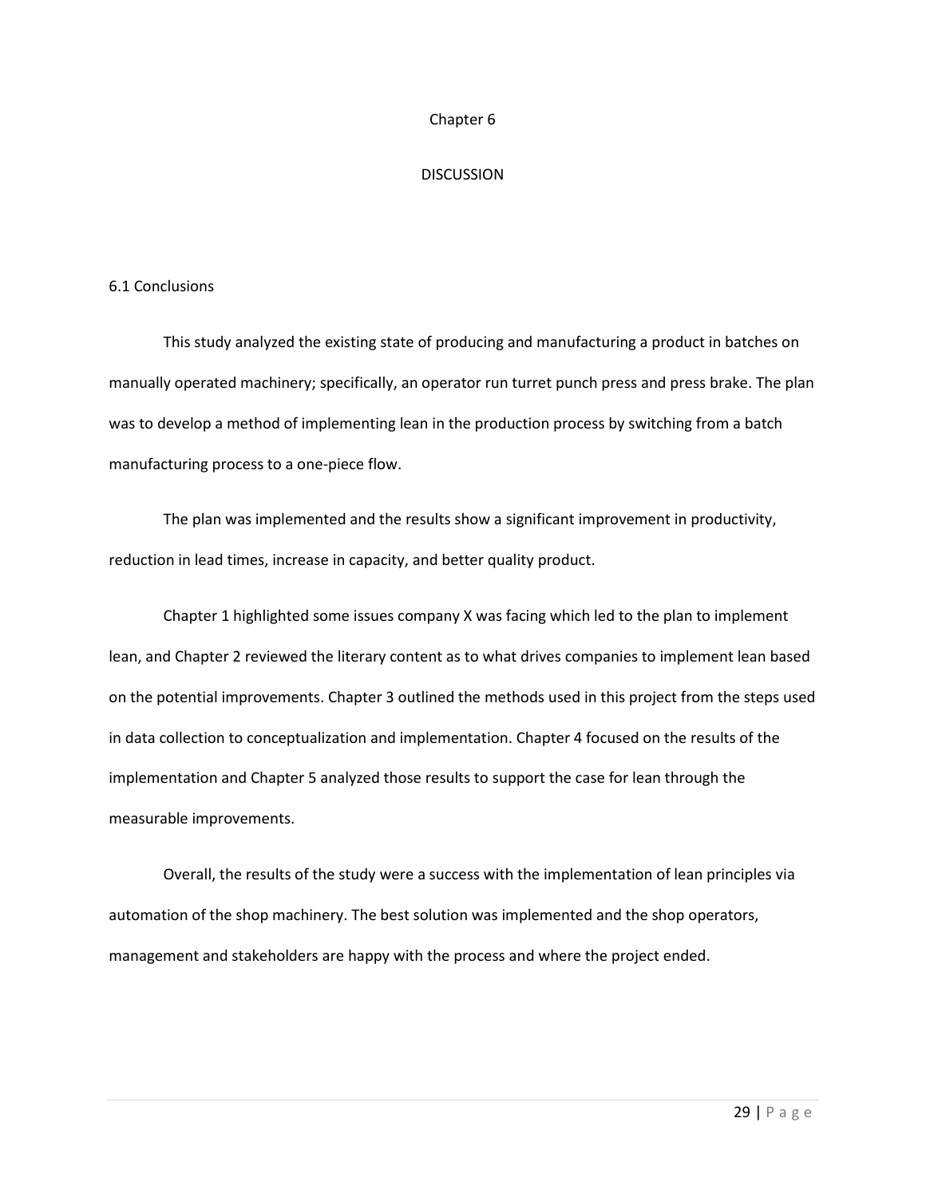# Chapter 6

# DISCUSSION

## 6.1 Conclusions

This study analyzed the existing state of producing and manufacturing a product in batches on manually operated machinery; specifically, an operator run turret punch press and press brake. The plan was to develop a method of implementing lean in the production process by switching from a batch manufacturing process to a one-piece flow.

The plan was implemented and the results show a significant improvement in productivity, reduction in lead times, increase in capacity, and better quality product.

Chapter 1 highlighted some issues company X was facing which led to the plan to implement lean, and Chapter 2 reviewed the literary content as to what drives companies to implement lean based on the potential improvements. Chapter 3 outlined the methods used in this project from the steps used in data collection to conceptualization and implementation. Chapter 4 focused on the results of the implementation and Chapter 5 analyzed those results to support the case for lean through the measurable improvements.

Overall, the results of the study were a success with the implementation of lean principles via automation of the shop machinery. The best solution was implemented and the shop operators, management and stakeholders are happy with the process and where the project ended.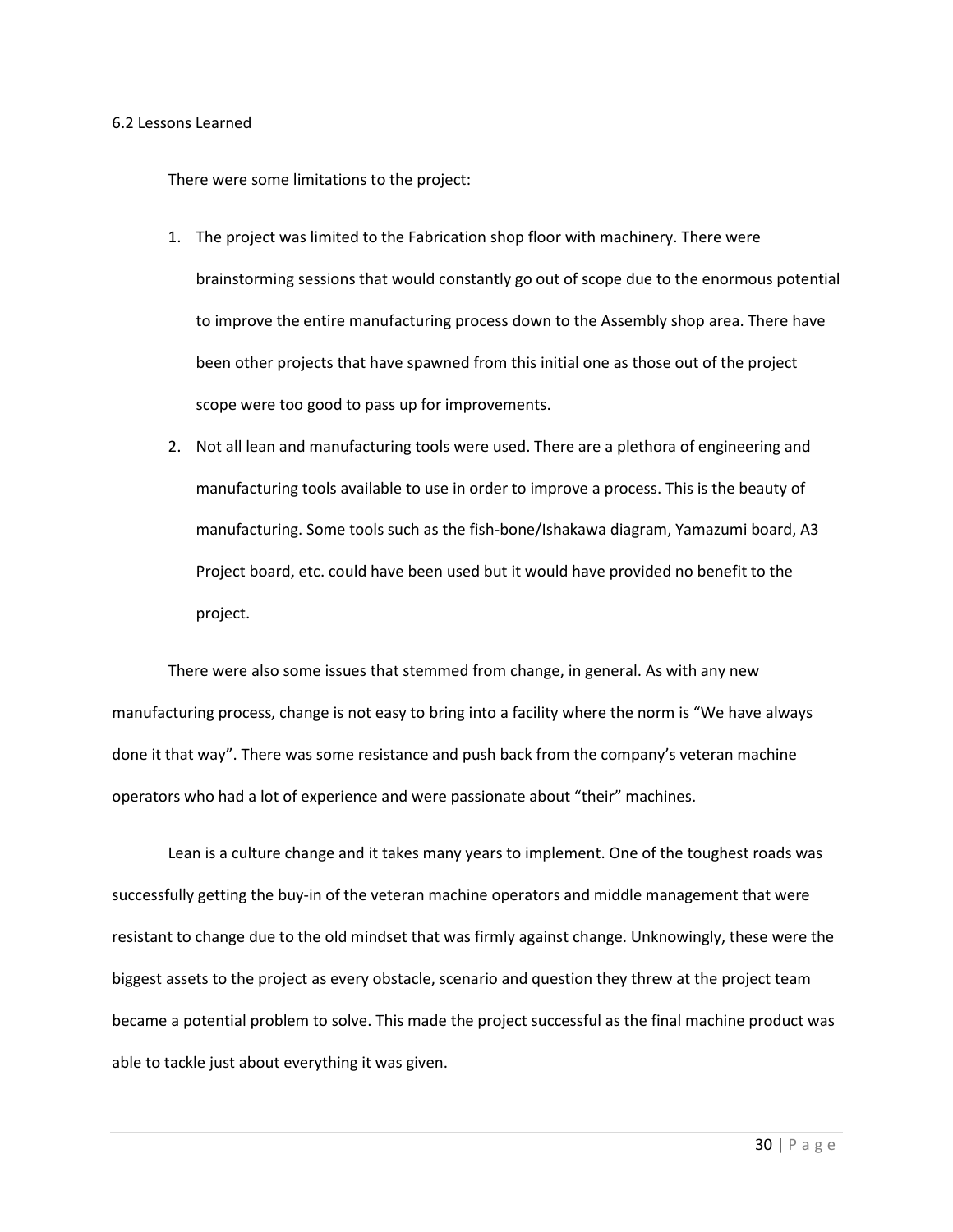## 6.2 Lessons Learned

There were some limitations to the project:

1. The project was limited to the Fabrication shop floor with machinery. There were brainstorming sessions that would constantly go out of scope due to the enormous potential to improve the entire manufacturing process down to the Assembly shop area. There have been other projects that have spawned from this initial one as those out of the project scope were too good to pass up for improvements.
2. Not all lean and manufacturing tools were used. There are a plethora of engineering and manufacturing tools available to use in order to improve a process. This is the beauty of manufacturing. Some tools such as the fish-bone/Ishakawa diagram, Yamazumi board, A3 Project board, etc. could have been used but it would have provided no benefit to the project.

There were also some issues that stemmed from change, in general. As with any new manufacturing process, change is not easy to bring into a facility where the norm is "We have always done it that way". There was some resistance and push back from the company's veteran machine operators who had a lot of experience and were passionate about "their" machines.

Lean is a culture change and it takes many years to implement. One of the toughest roads was successfully getting the buy-in of the veteran machine operators and middle management that were resistant to change due to the old mindset that was firmly against change. Unknowingly, these were the biggest assets to the project as every obstacle, scenario and question they threw at the project team became a potential problem to solve. This made the project successful as the final machine product was able to tackle just about everything it was given.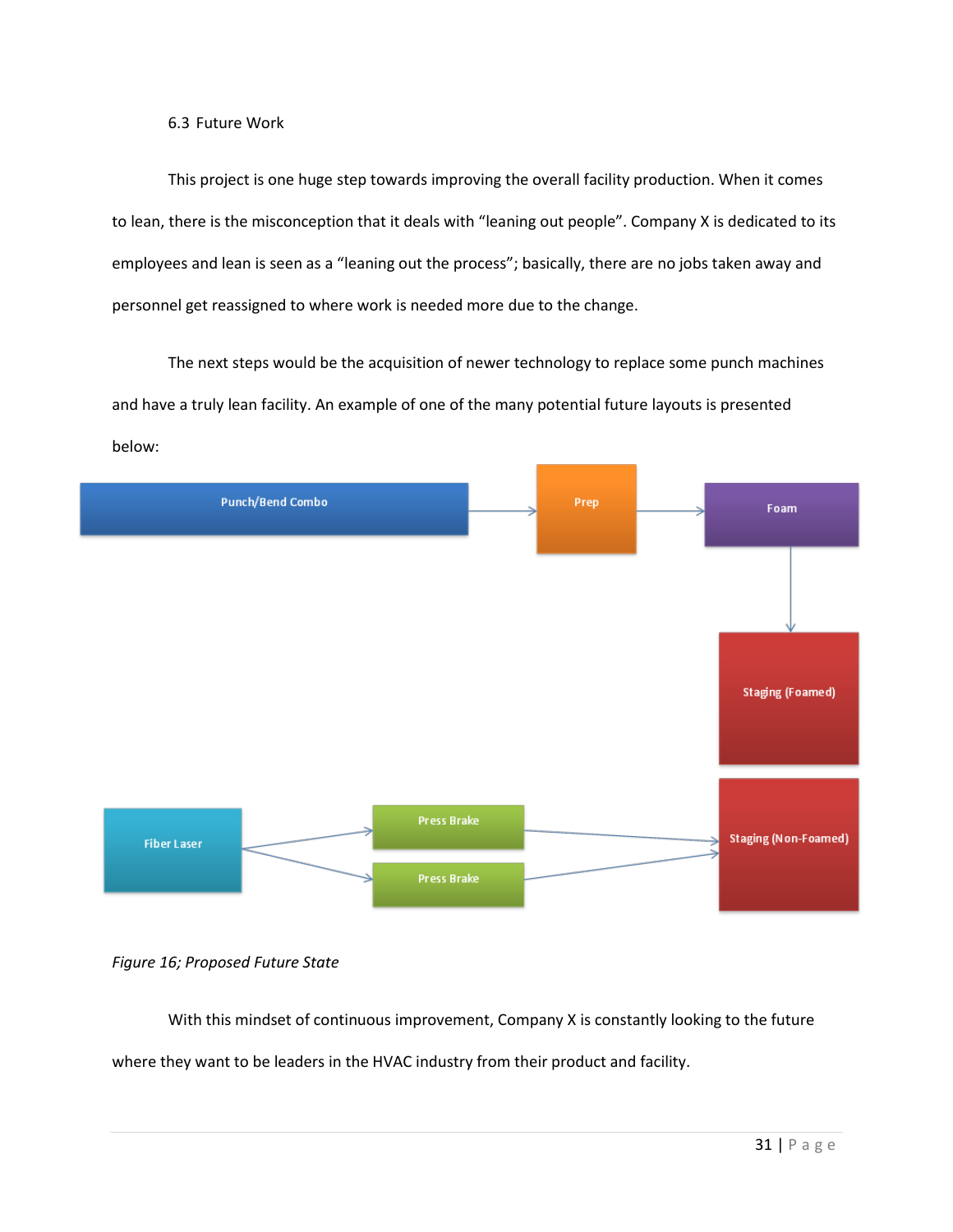### 6.3 Future Work

This project is one huge step towards improving the overall facility production. When it comes to lean, there is the misconception that it deals with "leaning out people". Company X is dedicated to its employees and lean is seen as a "leaning out the process"; basically, there are no jobs taken away and personnel get reassigned to where work is needed more due to the change.

The next steps would be the acquisition of newer technology to replace some punch machines and have a truly lean facility. An example of one of the many potential future layouts is presented below:

Punch/Bend Combo

Prep

Foam

Staging (Foamed)

Fiber Laser

Press Brake

Press Brake

Staging (Non-Foamed)

*Figure 16; Proposed Future State*

With this mindset of continuous improvement, Company X is constantly looking to the future where they want to be leaders in the HVAC industry from their product and facility.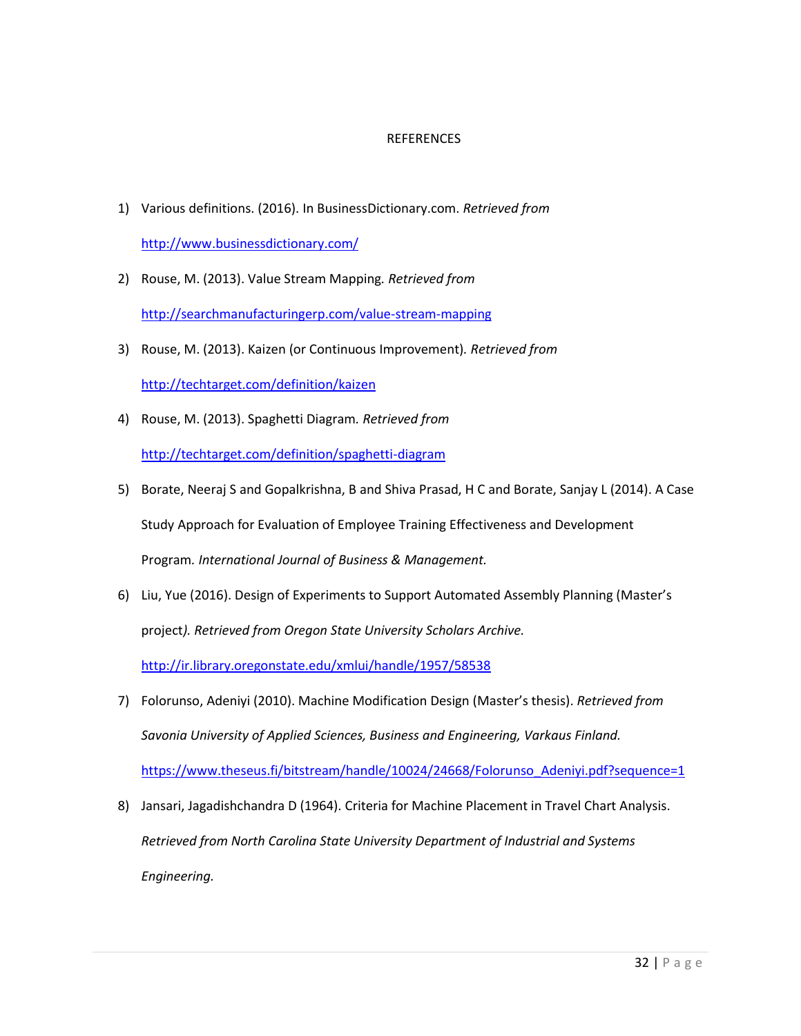# REFERENCES

1) Various definitions. (2016). In BusinessDictionary.com. *Retrieved from* http://www.businessdictionary.com/

2) Rouse, M. (2013). Value Stream Mapping. *Retrieved from* http://searchmanufacturingerp.com/value-stream-mapping

3) Rouse, M. (2013). Kaizen (or Continuous Improvement)*. Retrieved from* http://techtarget.com/definition/kaizen

4) Rouse, M. (2013). Spaghetti Diagram*. Retrieved from* http://techtarget.com/definition/spaghetti-diagram

5) Borate, Neeraj S and Gopalkrishna, B and Shiva Prasad, H C and Borate, Sanjay L (2014). A Case Study Approach for Evaluation of Employee Training Effectiveness and Development Program*. International Journal of Business & Management.*

6) Liu, Yue (2016). Design of Experiments to Support Automated Assembly Planning (Master's project*). Retrieved from Oregon State University Scholars Archive.* http://ir.library.oregonstate.edu/xmlui/handle/1957/58538

7) Folorunso, Adeniyi (2010). Machine Modification Design (Master's thesis). *Retrieved from Savonia University of Applied Sciences, Business and Engineering, Varkaus Finland.* https://www.theseus.fi/bitstream/handle/10024/24668/Folorunso_Adeniyi.pdf?sequence=1

8) Jansari, Jagadishchandra D (1964). Criteria for Machine Placement in Travel Chart Analysis. *Retrieved from North Carolina State University Department of Industrial and Systems Engineering.*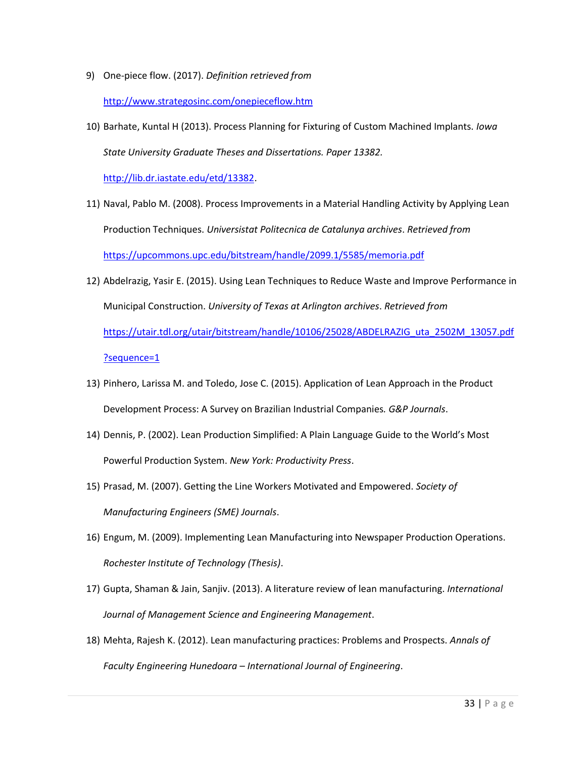9) One-piece flow. (2017). *Definition retrieved from* http://www.strategosinc.com/onepieceflow.htm

10) Barhate, Kuntal H (2013). Process Planning for Fixturing of Custom Machined Implants. *Iowa State University Graduate Theses and Dissertations. Paper 13382.* http://lib.dr.iastate.edu/etd/13382.

11) Naval, Pablo M. (2008). Process Improvements in a Material Handling Activity by Applying Lean Production Techniques. *Universistat Politecnica de Catalunya archives*. *Retrieved from* https://upcommons.upc.edu/bitstream/handle/2099.1/5585/memoria.pdf

12) Abdelrazig, Yasir E. (2015). Using Lean Techniques to Reduce Waste and Improve Performance in Municipal Construction. *University of Texas at Arlington archives*. *Retrieved from* https://utair.tdl.org/utair/bitstream/handle/10106/25028/ABDELRAZIG_uta_2502M_13057.pdf?sequence=1

13) Pinhero, Larissa M. and Toledo, Jose C. (2015). Application of Lean Approach in the Product Development Process: A Survey on Brazilian Industrial Companies*. G&P Journals*.

14) Dennis, P. (2002). Lean Production Simplified: A Plain Language Guide to the World's Most Powerful Production System. *New York: Productivity Press*.

15) Prasad, M. (2007). Getting the Line Workers Motivated and Empowered. *Society of Manufacturing Engineers (SME) Journals*.

16) Engum, M. (2009). Implementing Lean Manufacturing into Newspaper Production Operations. *Rochester Institute of Technology (Thesis)*.

17) Gupta, Shaman & Jain, Sanjiv. (2013). A literature review of lean manufacturing. *International Journal of Management Science and Engineering Management*.

18) Mehta, Rajesh K. (2012). Lean manufacturing practices: Problems and Prospects. *Annals of Faculty Engineering Hunedoara – International Journal of Engineering*.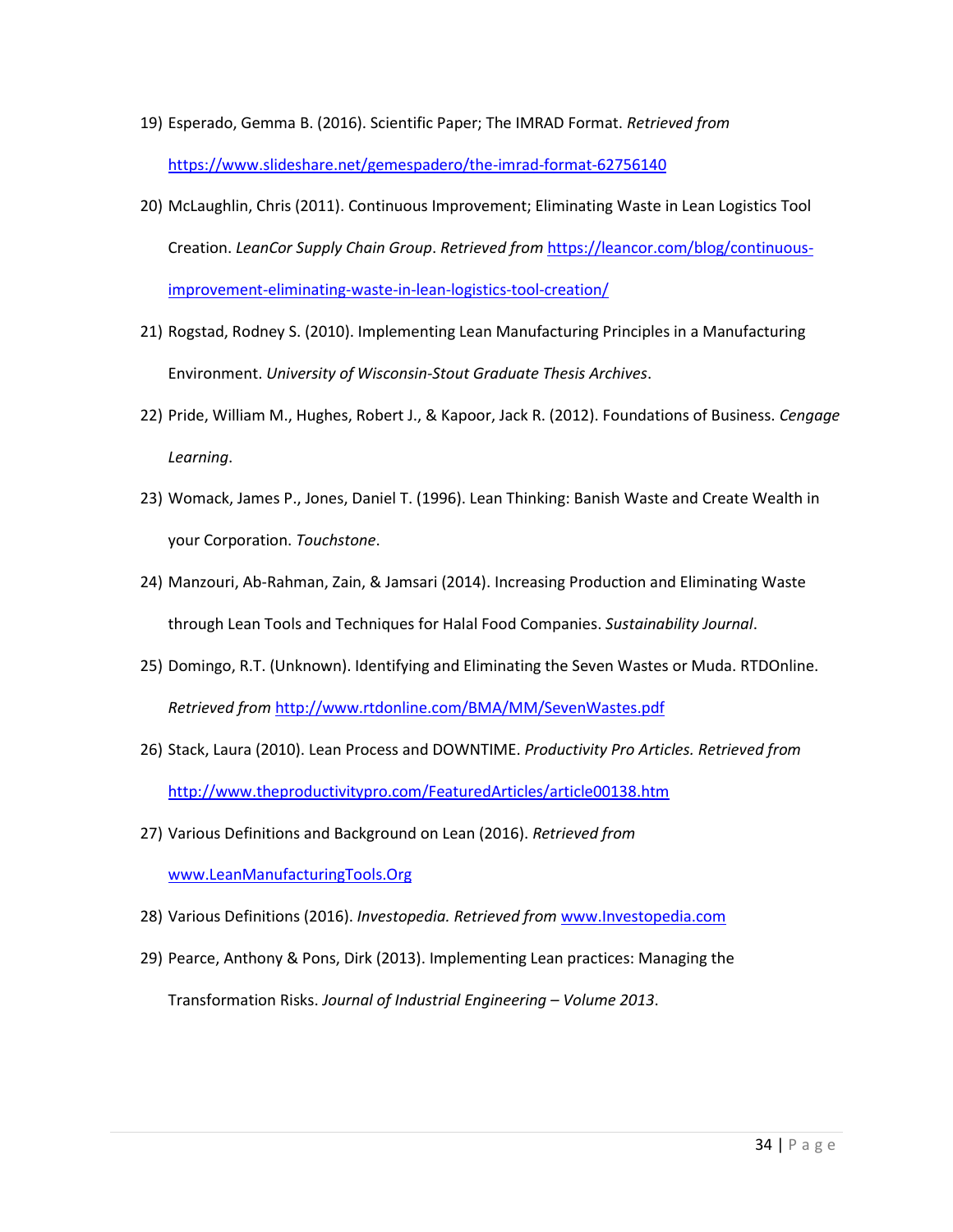19) Esperado, Gemma B. (2016). Scientific Paper; The IMRAD Format. *Retrieved from* https://www.slideshare.net/gemespadero/the-imrad-format-62756140

20) McLaughlin, Chris (2011). Continuous Improvement; Eliminating Waste in Lean Logistics Tool Creation. *LeanCor Supply Chain Group*. *Retrieved from* https://leancor.com/blog/continuous-improvement-eliminating-waste-in-lean-logistics-tool-creation/

21) Rogstad, Rodney S. (2010). Implementing Lean Manufacturing Principles in a Manufacturing Environment. *University of Wisconsin-Stout Graduate Thesis Archives*.

22) Pride, William M., Hughes, Robert J., & Kapoor, Jack R. (2012). Foundations of Business. *Cengage Learning*.

23) Womack, James P., Jones, Daniel T. (1996). Lean Thinking: Banish Waste and Create Wealth in your Corporation. *Touchstone*.

24) Manzouri, Ab-Rahman, Zain, & Jamsari (2014). Increasing Production and Eliminating Waste through Lean Tools and Techniques for Halal Food Companies. *Sustainability Journal*.

25) Domingo, R.T. (Unknown). Identifying and Eliminating the Seven Wastes or Muda. RTDOnline. *Retrieved from* http://www.rtdonline.com/BMA/MM/SevenWastes.pdf

26) Stack, Laura (2010). Lean Process and DOWNTIME. *Productivity Pro Articles. Retrieved from* http://www.theproductivitypro.com/FeaturedArticles/article00138.htm

27) Various Definitions and Background on Lean (2016). *Retrieved from* www.LeanManufacturingTools.Org

28) Various Definitions (2016). *Investopedia. Retrieved from* www.Investopedia.com

29) Pearce, Anthony & Pons, Dirk (2013). Implementing Lean practices: Managing the Transformation Risks. *Journal of Industrial Engineering – Volume 2013*.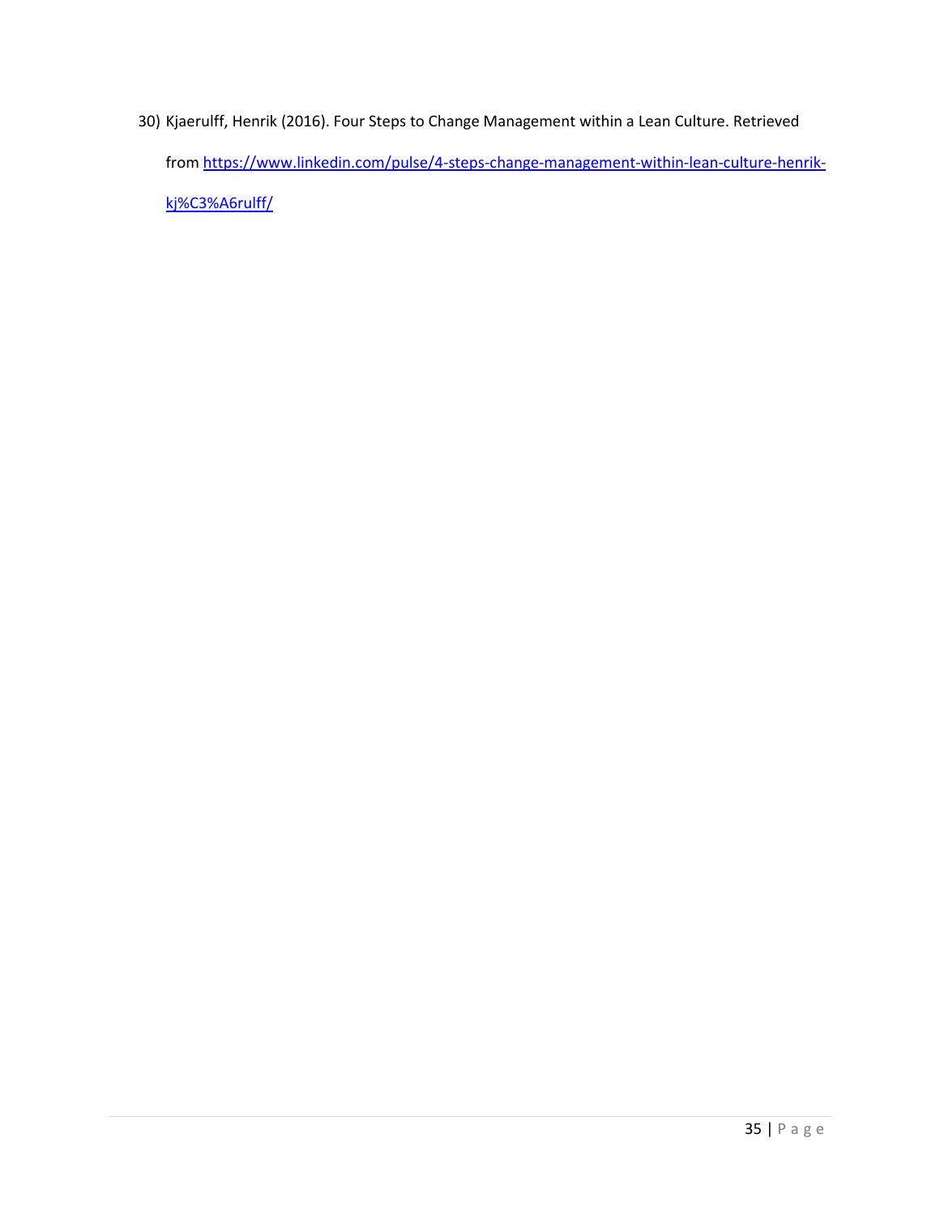30) Kjaerulff, Henrik (2016). Four Steps to Change Management within a Lean Culture. Retrieved from https://www.linkedin.com/pulse/4-steps-change-management-within-lean-culture-henrik-kj%C3%A6rulff/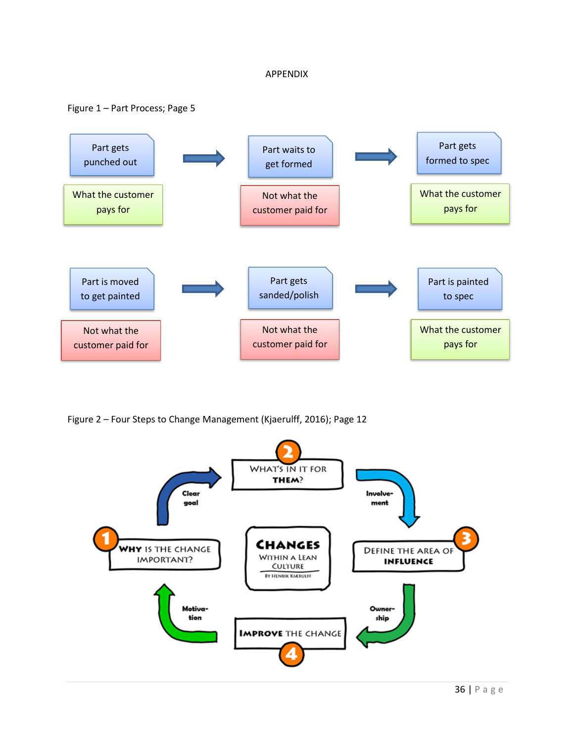# APPENDIX

Figure 1 – Part Process; Page 5

Part gets punched out

What the customer pays for

Part waits to get formed

Not what the customer paid for

Part gets formed to spec

What the customer pays for

Part is moved to get painted

Not what the customer paid for

Part gets sanded/polish

Not what the customer paid for

Part is painted to spec

What the customer pays for

Figure 2 – Four Steps to Change Management (Kjaerulff, 2016); Page 12

1 WHY IS THE CHANGE IMPORTANT?

Clear goal

2 WHAT'S IN IT FOR THEM?

Involve-ment

3 DEFINE THE AREA OF INFLUENCE

Owner-ship

4 IMPROVE THE CHANGE

Motiva-tion

CHANGES WITHIN A LEAN CULTURE BY HENRIK KJÆRULFF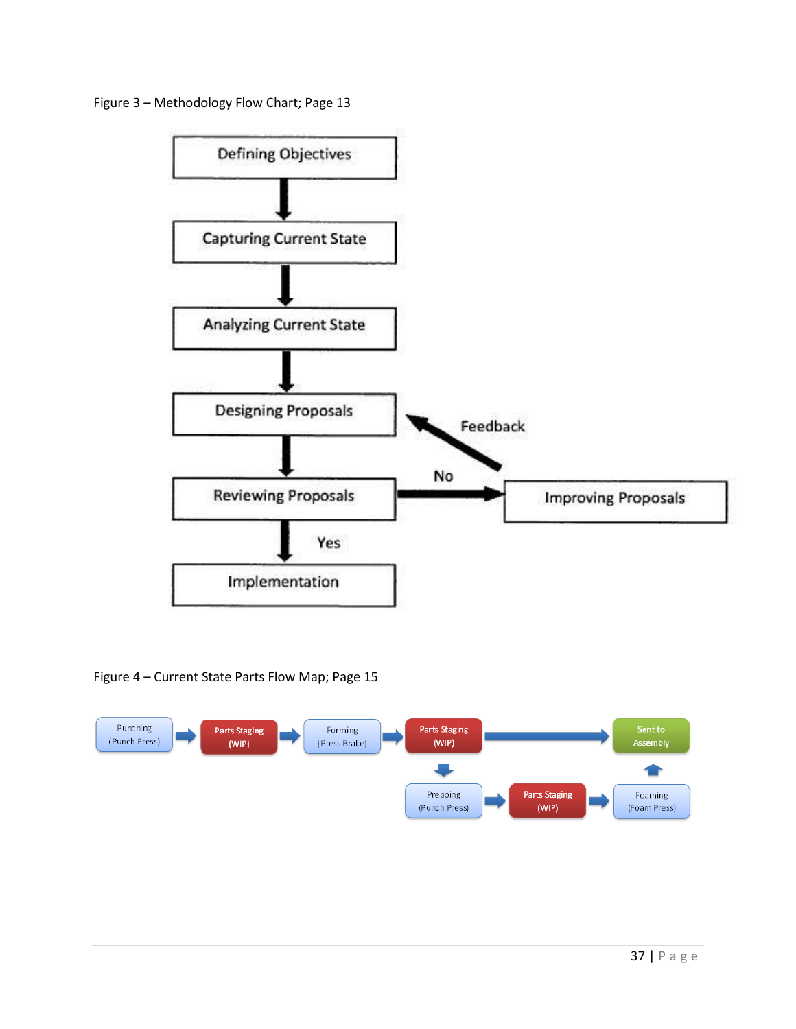Figure 3 – Methodology Flow Chart; Page 13

Defining Objectives

Capturing Current State

Analyzing Current State

Designing Proposals

Feedback

No

Reviewing Proposals

Improving Proposals

Yes

Implementation

Figure 4 – Current State Parts Flow Map; Page 15

Punching (Punch Press)

Parts Staging (WIP)

Forming (Press Brake)

Parts Staging (WIP)

Sent to Assembly

Prepping (Punch Press)

Parts Staging (WIP)

Foaming (Foam Press)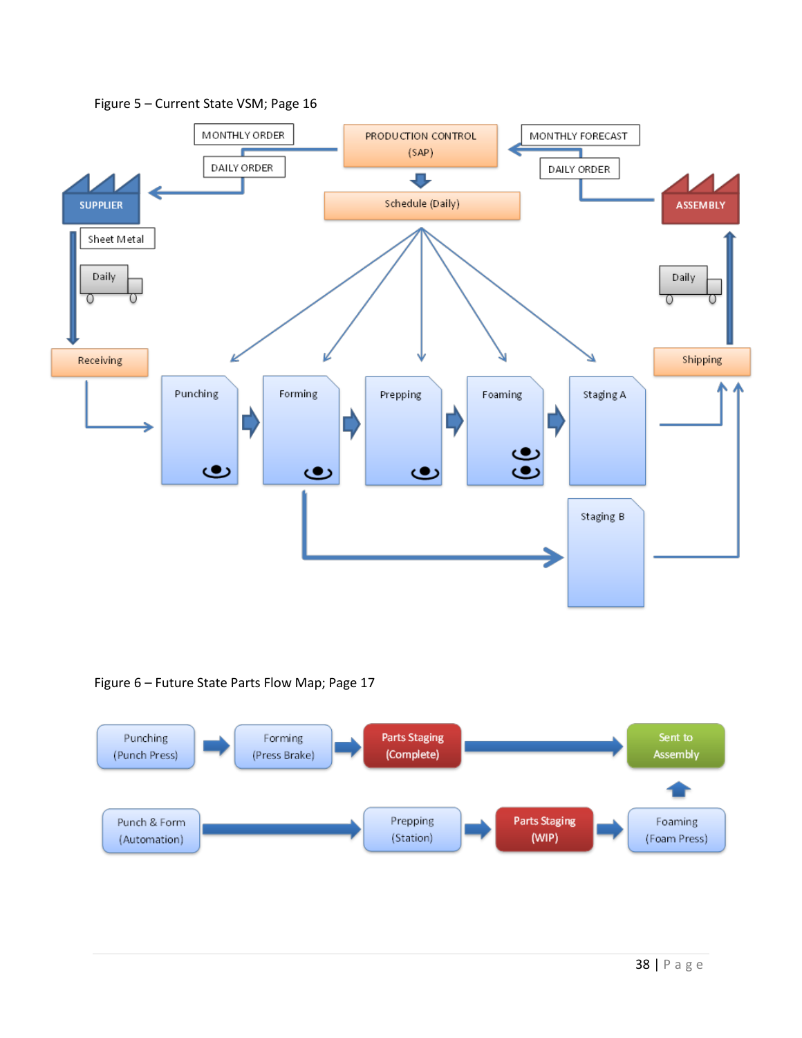Figure 5 – Current State VSM; Page 16

MONTHLY ORDER

PRODUCTION CONTROL (SAP)

MONTHLY FORECAST

DAILY ORDER

DAILY ORDER

SUPPLIER

Schedule (Daily)

ASSEMBLY

Sheet Metal

Daily

Daily

Receiving

Shipping

Punching

Forming

Prepping

Foaming

Staging A

Staging B

Figure 6 – Future State Parts Flow Map; Page 17

Punching (Punch Press)

Forming (Press Brake)

Parts Staging (Complete)

Sent to Assembly

Punch & Form (Automation)

Prepping (Station)

Parts Staging (WIP)

Foaming (Foam Press)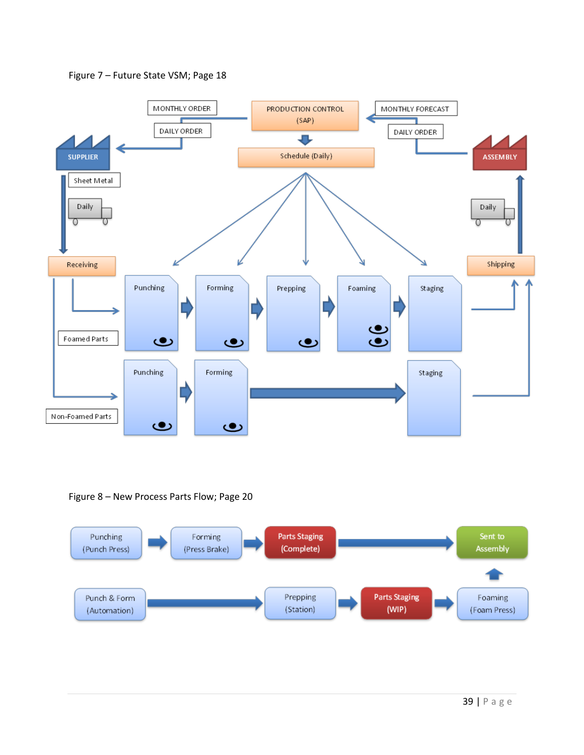Figure 7 – Future State VSM; Page 18

MONTHLY ORDER

DAILY ORDER

PRODUCTION CONTROL (SAP)

MONTHLY FORECAST

DAILY ORDER

SUPPLIER

Schedule (Daily)

ASSEMBLY

Sheet Metal

Daily

Daily

Receiving

Shipping

Punching

Forming

Prepping

Foaming

Staging

Foamed Parts

Punching

Forming

Staging

Non-Foamed Parts

Figure 8 – New Process Parts Flow; Page 20

Punching (Punch Press)

Forming (Press Brake)

Parts Staging (Complete)

Sent to Assembly

Punch & Form (Automation)

Prepping (Station)

Parts Staging (WIP)

Foaming (Foam Press)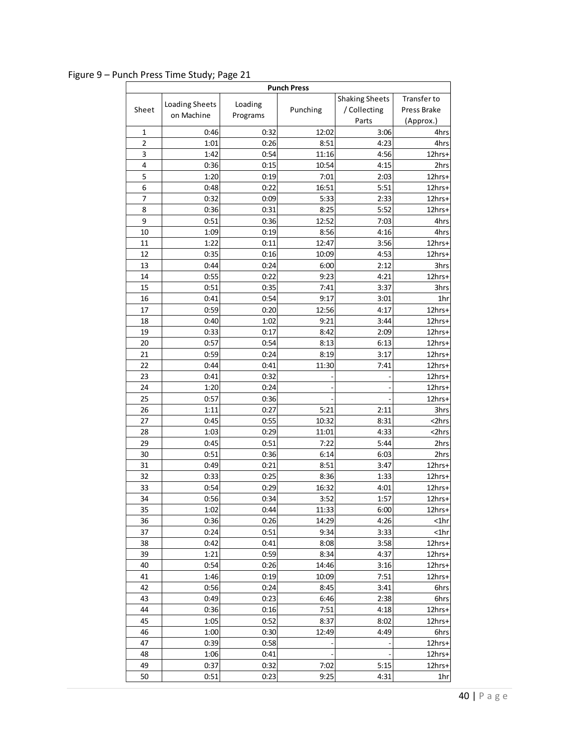Figure 9 – Punch Press Time Study; Page 21

| Punch Press | | | | | |
|---|---|---|---|---|---|
| Sheet | Loading Sheets on Machine | Loading Programs | Punching | Shaking Sheets / Collecting Parts | Transfer to Press Brake (Approx.) |
| 1 | 0:46 | 0:32 | 12:02 | 3:06 | 4hrs |
| 2 | 1:01 | 0:26 | 8:51 | 4:23 | 4hrs |
| 3 | 1:42 | 0:54 | 11:16 | 4:56 | 12hrs+ |
| 4 | 0:36 | 0:15 | 10:54 | 4:15 | 2hrs |
| 5 | 1:20 | 0:19 | 7:01 | 2:03 | 12hrs+ |
| 6 | 0:48 | 0:22 | 16:51 | 5:51 | 12hrs+ |
| 7 | 0:32 | 0:09 | 5:33 | 2:33 | 12hrs+ |
| 8 | 0:36 | 0:31 | 8:25 | 5:52 | 12hrs+ |
| 9 | 0:51 | 0:36 | 12:52 | 7:03 | 4hrs |
| 10 | 1:09 | 0:19 | 8:56 | 4:16 | 4hrs |
| 11 | 1:22 | 0:11 | 12:47 | 3:56 | 12hrs+ |
| 12 | 0:35 | 0:16 | 10:09 | 4:53 | 12hrs+ |
| 13 | 0:44 | 0:24 | 6:00 | 2:12 | 3hrs |
| 14 | 0:55 | 0:22 | 9:23 | 4:21 | 12hrs+ |
| 15 | 0:51 | 0:35 | 7:41 | 3:37 | 3hrs |
| 16 | 0:41 | 0:54 | 9:17 | 3:01 | 1hr |
| 17 | 0:59 | 0:20 | 12:56 | 4:17 | 12hrs+ |
| 18 | 0:40 | 1:02 | 9:21 | 3:44 | 12hrs+ |
| 19 | 0:33 | 0:17 | 8:42 | 2:09 | 12hrs+ |
| 20 | 0:57 | 0:54 | 8:13 | 6:13 | 12hrs+ |
| 21 | 0:59 | 0:24 | 8:19 | 3:17 | 12hrs+ |
| 22 | 0:44 | 0:41 | 11:30 | 7:41 | 12hrs+ |
| 23 | 0:41 | 0:32 | - | - | 12hrs+ |
| 24 | 1:20 | 0:24 | - | - | 12hrs+ |
| 25 | 0:57 | 0:36 | - | - | 12hrs+ |
| 26 | 1:11 | 0:27 | 5:21 | 2:11 | 3hrs |
| 27 | 0:45 | 0:55 | 10:32 | 8:31 | <2hrs |
| 28 | 1:03 | 0:29 | 11:01 | 4:33 | <2hrs |
| 29 | 0:45 | 0:51 | 7:22 | 5:44 | 2hrs |
| 30 | 0:51 | 0:36 | 6:14 | 6:03 | 2hrs |
| 31 | 0:49 | 0:21 | 8:51 | 3:47 | 12hrs+ |
| 32 | 0:33 | 0:25 | 8:36 | 1:33 | 12hrs+ |
| 33 | 0:54 | 0:29 | 16:32 | 4:01 | 12hrs+ |
| 34 | 0:56 | 0:34 | 3:52 | 1:57 | 12hrs+ |
| 35 | 1:02 | 0:44 | 11:33 | 6:00 | 12hrs+ |
| 36 | 0:36 | 0:26 | 14:29 | 4:26 | <1hr |
| 37 | 0:24 | 0:51 | 9:34 | 3:33 | <1hr |
| 38 | 0:42 | 0:41 | 8:08 | 3:58 | 12hrs+ |
| 39 | 1:21 | 0:59 | 8:34 | 4:37 | 12hrs+ |
| 40 | 0:54 | 0:26 | 14:46 | 3:16 | 12hrs+ |
| 41 | 1:46 | 0:19 | 10:09 | 7:51 | 12hrs+ |
| 42 | 0:56 | 0:24 | 8:45 | 3:41 | 6hrs |
| 43 | 0:49 | 0:23 | 6:46 | 2:38 | 6hrs |
| 44 | 0:36 | 0:16 | 7:51 | 4:18 | 12hrs+ |
| 45 | 1:05 | 0:52 | 8:37 | 8:02 | 12hrs+ |
| 46 | 1:00 | 0:30 | 12:49 | 4:49 | 6hrs |
| 47 | 0:39 | 0:58 | - | - | 12hrs+ |
| 48 | 1:06 | 0:41 | - | - | 12hrs+ |
| 49 | 0:37 | 0:32 | 7:02 | 5:15 | 12hrs+ |
| 50 | 0:51 | 0:23 | 9:25 | 4:31 | 1hr |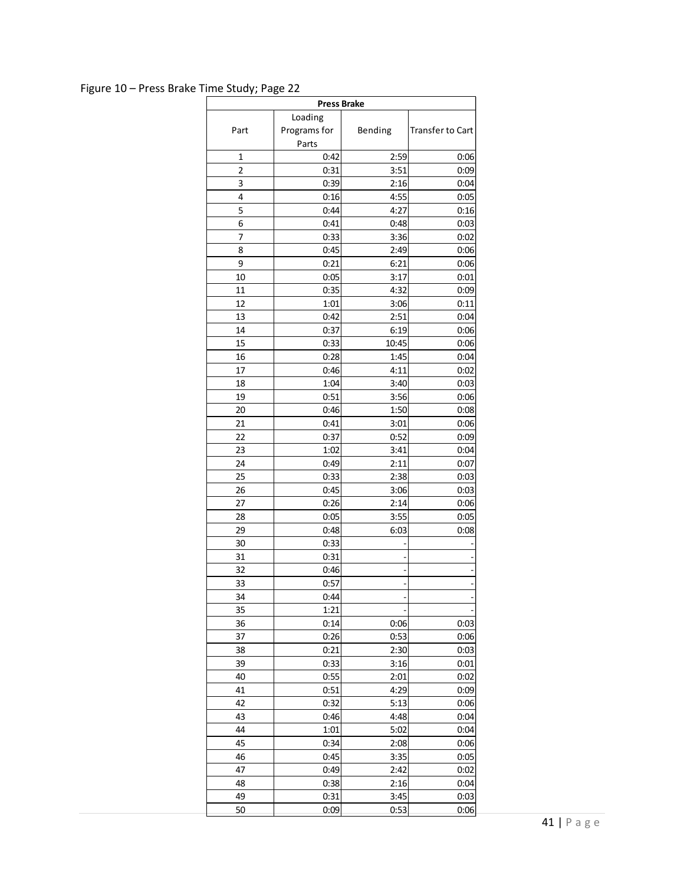Figure 10 – Press Brake Time Study; Page 22

| Press Brake | | | |
|---|---|---|---|
| Part | Loading Programs for Parts | Bending | Transfer to Cart |
| 1 | 0:42 | 2:59 | 0:06 |
| 2 | 0:31 | 3:51 | 0:09 |
| 3 | 0:39 | 2:16 | 0:04 |
| 4 | 0:16 | 4:55 | 0:05 |
| 5 | 0:44 | 4:27 | 0:16 |
| 6 | 0:41 | 0:48 | 0:03 |
| 7 | 0:33 | 3:36 | 0:02 |
| 8 | 0:45 | 2:49 | 0:06 |
| 9 | 0:21 | 6:21 | 0:06 |
| 10 | 0:05 | 3:17 | 0:01 |
| 11 | 0:35 | 4:32 | 0:09 |
| 12 | 1:01 | 3:06 | 0:11 |
| 13 | 0:42 | 2:51 | 0:04 |
| 14 | 0:37 | 6:19 | 0:06 |
| 15 | 0:33 | 10:45 | 0:06 |
| 16 | 0:28 | 1:45 | 0:04 |
| 17 | 0:46 | 4:11 | 0:02 |
| 18 | 1:04 | 3:40 | 0:03 |
| 19 | 0:51 | 3:56 | 0:06 |
| 20 | 0:46 | 1:50 | 0:08 |
| 21 | 0:41 | 3:01 | 0:06 |
| 22 | 0:37 | 0:52 | 0:09 |
| 23 | 1:02 | 3:41 | 0:04 |
| 24 | 0:49 | 2:11 | 0:07 |
| 25 | 0:33 | 2:38 | 0:03 |
| 26 | 0:45 | 3:06 | 0:03 |
| 27 | 0:26 | 2:14 | 0:06 |
| 28 | 0:05 | 3:55 | 0:05 |
| 29 | 0:48 | 6:03 | 0:08 |
| 30 | 0:33 | - | - |
| 31 | 0:31 | - | - |
| 32 | 0:46 | - | - |
| 33 | 0:57 | - | - |
| 34 | 0:44 | - | - |
| 35 | 1:21 | - | - |
| 36 | 0:14 | 0:06 | 0:03 |
| 37 | 0:26 | 0:53 | 0:06 |
| 38 | 0:21 | 2:30 | 0:03 |
| 39 | 0:33 | 3:16 | 0:01 |
| 40 | 0:55 | 2:01 | 0:02 |
| 41 | 0:51 | 4:29 | 0:09 |
| 42 | 0:32 | 5:13 | 0:06 |
| 43 | 0:46 | 4:48 | 0:04 |
| 44 | 1:01 | 5:02 | 0:04 |
| 45 | 0:34 | 2:08 | 0:06 |
| 46 | 0:45 | 3:35 | 0:05 |
| 47 | 0:49 | 2:42 | 0:02 |
| 48 | 0:38 | 2:16 | 0:04 |
| 49 | 0:31 | 3:45 | 0:03 |
| 50 | 0:09 | 0:53 | 0:06 |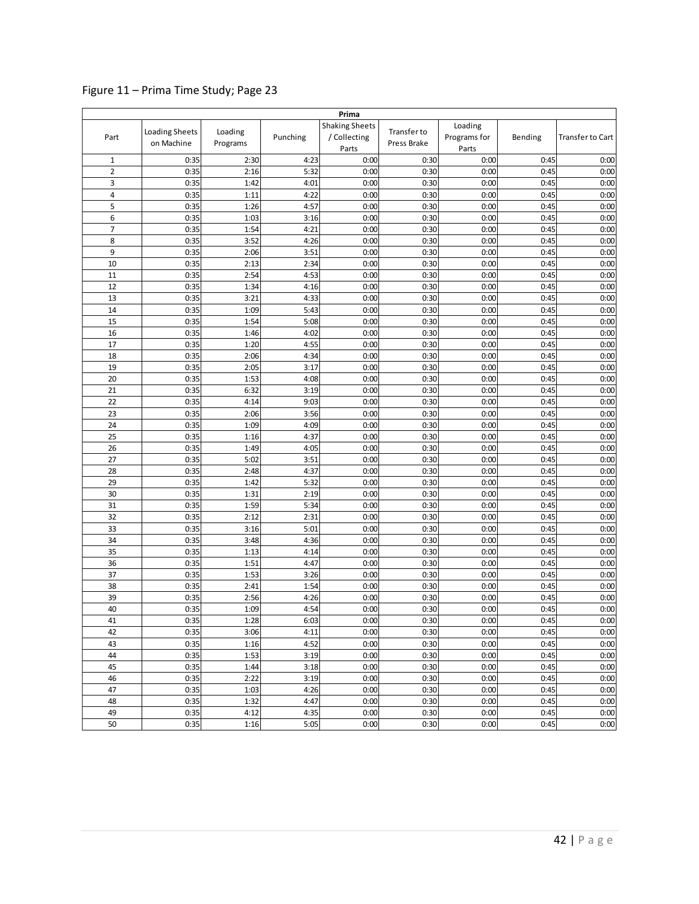Figure 11 – Prima Time Study; Page 23

| Prima | | | | | | | | |
|---|---|---|---|---|---|---|---|---|
| Part | Loading Sheets on Machine | Loading Programs | Punching | Shaking Sheets / Collecting Parts | Transfer to Press Brake | Loading Programs for Parts | Bending | Transfer to Cart |
| 1 | 0:35 | 2:30 | 4:23 | 0:00 | 0:30 | 0:00 | 0:45 | 0:00 |
| 2 | 0:35 | 2:16 | 5:32 | 0:00 | 0:30 | 0:00 | 0:45 | 0:00 |
| 3 | 0:35 | 1:42 | 4:01 | 0:00 | 0:30 | 0:00 | 0:45 | 0:00 |
| 4 | 0:35 | 1:11 | 4:22 | 0:00 | 0:30 | 0:00 | 0:45 | 0:00 |
| 5 | 0:35 | 1:26 | 4:57 | 0:00 | 0:30 | 0:00 | 0:45 | 0:00 |
| 6 | 0:35 | 1:03 | 3:16 | 0:00 | 0:30 | 0:00 | 0:45 | 0:00 |
| 7 | 0:35 | 1:54 | 4:21 | 0:00 | 0:30 | 0:00 | 0:45 | 0:00 |
| 8 | 0:35 | 3:52 | 4:26 | 0:00 | 0:30 | 0:00 | 0:45 | 0:00 |
| 9 | 0:35 | 2:06 | 3:51 | 0:00 | 0:30 | 0:00 | 0:45 | 0:00 |
| 10 | 0:35 | 2:13 | 2:34 | 0:00 | 0:30 | 0:00 | 0:45 | 0:00 |
| 11 | 0:35 | 2:54 | 4:53 | 0:00 | 0:30 | 0:00 | 0:45 | 0:00 |
| 12 | 0:35 | 1:34 | 4:16 | 0:00 | 0:30 | 0:00 | 0:45 | 0:00 |
| 13 | 0:35 | 3:21 | 4:33 | 0:00 | 0:30 | 0:00 | 0:45 | 0:00 |
| 14 | 0:35 | 1:09 | 5:43 | 0:00 | 0:30 | 0:00 | 0:45 | 0:00 |
| 15 | 0:35 | 1:54 | 5:08 | 0:00 | 0:30 | 0:00 | 0:45 | 0:00 |
| 16 | 0:35 | 1:46 | 4:02 | 0:00 | 0:30 | 0:00 | 0:45 | 0:00 |
| 17 | 0:35 | 1:20 | 4:55 | 0:00 | 0:30 | 0:00 | 0:45 | 0:00 |
| 18 | 0:35 | 2:06 | 4:34 | 0:00 | 0:30 | 0:00 | 0:45 | 0:00 |
| 19 | 0:35 | 2:05 | 3:17 | 0:00 | 0:30 | 0:00 | 0:45 | 0:00 |
| 20 | 0:35 | 1:53 | 4:08 | 0:00 | 0:30 | 0:00 | 0:45 | 0:00 |
| 21 | 0:35 | 6:32 | 3:19 | 0:00 | 0:30 | 0:00 | 0:45 | 0:00 |
| 22 | 0:35 | 4:14 | 9:03 | 0:00 | 0:30 | 0:00 | 0:45 | 0:00 |
| 23 | 0:35 | 2:06 | 3:56 | 0:00 | 0:30 | 0:00 | 0:45 | 0:00 |
| 24 | 0:35 | 1:09 | 4:09 | 0:00 | 0:30 | 0:00 | 0:45 | 0:00 |
| 25 | 0:35 | 1:16 | 4:37 | 0:00 | 0:30 | 0:00 | 0:45 | 0:00 |
| 26 | 0:35 | 1:49 | 4:05 | 0:00 | 0:30 | 0:00 | 0:45 | 0:00 |
| 27 | 0:35 | 5:02 | 3:51 | 0:00 | 0:30 | 0:00 | 0:45 | 0:00 |
| 28 | 0:35 | 2:48 | 4:37 | 0:00 | 0:30 | 0:00 | 0:45 | 0:00 |
| 29 | 0:35 | 1:42 | 5:32 | 0:00 | 0:30 | 0:00 | 0:45 | 0:00 |
| 30 | 0:35 | 1:31 | 2:19 | 0:00 | 0:30 | 0:00 | 0:45 | 0:00 |
| 31 | 0:35 | 1:59 | 5:34 | 0:00 | 0:30 | 0:00 | 0:45 | 0:00 |
| 32 | 0:35 | 2:12 | 2:31 | 0:00 | 0:30 | 0:00 | 0:45 | 0:00 |
| 33 | 0:35 | 3:16 | 5:01 | 0:00 | 0:30 | 0:00 | 0:45 | 0:00 |
| 34 | 0:35 | 3:48 | 4:36 | 0:00 | 0:30 | 0:00 | 0:45 | 0:00 |
| 35 | 0:35 | 1:13 | 4:14 | 0:00 | 0:30 | 0:00 | 0:45 | 0:00 |
| 36 | 0:35 | 1:51 | 4:47 | 0:00 | 0:30 | 0:00 | 0:45 | 0:00 |
| 37 | 0:35 | 1:53 | 3:26 | 0:00 | 0:30 | 0:00 | 0:45 | 0:00 |
| 38 | 0:35 | 2:41 | 1:54 | 0:00 | 0:30 | 0:00 | 0:45 | 0:00 |
| 39 | 0:35 | 2:56 | 4:26 | 0:00 | 0:30 | 0:00 | 0:45 | 0:00 |
| 40 | 0:35 | 1:09 | 4:54 | 0:00 | 0:30 | 0:00 | 0:45 | 0:00 |
| 41 | 0:35 | 1:28 | 6:03 | 0:00 | 0:30 | 0:00 | 0:45 | 0:00 |
| 42 | 0:35 | 3:06 | 4:11 | 0:00 | 0:30 | 0:00 | 0:45 | 0:00 |
| 43 | 0:35 | 1:16 | 4:52 | 0:00 | 0:30 | 0:00 | 0:45 | 0:00 |
| 44 | 0:35 | 1:53 | 3:19 | 0:00 | 0:30 | 0:00 | 0:45 | 0:00 |
| 45 | 0:35 | 1:44 | 3:18 | 0:00 | 0:30 | 0:00 | 0:45 | 0:00 |
| 46 | 0:35 | 2:22 | 3:19 | 0:00 | 0:30 | 0:00 | 0:45 | 0:00 |
| 47 | 0:35 | 1:03 | 4:26 | 0:00 | 0:30 | 0:00 | 0:45 | 0:00 |
| 48 | 0:35 | 1:32 | 4:47 | 0:00 | 0:30 | 0:00 | 0:45 | 0:00 |
| 49 | 0:35 | 4:12 | 4:35 | 0:00 | 0:30 | 0:00 | 0:45 | 0:00 |
| 50 | 0:35 | 1:16 | 5:05 | 0:00 | 0:30 | 0:00 | 0:45 | 0:00 |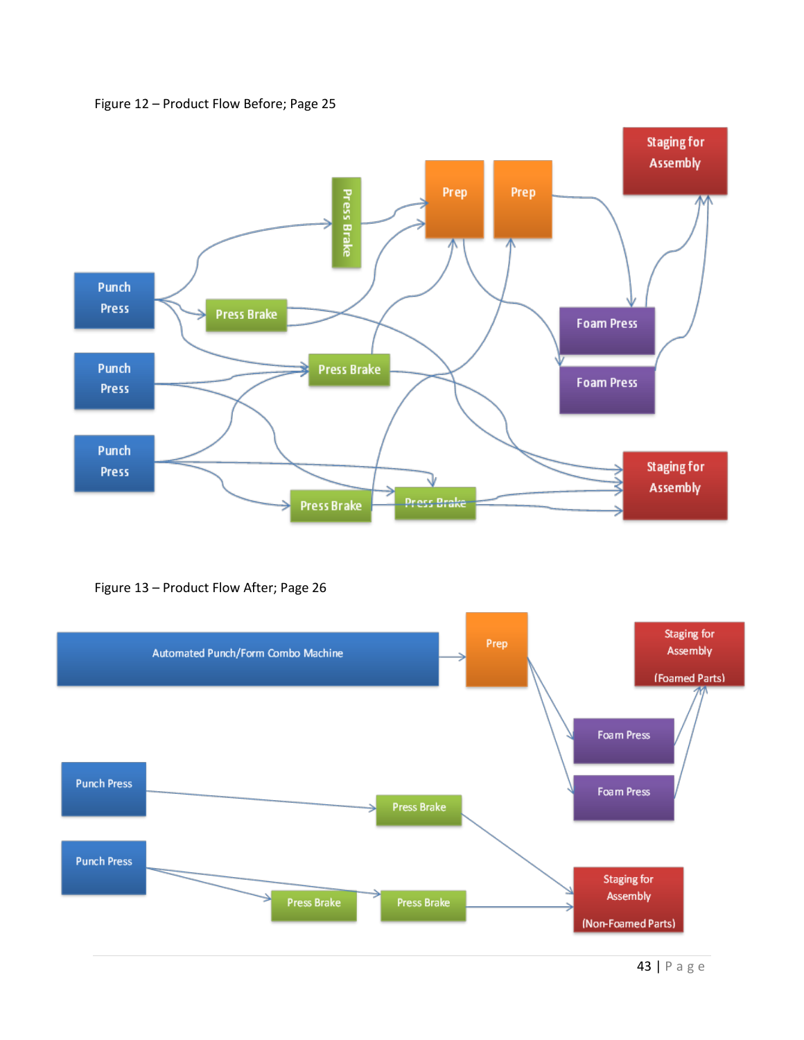Figure 12 – Product Flow Before; Page 25

Staging for Assembly

Press Brake

Prep

Prep

Punch Press

Press Brake

Foam Press

Punch Press

Press Brake

Foam Press

Punch Press

Staging for Assembly

Press Brake

Press Brake

Figure 13 – Product Flow After; Page 26

Automated Punch/Form Combo Machine

Prep

Staging for Assembly (Foamed Parts)

Foam Press

Foam Press

Punch Press

Press Brake

Punch Press

Press Brake

Press Brake

Staging for Assembly (Non-Foamed Parts)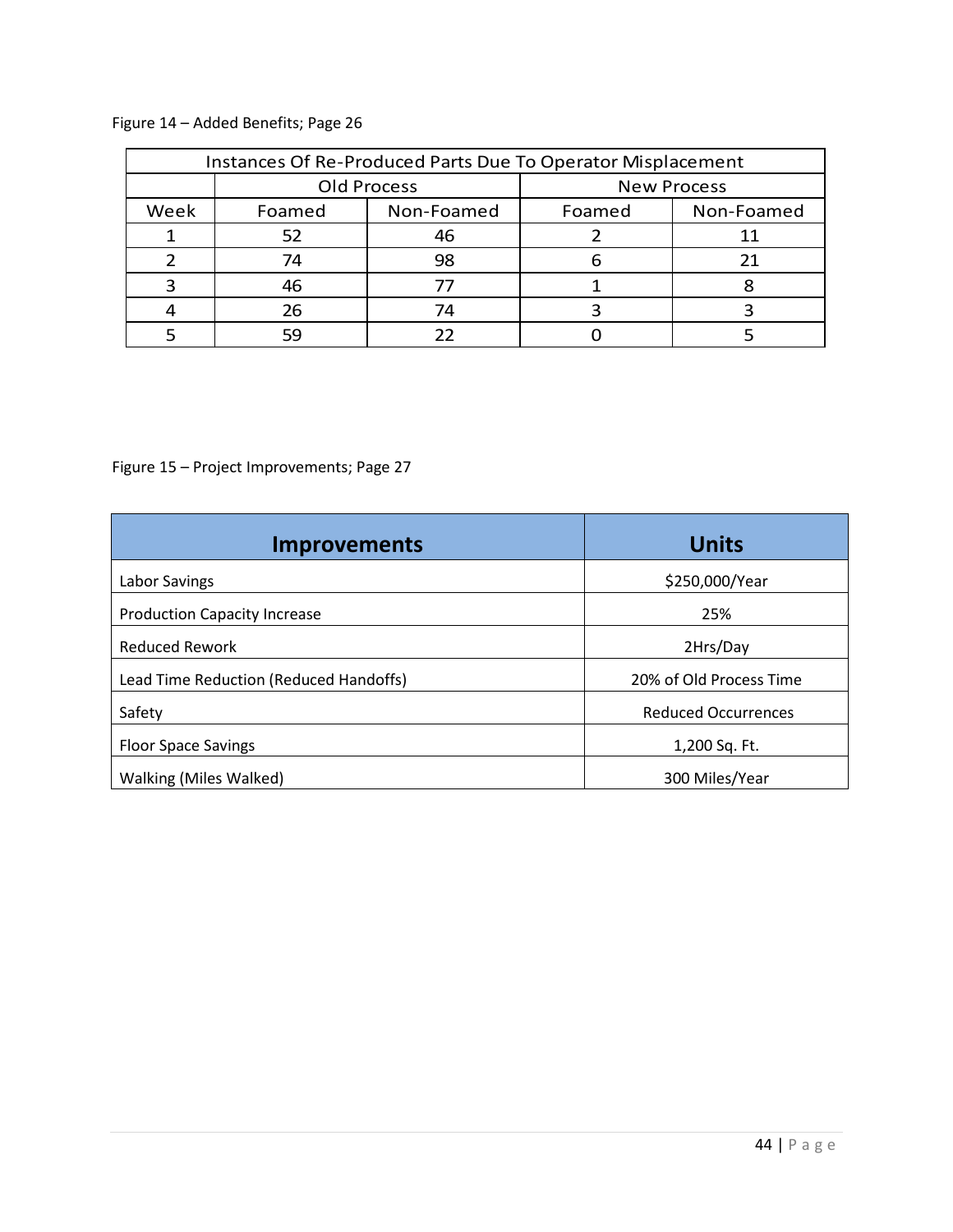Figure 14 – Added Benefits; Page 26

| Instances Of Re-Produced Parts Due To Operator Misplacement | | | | |
|---|---|---|---|---|
| | Old Process | | New Process | |
| Week | Foamed | Non-Foamed | Foamed | Non-Foamed |
| 1 | 52 | 46 | 2 | 11 |
| 2 | 74 | 98 | 6 | 21 |
| 3 | 46 | 77 | 1 | 8 |
| 4 | 26 | 74 | 3 | 3 |
| 5 | 59 | 22 | 0 | 5 |

Figure 15 – Project Improvements; Page 27

| **Improvements** | **Units** |
|---|---|
| Labor Savings | $250,000/Year |
| Production Capacity Increase | 25% |
| Reduced Rework | 2Hrs/Day |
| Lead Time Reduction (Reduced Handoffs) | 20% of Old Process Time |
| Safety | Reduced Occurrences |
| Floor Space Savings | 1,200 Sq. Ft. |
| Walking (Miles Walked) | 300 Miles/Year |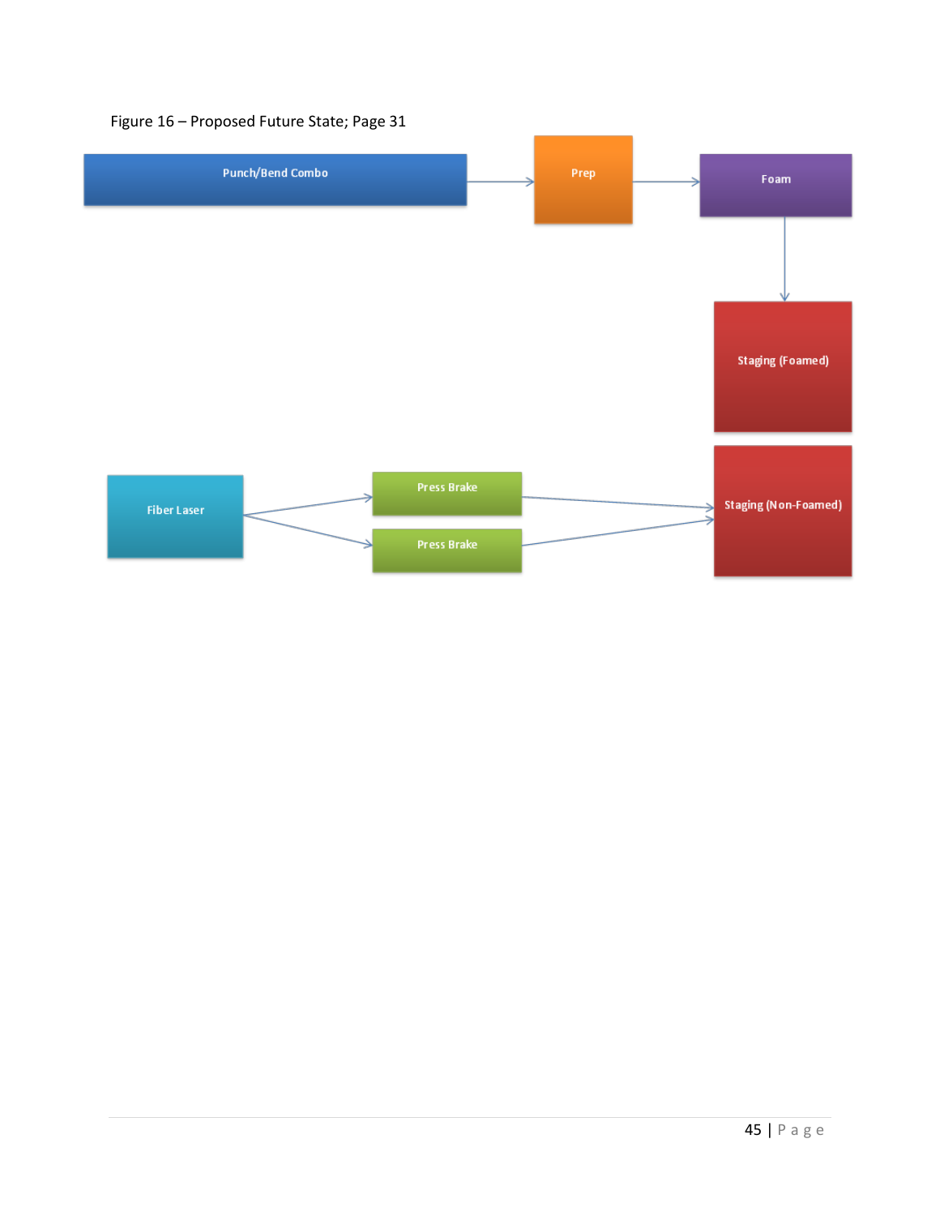Figure 16 – Proposed Future State; Page 31

Punch/Bend Combo

Prep

Foam

Staging (Foamed)

Fiber Laser

Press Brake

Press Brake

Staging (Non-Foamed)